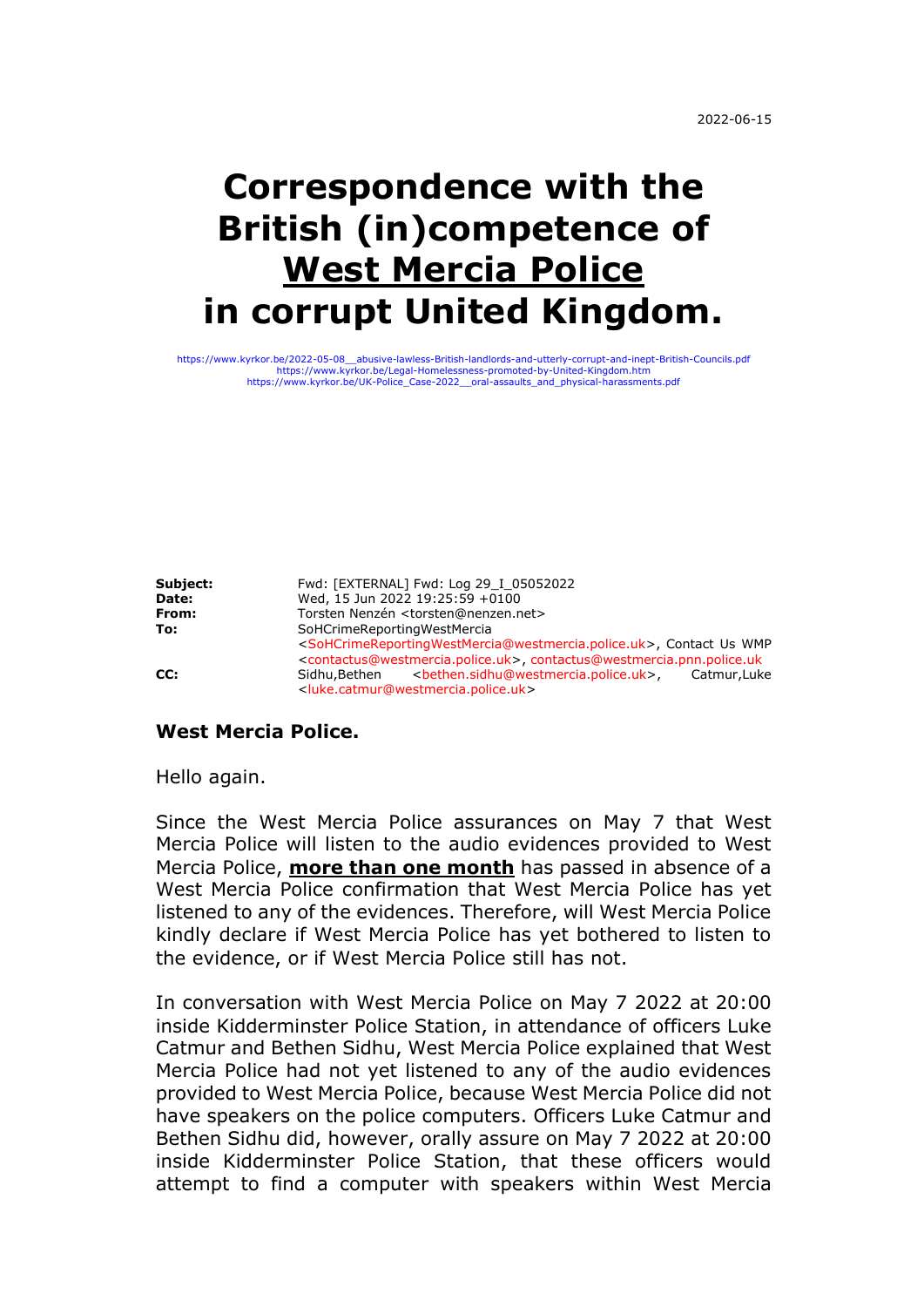2022-06-15

# Correspondence with the British (in)competence of <u>West Mercia Police</u> in corrupt United Kingdom.

https://www.kyrkor.be/2022-05-08__abusive-lawless-British-landlords-and-utterly-corrupt-and-inept-British-Councils.pdf
https://www.kyrkor.be/Legal-Homelessness-promoted-by-United-Kingdom.htm
https://www.kyrkor.be/UK-Police_Case-2022__oral-assaults_and_physical-harassments.pdf

| | |
|---|---|
| **Subject:** | Fwd: [EXTERNAL] Fwd: Log 29_I_05052022 |
| **Date:** | Wed, 15 Jun 2022 19:25:59 +0100 |
| **From:** | Torsten Nenzén <torsten@nenzen.net> |
| **To:** | SoHCrimeReportingWestMercia <SoHCrimeReportingWestMercia@westmercia.police.uk>, Contact Us WMP <contactus@westmercia.police.uk>, contactus@westmercia.pnn.police.uk |
| **CC:** | Sidhu,Bethen <bethen.sidhu@westmercia.police.uk>, Catmur,Luke <luke.catmur@westmercia.police.uk> |

**West Mercia Police.**

Hello again.

Since the West Mercia Police assurances on May 7 that West Mercia Police will listen to the audio evidences provided to West Mercia Police, **<u>more than one month</u>** has passed in absence of a West Mercia Police confirmation that West Mercia Police has yet listened to any of the evidences. Therefore, will West Mercia Police kindly declare if West Mercia Police has yet bothered to listen to the evidence, or if West Mercia Police still has not.

In conversation with West Mercia Police on May 7 2022 at 20:00 inside Kidderminster Police Station, in attendance of officers Luke Catmur and Bethen Sidhu, West Mercia Police explained that West Mercia Police had not yet listened to any of the audio evidences provided to West Mercia Police, because West Mercia Police did not have speakers on the police computers. Officers Luke Catmur and Bethen Sidhu did, however, orally assure on May 7 2022 at 20:00 inside Kidderminster Police Station, that these officers would attempt to find a computer with speakers within West Mercia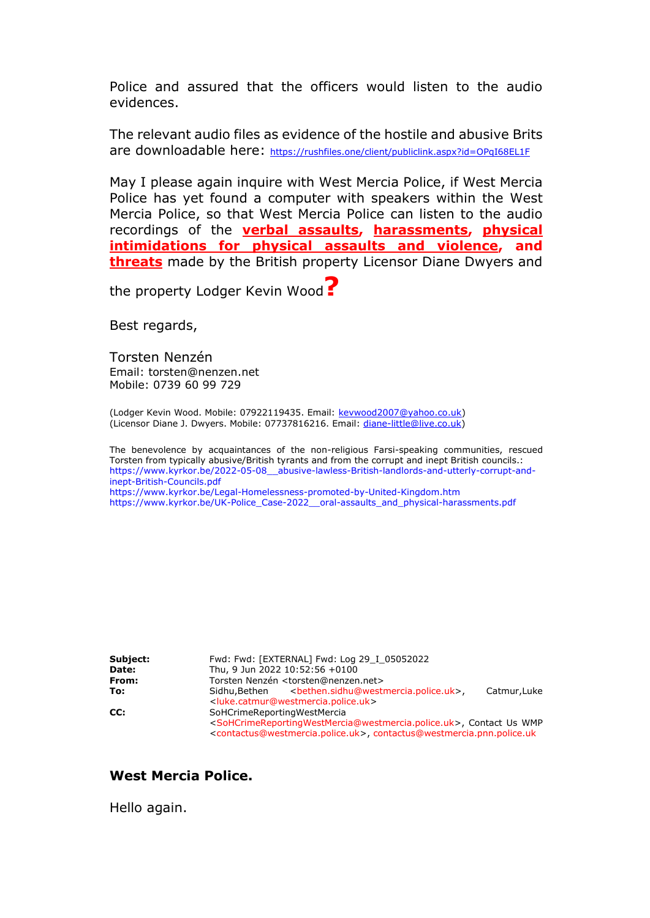Police and assured that the officers would listen to the audio evidences.

The relevant audio files as evidence of the hostile and abusive Brits are downloadable here: https://rushfiles.one/client/publiclink.aspx?id=OPqI68EL1F

May I please again inquire with West Mercia Police, if West Mercia Police has yet found a computer with speakers within the West Mercia Police, so that West Mercia Police can listen to the audio recordings of the **verbal assaults**, **harassments**, **physical intimidations for physical assaults and violence**, **and threats** made by the British property Licensor Diane Dwyers and the property Lodger Kevin Wood**?**

Best regards,

Torsten Nenzén
Email: torsten@nenzen.net
Mobile: 0739 60 99 729

(Lodger Kevin Wood. Mobile: 07922119435. Email: kevwood2007@yahoo.co.uk)
(Licensor Diane J. Dwyers. Mobile: 07737816216. Email: diane-little@live.co.uk)

The benevolence by acquaintances of the non-religious Farsi-speaking communities, rescued Torsten from typically abusive/British tyrants and from the corrupt and inept British councils.:
https://www.kyrkor.be/2022-05-08__abusive-lawless-British-landlords-and-utterly-corrupt-and-inept-British-Councils.pdf
https://www.kyrkor.be/Legal-Homelessness-promoted-by-United-Kingdom.htm
https://www.kyrkor.be/UK-Police_Case-2022__oral-assaults_and_physical-harassments.pdf

| | |
|---|---|
| **Subject:** | Fwd: Fwd: [EXTERNAL] Fwd: Log 29_I_05052022 |
| **Date:** | Thu, 9 Jun 2022 10:52:56 +0100 |
| **From:** | Torsten Nenzén <torsten@nenzen.net> |
| **To:** | Sidhu,Bethen <bethen.sidhu@westmercia.police.uk>, Catmur,Luke <luke.catmur@westmercia.police.uk> |
| **CC:** | SoHCrimeReportingWestMercia <SoHCrimeReportingWestMercia@westmercia.police.uk>, Contact Us WMP <contactus@westmercia.police.uk>, contactus@westmercia.pnn.police.uk |

**West Mercia Police.**

Hello again.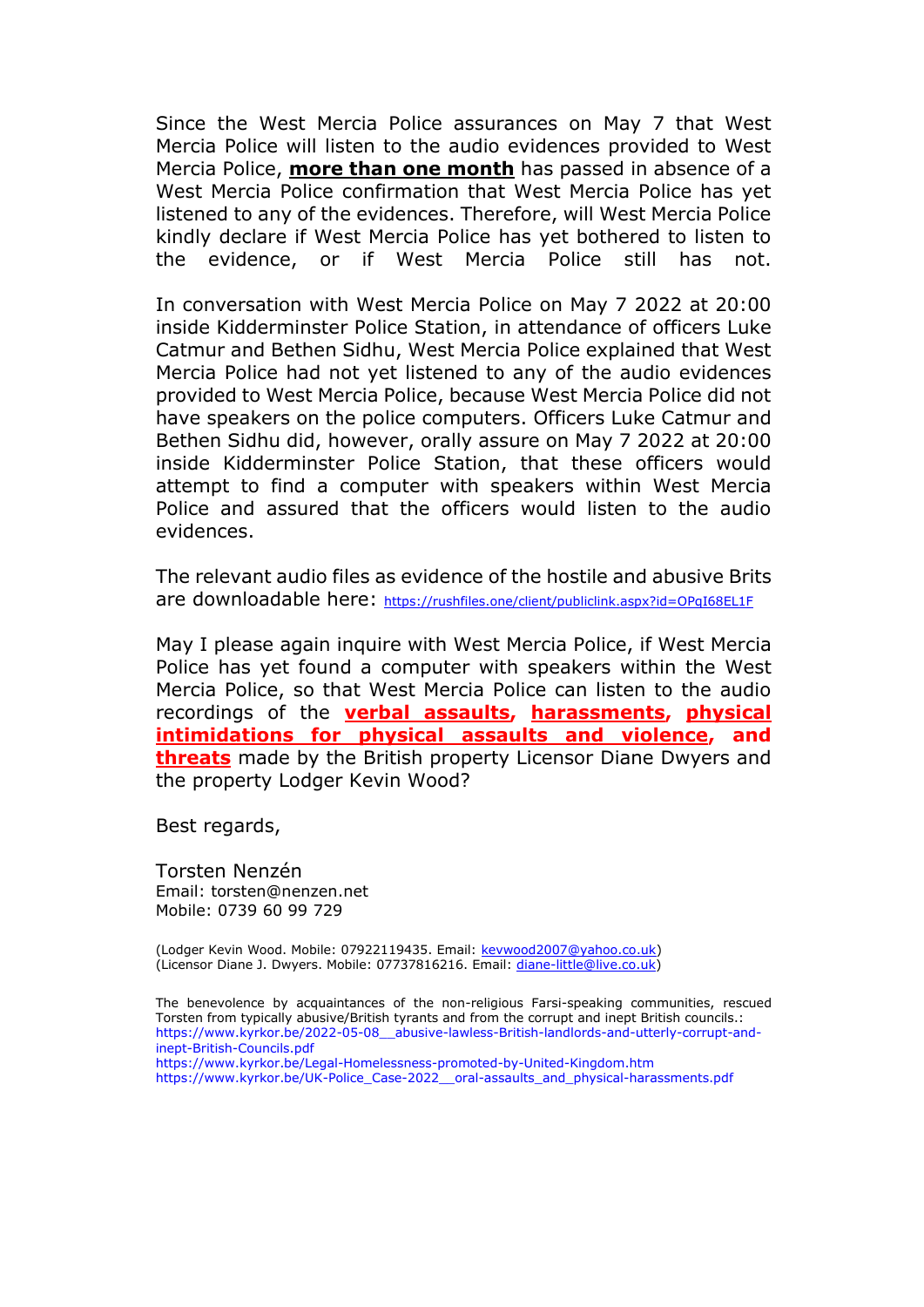Since the West Mercia Police assurances on May 7 that West Mercia Police will listen to the audio evidences provided to West Mercia Police, **more than one month** has passed in absence of a West Mercia Police confirmation that West Mercia Police has yet listened to any of the evidences. Therefore, will West Mercia Police kindly declare if West Mercia Police has yet bothered to listen to the evidence, or if West Mercia Police still has not.

In conversation with West Mercia Police on May 7 2022 at 20:00 inside Kidderminster Police Station, in attendance of officers Luke Catmur and Bethen Sidhu, West Mercia Police explained that West Mercia Police had not yet listened to any of the audio evidences provided to West Mercia Police, because West Mercia Police did not have speakers on the police computers. Officers Luke Catmur and Bethen Sidhu did, however, orally assure on May 7 2022 at 20:00 inside Kidderminster Police Station, that these officers would attempt to find a computer with speakers within West Mercia Police and assured that the officers would listen to the audio evidences.

The relevant audio files as evidence of the hostile and abusive Brits are downloadable here: https://rushfiles.one/client/publiclink.aspx?id=OPqI68EL1F

May I please again inquire with West Mercia Police, if West Mercia Police has yet found a computer with speakers within the West Mercia Police, so that West Mercia Police can listen to the audio recordings of the **verbal assaults**, **harassments**, **physical intimidations for physical assaults and violence**, **and threats** made by the British property Licensor Diane Dwyers and the property Lodger Kevin Wood?

Best regards,

Torsten Nenzén
Email: torsten@nenzen.net
Mobile: 0739 60 99 729

(Lodger Kevin Wood. Mobile: 07922119435. Email: kevwood2007@yahoo.co.uk)
(Licensor Diane J. Dwyers. Mobile: 07737816216. Email: diane-little@live.co.uk)

The benevolence by acquaintances of the non-religious Farsi-speaking communities, rescued Torsten from typically abusive/British tyrants and from the corrupt and inept British councils.:
https://www.kyrkor.be/2022-05-08__abusive-lawless-British-landlords-and-utterly-corrupt-and-inept-British-Councils.pdf
https://www.kyrkor.be/Legal-Homelessness-promoted-by-United-Kingdom.htm
https://www.kyrkor.be/UK-Police_Case-2022__oral-assaults_and_physical-harassments.pdf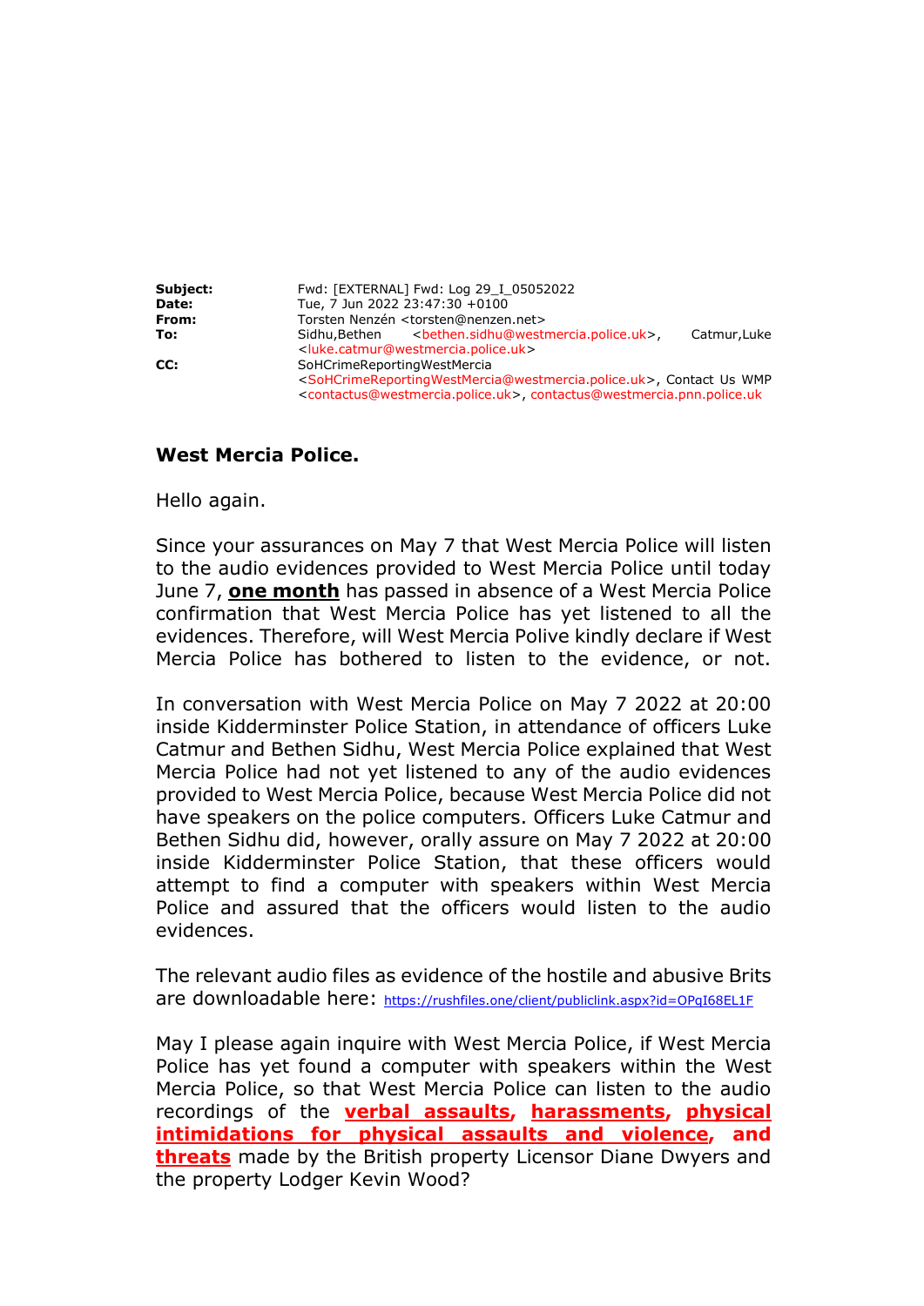| | |
|---|---|
| **Subject:** | Fwd: [EXTERNAL] Fwd: Log 29_I_05052022 |
| **Date:** | Tue, 7 Jun 2022 23:47:30 +0100 |
| **From:** | Torsten Nenzén <torsten@nenzen.net> |
| **To:** | Sidhu,Bethen <bethen.sidhu@westmercia.police.uk>, Catmur,Luke <luke.catmur@westmercia.police.uk> |
| **CC:** | SoHCrimeReportingWestMercia <SoHCrimeReportingWestMercia@westmercia.police.uk>, Contact Us WMP <contactus@westmercia.police.uk>, contactus@westmercia.pnn.police.uk |

**West Mercia Police.**

Hello again.

Since your assurances on May 7 that West Mercia Police will listen to the audio evidences provided to West Mercia Police until today June 7, **one month** has passed in absence of a West Mercia Police confirmation that West Mercia Police has yet listened to all the evidences. Therefore, will West Mercia Polive kindly declare if West Mercia Police has bothered to listen to the evidence, or not.

In conversation with West Mercia Police on May 7 2022 at 20:00 inside Kidderminster Police Station, in attendance of officers Luke Catmur and Bethen Sidhu, West Mercia Police explained that West Mercia Police had not yet listened to any of the audio evidences provided to West Mercia Police, because West Mercia Police did not have speakers on the police computers. Officers Luke Catmur and Bethen Sidhu did, however, orally assure on May 7 2022 at 20:00 inside Kidderminster Police Station, that these officers would attempt to find a computer with speakers within West Mercia Police and assured that the officers would listen to the audio evidences.

The relevant audio files as evidence of the hostile and abusive Brits are downloadable here: https://rushfiles.one/client/publiclink.aspx?id=OPqI68EL1F

May I please again inquire with West Mercia Police, if West Mercia Police has yet found a computer with speakers within the West Mercia Police, so that West Mercia Police can listen to the audio recordings of the **verbal assaults**, **harassments**, **physical intimidations for physical assaults and violence**, and **threats** made by the British property Licensor Diane Dwyers and the property Lodger Kevin Wood?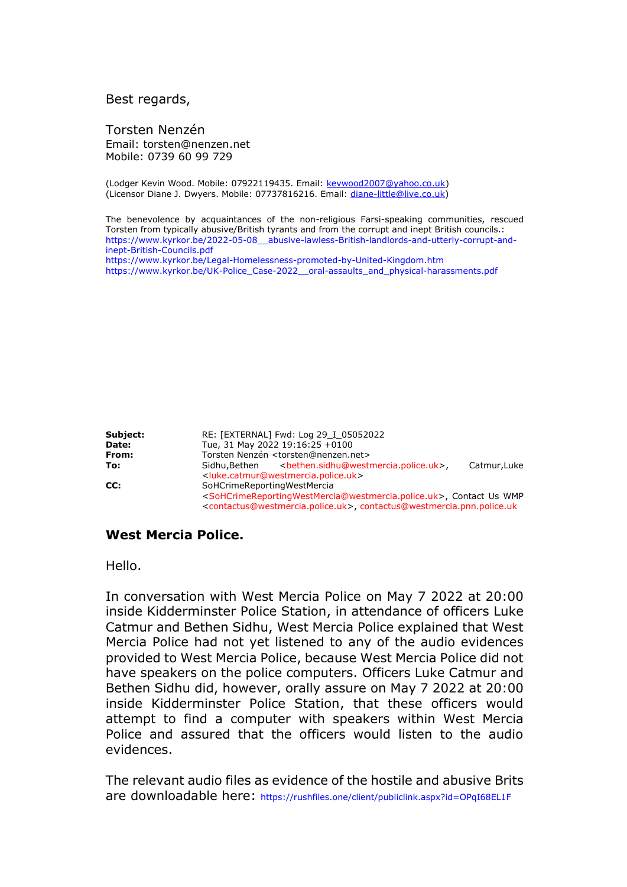Best regards,

Torsten Nenzén
Email: torsten@nenzen.net
Mobile: 0739 60 99 729

(Lodger Kevin Wood. Mobile: 07922119435. Email: kevwood2007@yahoo.co.uk)
(Licensor Diane J. Dwyers. Mobile: 07737816216. Email: diane-little@live.co.uk)

The benevolence by acquaintances of the non-religious Farsi-speaking communities, rescued Torsten from typically abusive/British tyrants and from the corrupt and inept British councils.:
https://www.kyrkor.be/2022-05-08__abusive-lawless-British-landlords-and-utterly-corrupt-and-inept-British-Councils.pdf
https://www.kyrkor.be/Legal-Homelessness-promoted-by-United-Kingdom.htm
https://www.kyrkor.be/UK-Police_Case-2022__oral-assaults_and_physical-harassments.pdf

| | |
|---|---|
| **Subject:** | RE: [EXTERNAL] Fwd: Log 29_I_05052022 |
| **Date:** | Tue, 31 May 2022 19:16:25 +0100 |
| **From:** | Torsten Nenzén <torsten@nenzen.net> |
| **To:** | Sidhu,Bethen <bethen.sidhu@westmercia.police.uk>, Catmur,Luke <luke.catmur@westmercia.police.uk> |
| **CC:** | SoHCrimeReportingWestMercia <SoHCrimeReportingWestMercia@westmercia.police.uk>, Contact Us WMP <contactus@westmercia.police.uk>, contactus@westmercia.pnn.police.uk |

**West Mercia Police.**

Hello.

In conversation with West Mercia Police on May 7 2022 at 20:00 inside Kidderminster Police Station, in attendance of officers Luke Catmur and Bethen Sidhu, West Mercia Police explained that West Mercia Police had not yet listened to any of the audio evidences provided to West Mercia Police, because West Mercia Police did not have speakers on the police computers. Officers Luke Catmur and Bethen Sidhu did, however, orally assure on May 7 2022 at 20:00 inside Kidderminster Police Station, that these officers would attempt to find a computer with speakers within West Mercia Police and assured that the officers would listen to the audio evidences.

The relevant audio files as evidence of the hostile and abusive Brits are downloadable here: https://rushfiles.one/client/publiclink.aspx?id=OPqI68EL1F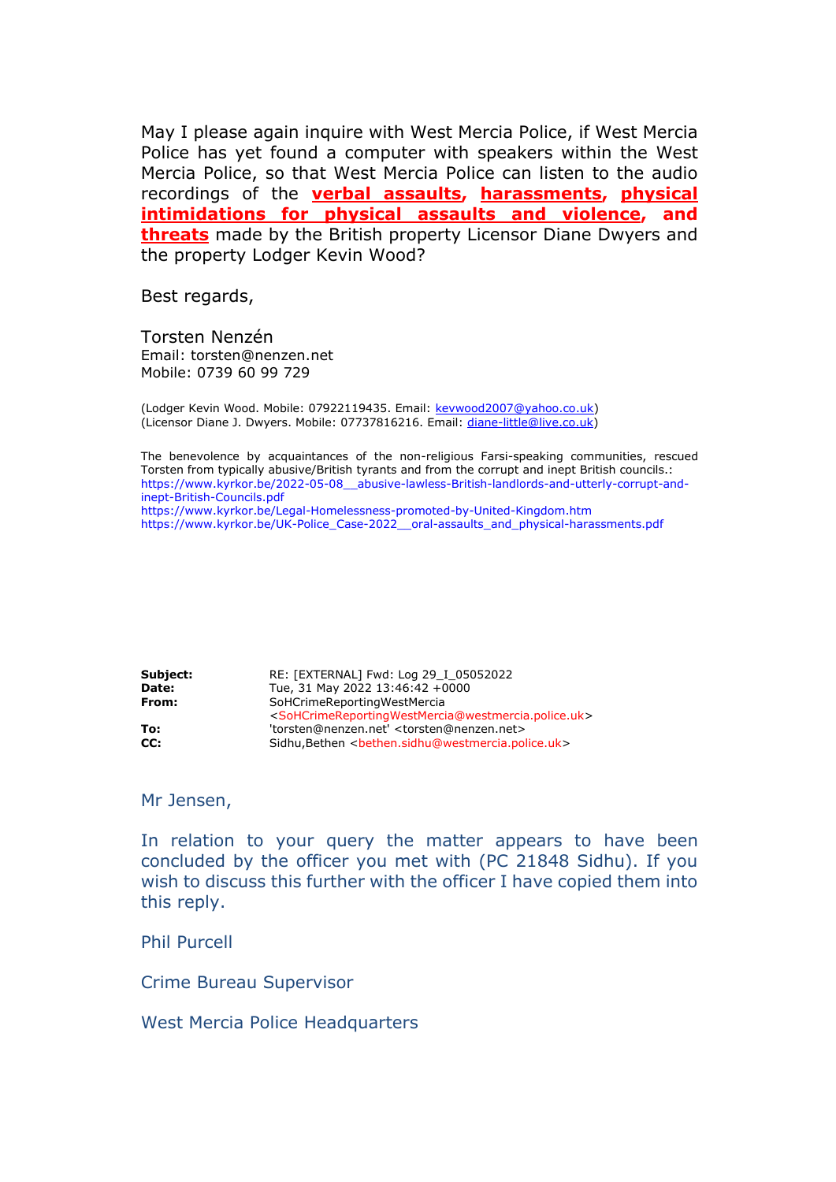May I please again inquire with West Mercia Police, if West Mercia Police has yet found a computer with speakers within the West Mercia Police, so that West Mercia Police can listen to the audio recordings of the **verbal assaults**, **harassments**, **physical intimidations for physical assaults and violence**, and **threats** made by the British property Licensor Diane Dwyers and the property Lodger Kevin Wood?

Best regards,

Torsten Nenzén
Email: torsten@nenzen.net
Mobile: 0739 60 99 729

(Lodger Kevin Wood. Mobile: 07922119435. Email: kevwood2007@yahoo.co.uk)
(Licensor Diane J. Dwyers. Mobile: 07737816216. Email: diane-little@live.co.uk)

The benevolence by acquaintances of the non-religious Farsi-speaking communities, rescued Torsten from typically abusive/British tyrants and from the corrupt and inept British councils.:
https://www.kyrkor.be/2022-05-08__abusive-lawless-British-landlords-and-utterly-corrupt-and-inept-British-Councils.pdf
https://www.kyrkor.be/Legal-Homelessness-promoted-by-United-Kingdom.htm
https://www.kyrkor.be/UK-Police_Case-2022__oral-assaults_and_physical-harassments.pdf

**Subject:** RE: [EXTERNAL] Fwd: Log 29_I_05052022
**Date:** Tue, 31 May 2022 13:46:42 +0000
**From:** SoHCrimeReportingWestMercia <SoHCrimeReportingWestMercia@westmercia.police.uk>
**To:** 'torsten@nenzen.net' <torsten@nenzen.net>
**CC:** Sidhu,Bethen <bethen.sidhu@westmercia.police.uk>

Mr Jensen,

In relation to your query the matter appears to have been concluded by the officer you met with (PC 21848 Sidhu). If you wish to discuss this further with the officer I have copied them into this reply.

Phil Purcell

Crime Bureau Supervisor

West Mercia Police Headquarters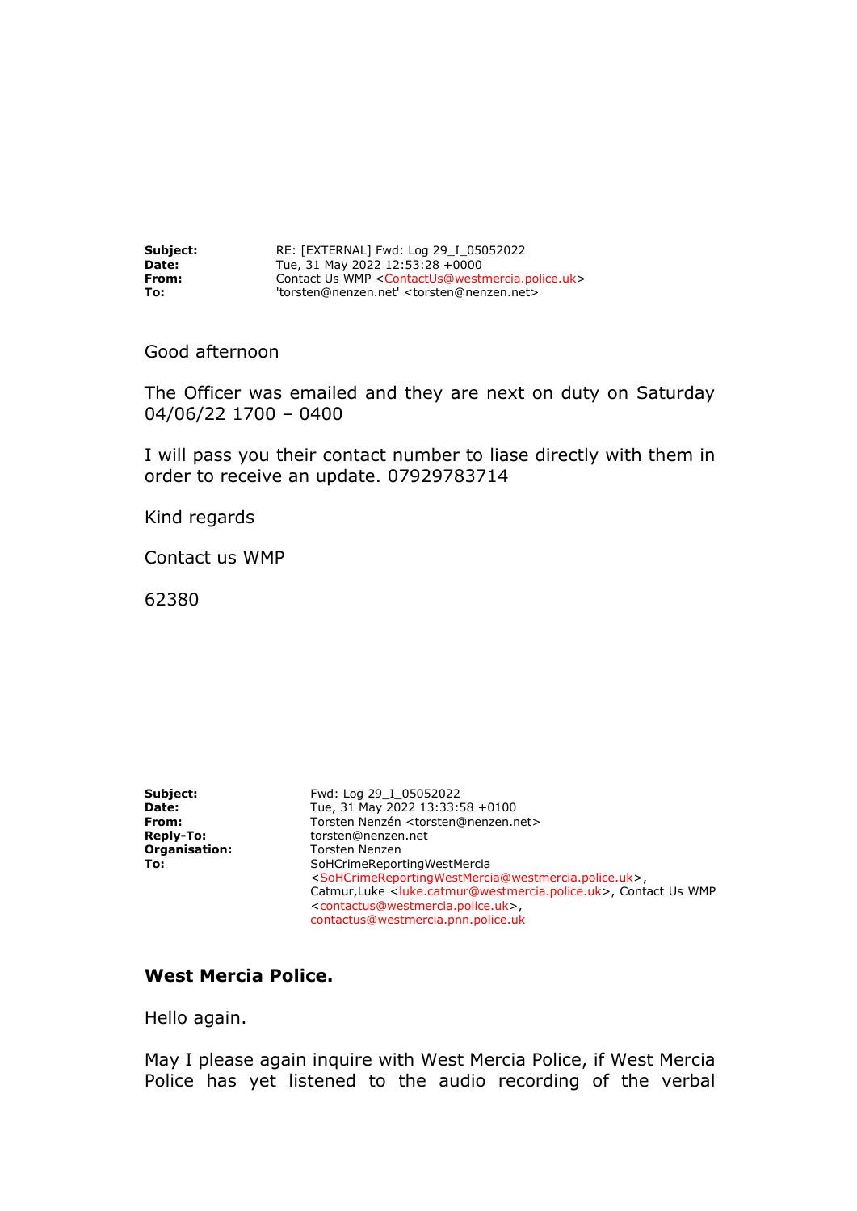**Subject:** RE: [EXTERNAL] Fwd: Log 29_I_05052022
**Date:** Tue, 31 May 2022 12:53:28 +0000
**From:** Contact Us WMP <ContactUs@westmercia.police.uk>
**To:** 'torsten@nenzen.net' <torsten@nenzen.net>

Good afternoon

The Officer was emailed and they are next on duty on Saturday 04/06/22 1700 – 0400

I will pass you their contact number to liase directly with them in order to receive an update. 07929783714

Kind regards

Contact us WMP

62380

**Subject:** Fwd: Log 29_I_05052022
**Date:** Tue, 31 May 2022 13:33:58 +0100
**From:** Torsten Nenzén <torsten@nenzen.net>
**Reply-To:** torsten@nenzen.net
**Organisation:** Torsten Nenzen
**To:** SoHCrimeReportingWestMercia <SoHCrimeReportingWestMercia@westmercia.police.uk>, Catmur,Luke <luke.catmur@westmercia.police.uk>, Contact Us WMP <contactus@westmercia.police.uk>, contactus@westmercia.pnn.police.uk

**West Mercia Police.**

Hello again.

May I please again inquire with West Mercia Police, if West Mercia Police has yet listened to the audio recording of the verbal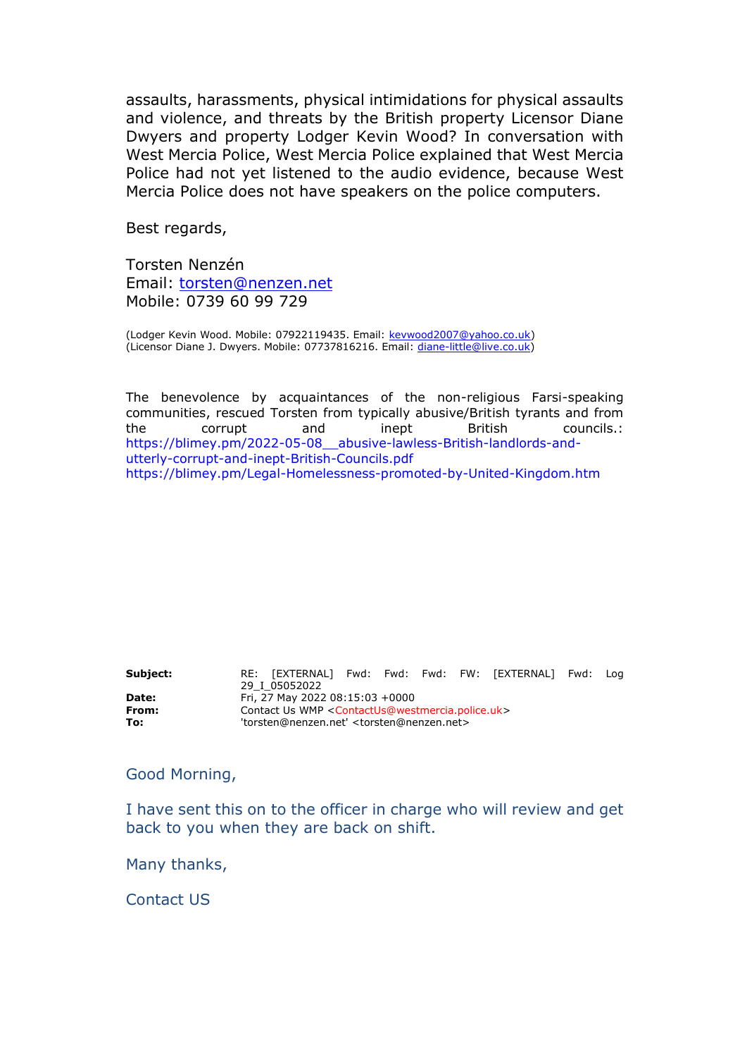assaults, harassments, physical intimidations for physical assaults and violence, and threats by the British property Licensor Diane Dwyers and property Lodger Kevin Wood? In conversation with West Mercia Police, West Mercia Police explained that West Mercia Police had not yet listened to the audio evidence, because West Mercia Police does not have speakers on the police computers.

Best regards,

Torsten Nenzén
Email: torsten@nenzen.net
Mobile: 0739 60 99 729

(Lodger Kevin Wood. Mobile: 07922119435. Email: kevwood2007@yahoo.co.uk)
(Licensor Diane J. Dwyers. Mobile: 07737816216. Email: diane-little@live.co.uk)

The benevolence by acquaintances of the non-religious Farsi-speaking communities, rescued Torsten from typically abusive/British tyrants and from the corrupt and inept British councils.:
https://blimey.pm/2022-05-08__abusive-lawless-British-landlords-and-utterly-corrupt-and-inept-British-Councils.pdf
https://blimey.pm/Legal-Homelessness-promoted-by-United-Kingdom.htm

**Subject:** RE: [EXTERNAL] Fwd: Fwd: Fwd: FW: [EXTERNAL] Fwd: Log 29_I_05052022
**Date:** Fri, 27 May 2022 08:15:03 +0000
**From:** Contact Us WMP <ContactUs@westmercia.police.uk>
**To:** 'torsten@nenzen.net' <torsten@nenzen.net>

Good Morning,

I have sent this on to the officer in charge who will review and get back to you when they are back on shift.

Many thanks,

Contact US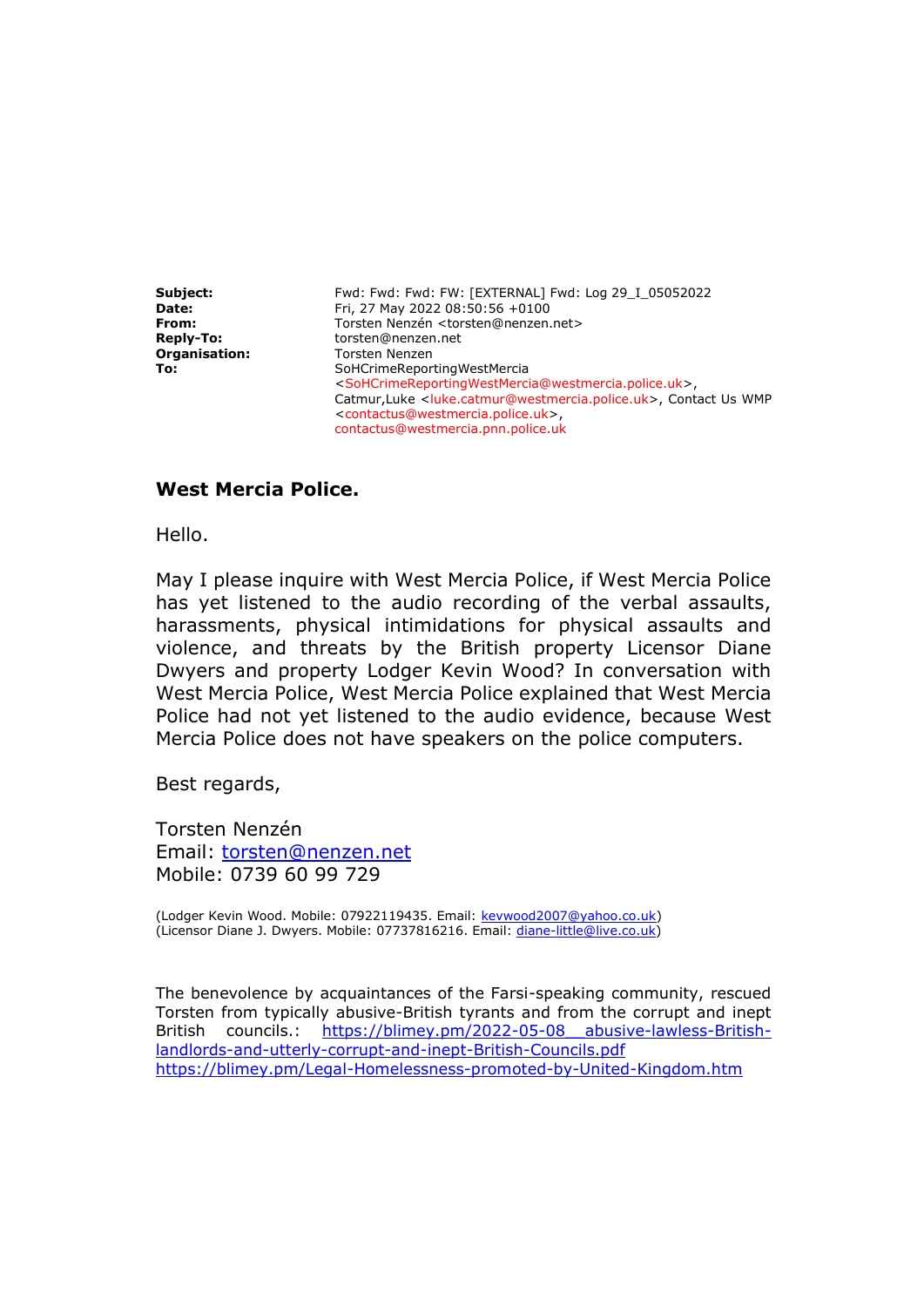| | |
|---|---|
| **Subject:** | Fwd: Fwd: Fwd: FW: [EXTERNAL] Fwd: Log 29_I_05052022 |
| **Date:** | Fri, 27 May 2022 08:50:56 +0100 |
| **From:** | Torsten Nenzén <torsten@nenzen.net> |
| **Reply-To:** | torsten@nenzen.net |
| **Organisation:** | Torsten Nenzen |
| **To:** | SoHCrimeReportingWestMercia <SoHCrimeReportingWestMercia@westmercia.police.uk>, Catmur,Luke <luke.catmur@westmercia.police.uk>, Contact Us WMP <contactus@westmercia.police.uk>, contactus@westmercia.pnn.police.uk |

**West Mercia Police.**

Hello.

May I please inquire with West Mercia Police, if West Mercia Police has yet listened to the audio recording of the verbal assaults, harassments, physical intimidations for physical assaults and violence, and threats by the British property Licensor Diane Dwyers and property Lodger Kevin Wood? In conversation with West Mercia Police, West Mercia Police explained that West Mercia Police had not yet listened to the audio evidence, because West Mercia Police does not have speakers on the police computers.

Best regards,

Torsten Nenzén
Email: torsten@nenzen.net
Mobile: 0739 60 99 729

(Lodger Kevin Wood. Mobile: 07922119435. Email: kevwood2007@yahoo.co.uk)
(Licensor Diane J. Dwyers. Mobile: 07737816216. Email: diane-little@live.co.uk)

The benevolence by acquaintances of the Farsi-speaking community, rescued Torsten from typically abusive-British tyrants and from the corrupt and inept British councils.: https://blimey.pm/2022-05-08__abusive-lawless-British-landlords-and-utterly-corrupt-and-inept-British-Councils.pdf
https://blimey.pm/Legal-Homelessness-promoted-by-United-Kingdom.htm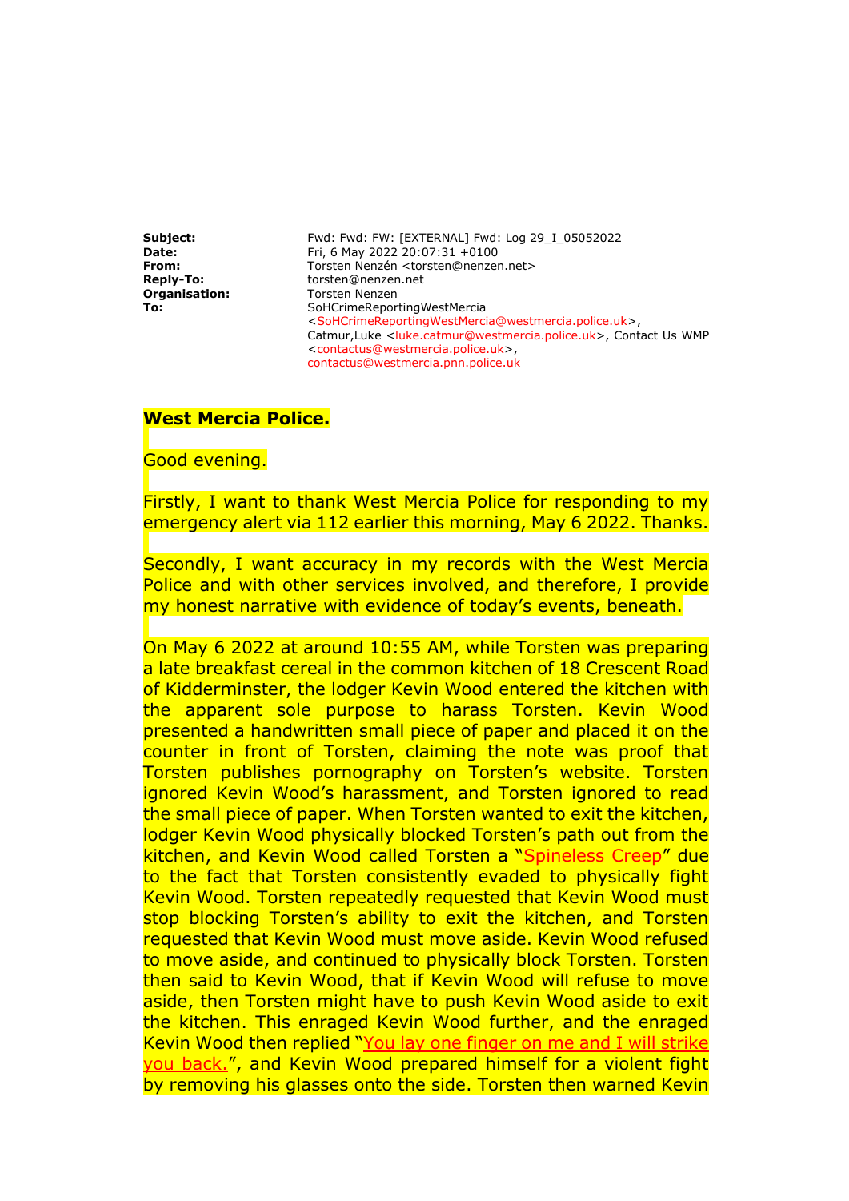| | |
|---|---|
| **Subject:** | Fwd: Fwd: FW: [EXTERNAL] Fwd: Log 29_I_05052022 |
| **Date:** | Fri, 6 May 2022 20:07:31 +0100 |
| **From:** | Torsten Nenzén <torsten@nenzen.net> |
| **Reply-To:** | torsten@nenzen.net |
| **Organisation:** | Torsten Nenzen |
| **To:** | SoHCrimeReportingWestMercia <SoHCrimeReportingWestMercia@westmercia.police.uk>, Catmur,Luke <luke.catmur@westmercia.police.uk>, Contact Us WMP <contactus@westmercia.police.uk>, contactus@westmercia.pnn.police.uk |

**West Mercia Police.**

Good evening.

Firstly, I want to thank West Mercia Police for responding to my emergency alert via 112 earlier this morning, May 6 2022. Thanks.

Secondly, I want accuracy in my records with the West Mercia Police and with other services involved, and therefore, I provide my honest narrative with evidence of today's events, beneath.

On May 6 2022 at around 10:55 AM, while Torsten was preparing a late breakfast cereal in the common kitchen of 18 Crescent Road of Kidderminster, the lodger Kevin Wood entered the kitchen with the apparent sole purpose to harass Torsten. Kevin Wood presented a handwritten small piece of paper and placed it on the counter in front of Torsten, claiming the note was proof that Torsten publishes pornography on Torsten's website. Torsten ignored Kevin Wood's harassment, and Torsten ignored to read the small piece of paper. When Torsten wanted to exit the kitchen, lodger Kevin Wood physically blocked Torsten's path out from the kitchen, and Kevin Wood called Torsten a "Spineless Creep" due to the fact that Torsten consistently evaded to physically fight Kevin Wood. Torsten repeatedly requested that Kevin Wood must stop blocking Torsten's ability to exit the kitchen, and Torsten requested that Kevin Wood must move aside. Kevin Wood refused to move aside, and continued to physically block Torsten. Torsten then said to Kevin Wood, that if Kevin Wood will refuse to move aside, then Torsten might have to push Kevin Wood aside to exit the kitchen. This enraged Kevin Wood further, and the enraged Kevin Wood then replied "You lay one finger on me and I will strike you back.", and Kevin Wood prepared himself for a violent fight by removing his glasses onto the side. Torsten then warned Kevin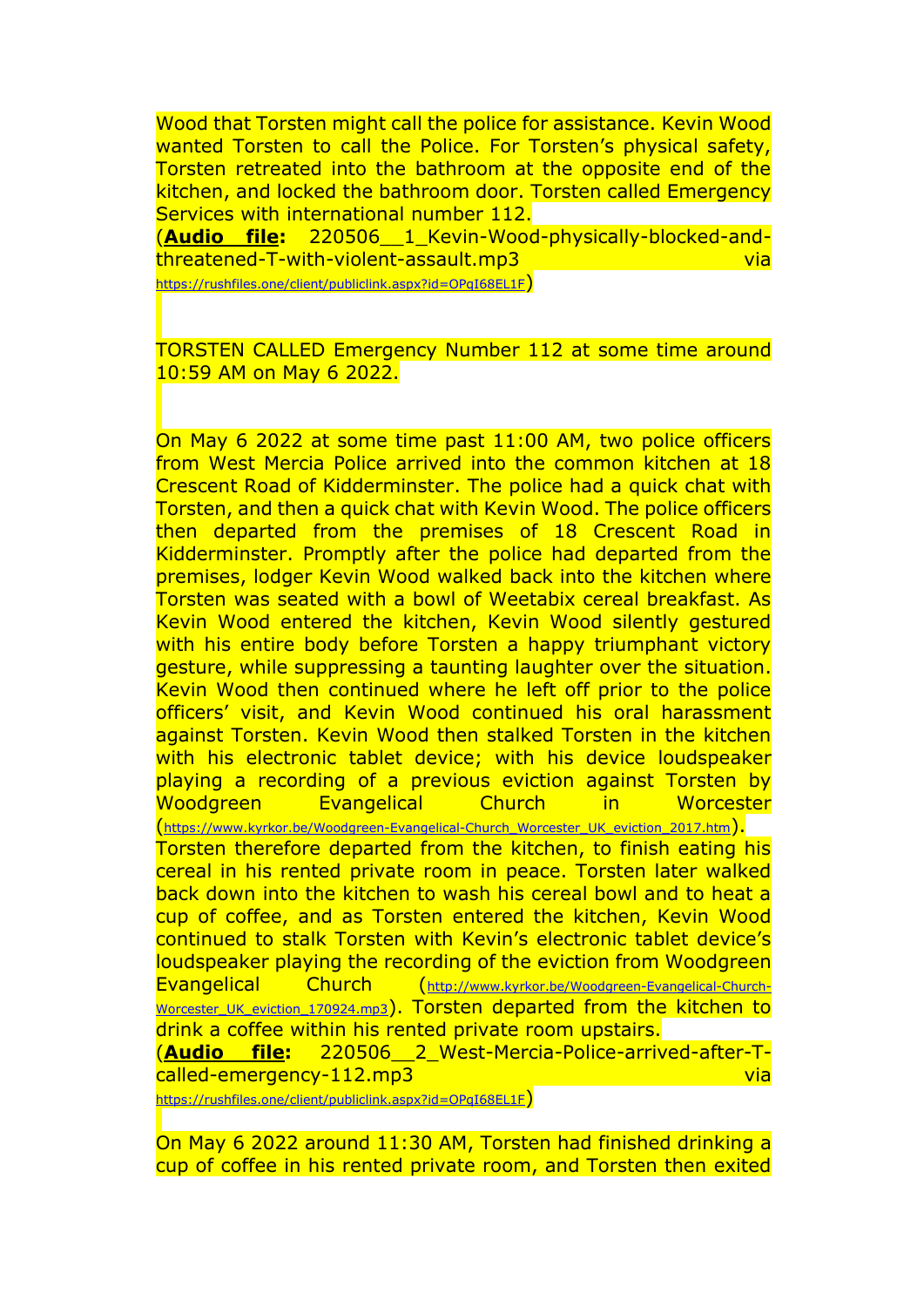Wood that Torsten might call the police for assistance. Kevin Wood wanted Torsten to call the Police. For Torsten's physical safety, Torsten retreated into the bathroom at the opposite end of the kitchen, and locked the bathroom door. Torsten called Emergency Services with international number 112.
(**Audio file:** 220506__1_Kevin-Wood-physically-blocked-and-threatened-T-with-violent-assault.mp3 via https://rushfiles.one/client/publiclink.aspx?id=OPqI68EL1F)

TORSTEN CALLED Emergency Number 112 at some time around 10:59 AM on May 6 2022.

On May 6 2022 at some time past 11:00 AM, two police officers from West Mercia Police arrived into the common kitchen at 18 Crescent Road of Kidderminster. The police had a quick chat with Torsten, and then a quick chat with Kevin Wood. The police officers then departed from the premises of 18 Crescent Road in Kidderminster. Promptly after the police had departed from the premises, lodger Kevin Wood walked back into the kitchen where Torsten was seated with a bowl of Weetabix cereal breakfast. As Kevin Wood entered the kitchen, Kevin Wood silently gestured with his entire body before Torsten a happy triumphant victory gesture, while suppressing a taunting laughter over the situation. Kevin Wood then continued where he left off prior to the police officers' visit, and Kevin Wood continued his oral harassment against Torsten. Kevin Wood then stalked Torsten in the kitchen with his electronic tablet device; with his device loudspeaker playing a recording of a previous eviction against Torsten by Woodgreen Evangelical Church in Worcester (https://www.kyrkor.be/Woodgreen-Evangelical-Church_Worcester_UK_eviction_2017.htm). Torsten therefore departed from the kitchen, to finish eating his cereal in his rented private room in peace. Torsten later walked back down into the kitchen to wash his cereal bowl and to heat a cup of coffee, and as Torsten entered the kitchen, Kevin Wood continued to stalk Torsten with Kevin's electronic tablet device's loudspeaker playing the recording of the eviction from Woodgreen Evangelical Church (http://www.kyrkor.be/Woodgreen-Evangelical-Church-Worcester_UK_eviction_170924.mp3). Torsten departed from the kitchen to drink a coffee within his rented private room upstairs.
(**Audio file:** 220506__2_West-Mercia-Police-arrived-after-T-called-emergency-112.mp3 via https://rushfiles.one/client/publiclink.aspx?id=OPqI68EL1F)

On May 6 2022 around 11:30 AM, Torsten had finished drinking a cup of coffee in his rented private room, and Torsten then exited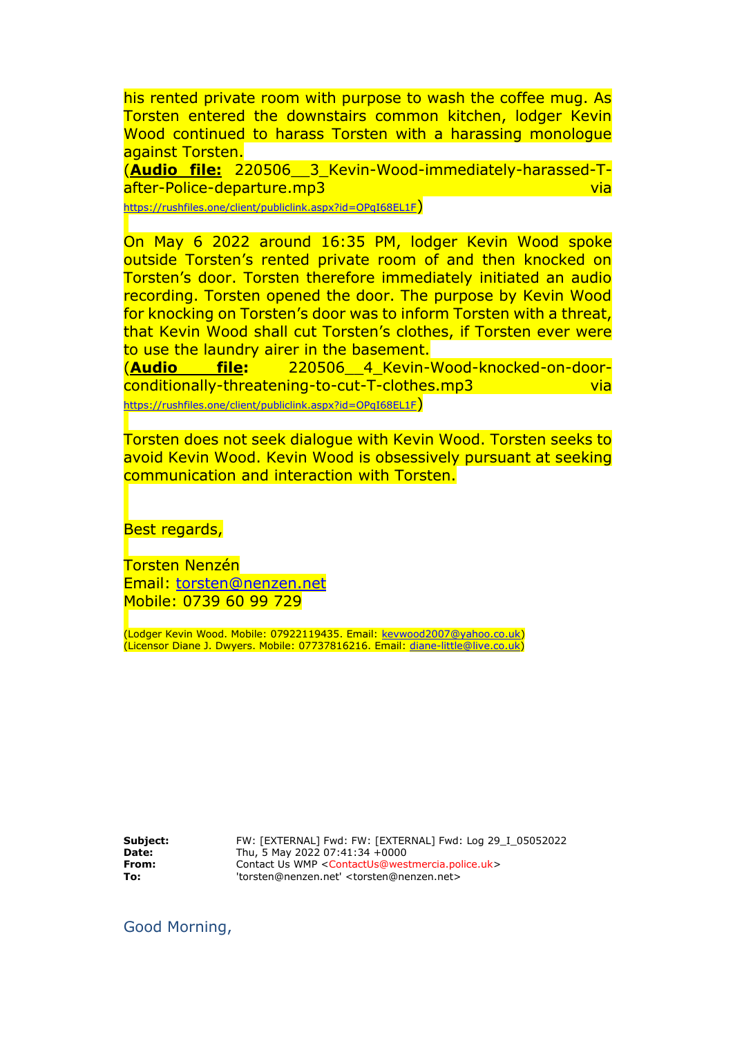his rented private room with purpose to wash the coffee mug. As Torsten entered the downstairs common kitchen, lodger Kevin Wood continued to harass Torsten with a harassing monologue against Torsten.
(**Audio file:** 220506__3_Kevin-Wood-immediately-harassed-T-after-Police-departure.mp3 via https://rushfiles.one/client/publiclink.aspx?id=OPqI68EL1F)

On May 6 2022 around 16:35 PM, lodger Kevin Wood spoke outside Torsten's rented private room of and then knocked on Torsten's door. Torsten therefore immediately initiated an audio recording. Torsten opened the door. The purpose by Kevin Wood for knocking on Torsten's door was to inform Torsten with a threat, that Kevin Wood shall cut Torsten's clothes, if Torsten ever were to use the laundry airer in the basement.
(**Audio file:** 220506__4_Kevin-Wood-knocked-on-door-conditionally-threatening-to-cut-T-clothes.mp3 via https://rushfiles.one/client/publiclink.aspx?id=OPqI68EL1F)

Torsten does not seek dialogue with Kevin Wood. Torsten seeks to avoid Kevin Wood. Kevin Wood is obsessively pursuant at seeking communication and interaction with Torsten.

Best regards,

Torsten Nenzén
Email: torsten@nenzen.net
Mobile: 0739 60 99 729

(Lodger Kevin Wood. Mobile: 07922119435. Email: kevwood2007@yahoo.co.uk)
(Licensor Diane J. Dwyers. Mobile: 07737816216. Email: diane-little@live.co.uk)

**Subject:** FW: [EXTERNAL] Fwd: FW: [EXTERNAL] Fwd: Log 29_I_05052022
**Date:** Thu, 5 May 2022 07:41:34 +0000
**From:** Contact Us WMP <ContactUs@westmercia.police.uk>
**To:** 'torsten@nenzen.net' <torsten@nenzen.net>

Good Morning,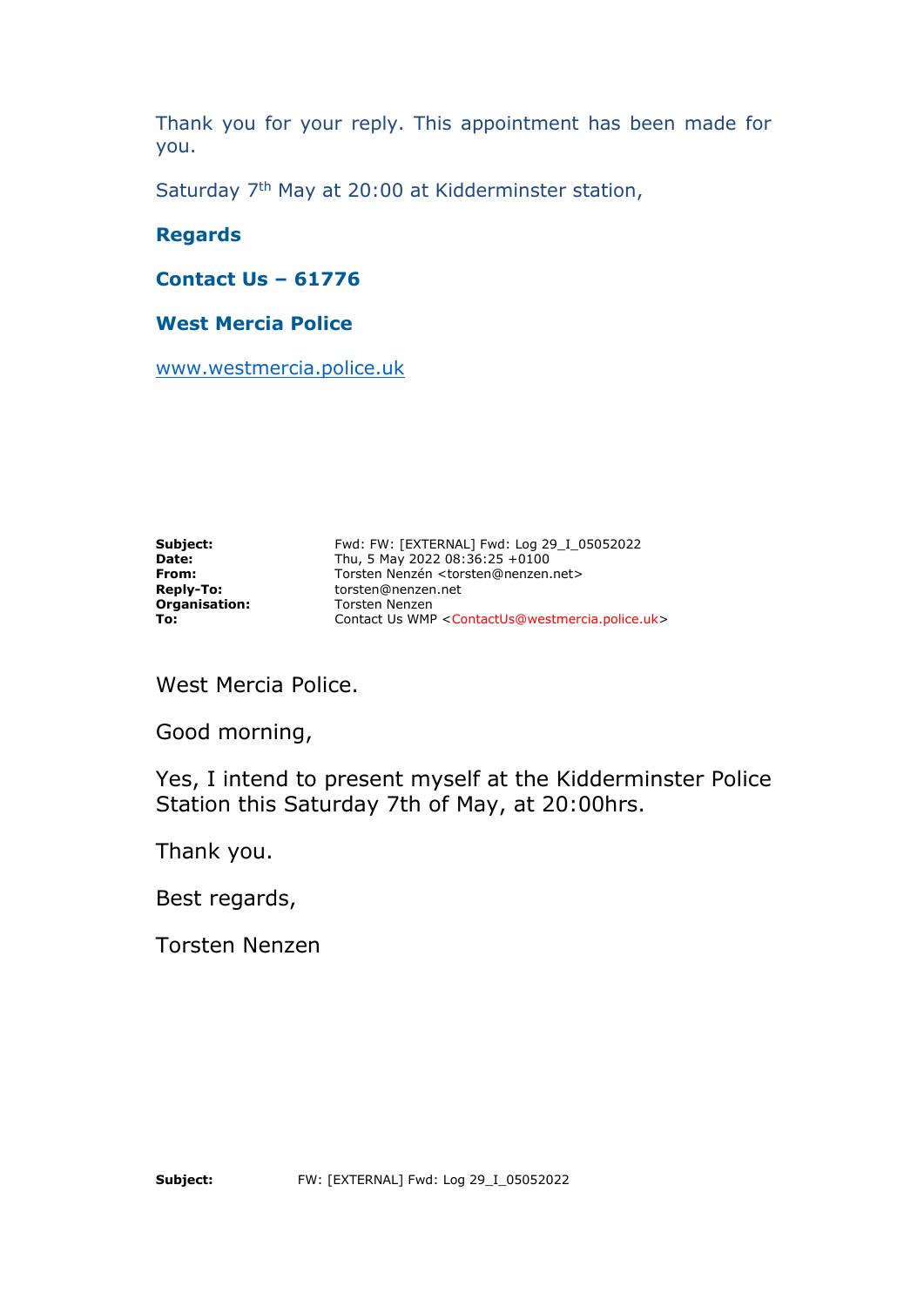Thank you for your reply. This appointment has been made for you.

Saturday 7th May at 20:00 at Kidderminster station,

**Regards**

**Contact Us – 61776**

**West Mercia Police**

www.westmercia.police.uk

| | |
|---|---|
| **Subject:** | Fwd: FW: [EXTERNAL] Fwd: Log 29_I_05052022 |
| **Date:** | Thu, 5 May 2022 08:36:25 +0100 |
| **From:** | Torsten Nenzén <torsten@nenzen.net> |
| **Reply-To:** | torsten@nenzen.net |
| **Organisation:** | Torsten Nenzen |
| **To:** | Contact Us WMP <ContactUs@westmercia.police.uk> |

West Mercia Police.

Good morning,

Yes, I intend to present myself at the Kidderminster Police Station this Saturday 7th of May, at 20:00hrs.

Thank you.

Best regards,

Torsten Nenzen

**Subject:** FW: [EXTERNAL] Fwd: Log 29_I_05052022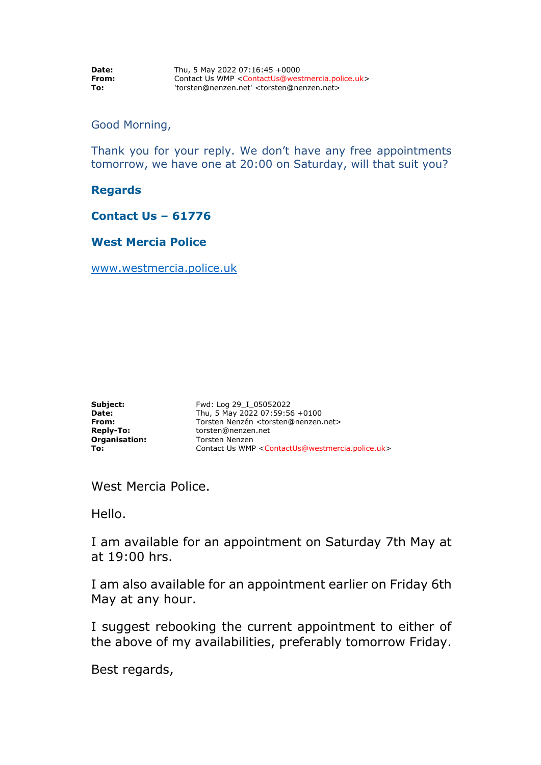**Date:** Thu, 5 May 2022 07:16:45 +0000
**From:** Contact Us WMP <ContactUs@westmercia.police.uk>
**To:** 'torsten@nenzen.net' <torsten@nenzen.net>

Good Morning,

Thank you for your reply. We don't have any free appointments tomorrow, we have one at 20:00 on Saturday, will that suit you?

**Regards**

**Contact Us – 61776**

**West Mercia Police**

www.westmercia.police.uk

**Subject:** Fwd: Log 29_I_05052022
**Date:** Thu, 5 May 2022 07:59:56 +0100
**From:** Torsten Nenzén <torsten@nenzen.net>
**Reply-To:** torsten@nenzen.net
**Organisation:** Torsten Nenzen
**To:** Contact Us WMP <ContactUs@westmercia.police.uk>

West Mercia Police.

Hello.

I am available for an appointment on Saturday 7th May at at 19:00 hrs.

I am also available for an appointment earlier on Friday 6th May at any hour.

I suggest rebooking the current appointment to either of the above of my availabilities, preferably tomorrow Friday.

Best regards,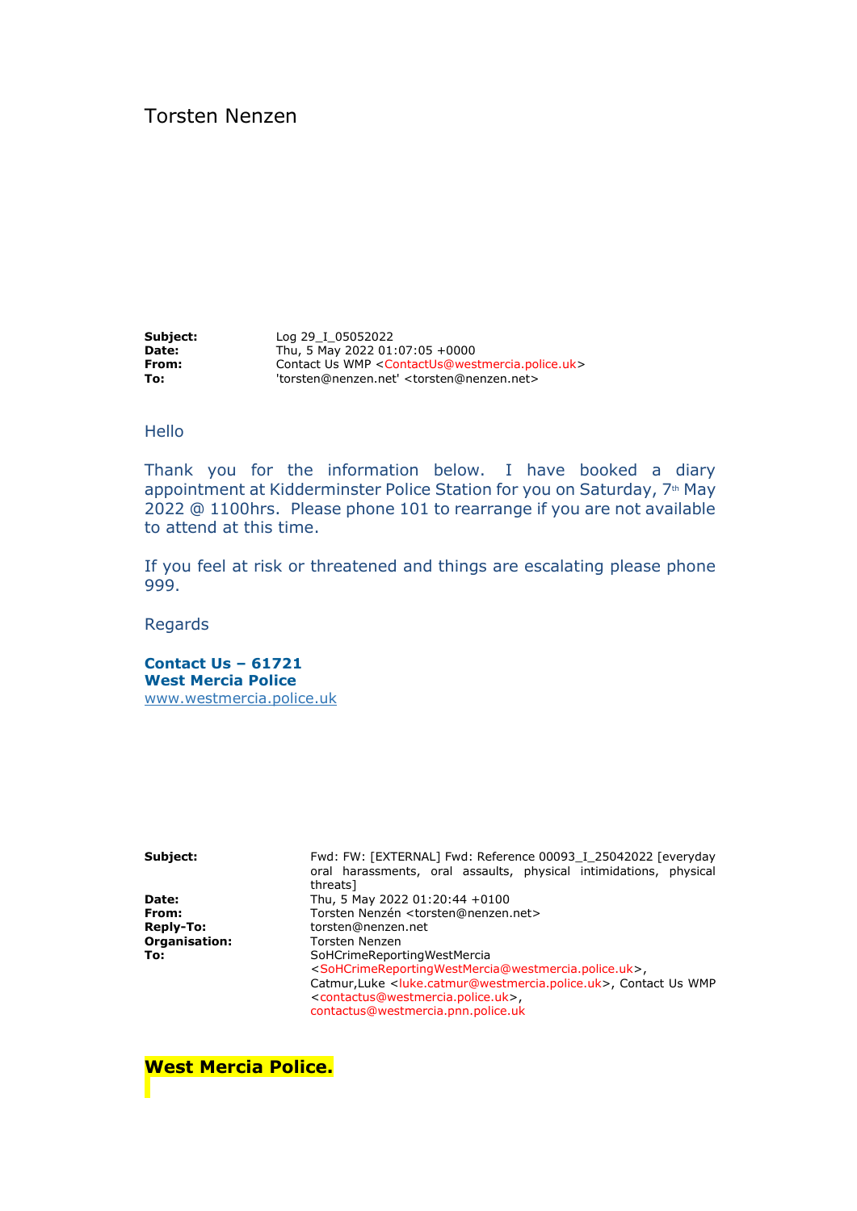# Torsten Nenzen

| | |
|---|---|
| **Subject:** | Log 29_I_05052022 |
| **Date:** | Thu, 5 May 2022 01:07:05 +0000 |
| **From:** | Contact Us WMP <ContactUs@westmercia.police.uk> |
| **To:** | 'torsten@nenzen.net' <torsten@nenzen.net> |

Hello

Thank you for the information below. I have booked a diary appointment at Kidderminster Police Station for you on Saturday, 7th May 2022 @ 1100hrs. Please phone 101 to rearrange if you are not available to attend at this time.

If you feel at risk or threatened and things are escalating please phone 999.

Regards

**Contact Us – 61721**
**West Mercia Police**
www.westmercia.police.uk

| | |
|---|---|
| **Subject:** | Fwd: FW: [EXTERNAL] Fwd: Reference 00093_I_25042022 [everyday oral harassments, oral assaults, physical intimidations, physical threats] |
| **Date:** | Thu, 5 May 2022 01:20:44 +0100 |
| **From:** | Torsten Nenzén <torsten@nenzen.net> |
| **Reply-To:** | torsten@nenzen.net |
| **Organisation:** | Torsten Nenzen |
| **To:** | SoHCrimeReportingWestMercia <SoHCrimeReportingWestMercia@westmercia.police.uk>, Catmur,Luke <luke.catmur@westmercia.police.uk>, Contact Us WMP <contactus@westmercia.police.uk>, contactus@westmercia.pnn.police.uk |

**West Mercia Police.**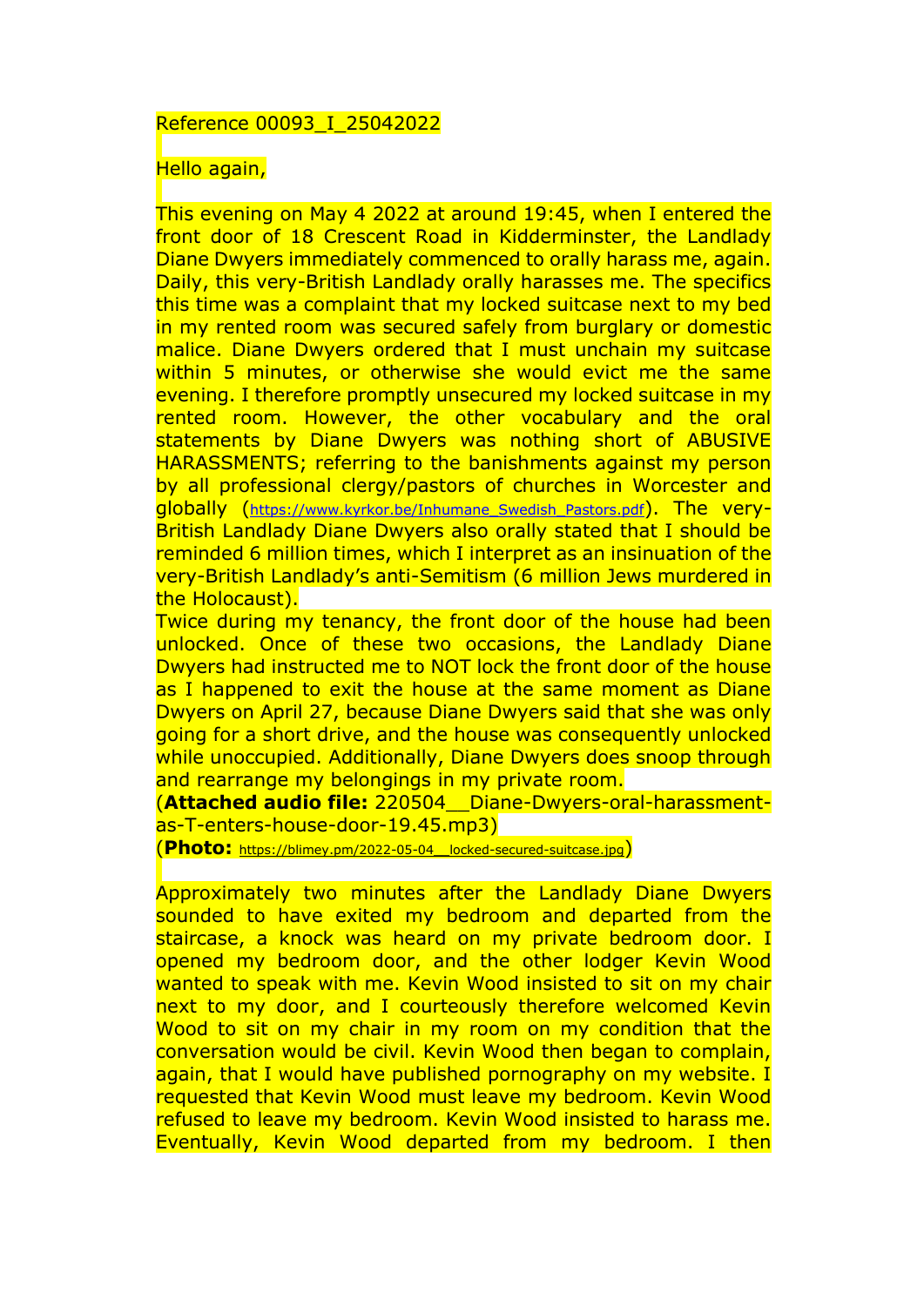Reference 00093_I_25042022

Hello again,

This evening on May 4 2022 at around 19:45, when I entered the front door of 18 Crescent Road in Kidderminster, the Landlady Diane Dwyers immediately commenced to orally harass me, again. Daily, this very-British Landlady orally harasses me. The specifics this time was a complaint that my locked suitcase next to my bed in my rented room was secured safely from burglary or domestic malice. Diane Dwyers ordered that I must unchain my suitcase within 5 minutes, or otherwise she would evict me the same evening. I therefore promptly unsecured my locked suitcase in my rented room. However, the other vocabulary and the oral statements by Diane Dwyers was nothing short of ABUSIVE HARASSMENTS; referring to the banishments against my person by all professional clergy/pastors of churches in Worcester and globally (https://www.kyrkor.be/Inhumane_Swedish_Pastors.pdf). The very-British Landlady Diane Dwyers also orally stated that I should be reminded 6 million times, which I interpret as an insinuation of the very-British Landlady's anti-Semitism (6 million Jews murdered in the Holocaust).

Twice during my tenancy, the front door of the house had been unlocked. Once of these two occasions, the Landlady Diane Dwyers had instructed me to NOT lock the front door of the house as I happened to exit the house at the same moment as Diane Dwyers on April 27, because Diane Dwyers said that she was only going for a short drive, and the house was consequently unlocked while unoccupied. Additionally, Diane Dwyers does snoop through and rearrange my belongings in my private room.

(**Attached audio file:** 220504__Diane-Dwyers-oral-harassment-as-T-enters-house-door-19.45.mp3)

(**Photo:** https://blimey.pm/2022-05-04__locked-secured-suitcase.jpg)

Approximately two minutes after the Landlady Diane Dwyers sounded to have exited my bedroom and departed from the staircase, a knock was heard on my private bedroom door. I opened my bedroom door, and the other lodger Kevin Wood wanted to speak with me. Kevin Wood insisted to sit on my chair next to my door, and I courteously therefore welcomed Kevin Wood to sit on my chair in my room on my condition that the conversation would be civil. Kevin Wood then began to complain, again, that I would have published pornography on my website. I requested that Kevin Wood must leave my bedroom. Kevin Wood refused to leave my bedroom. Kevin Wood insisted to harass me. Eventually, Kevin Wood departed from my bedroom. I then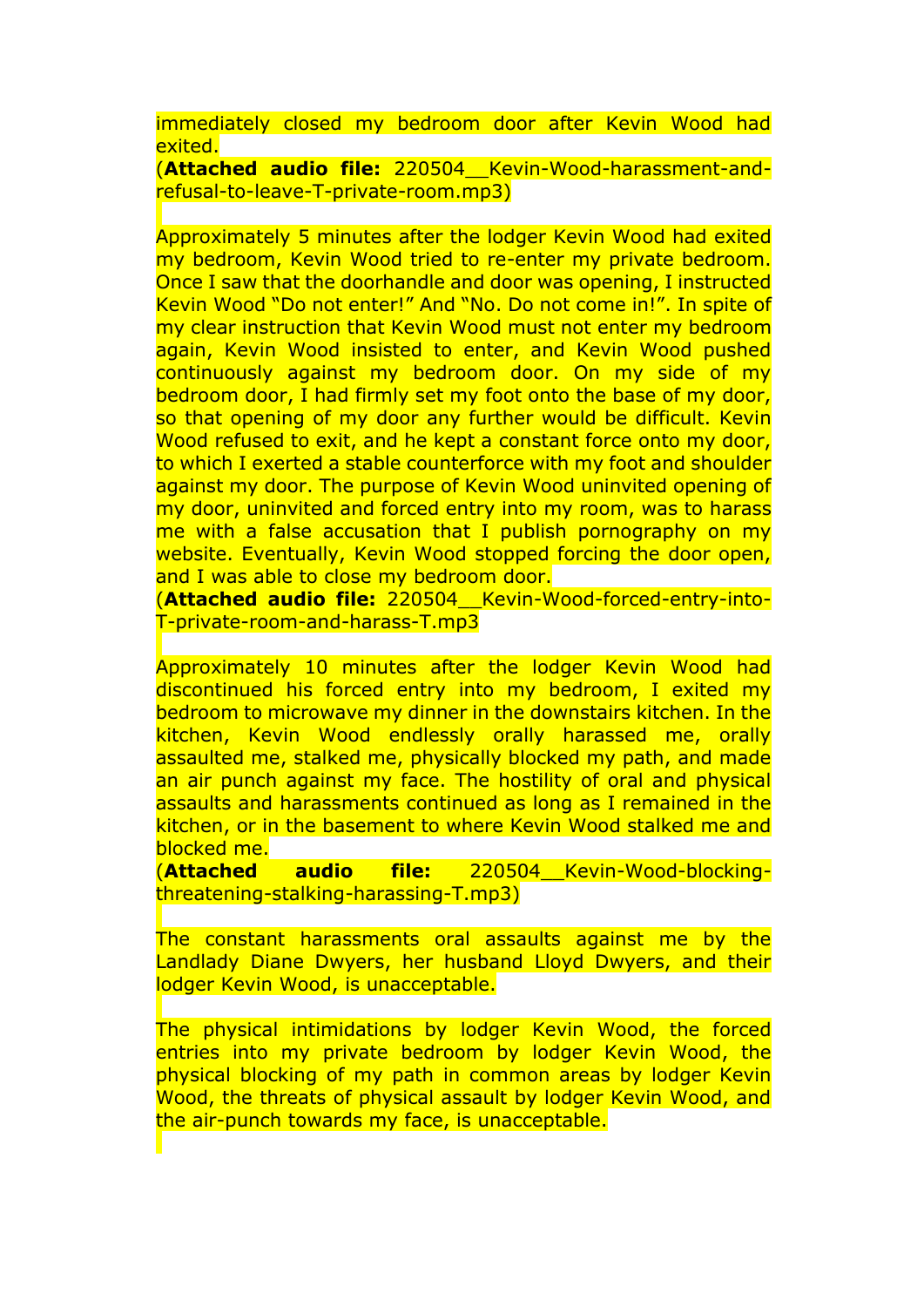immediately closed my bedroom door after Kevin Wood had exited.

(**Attached audio file:** 220504__Kevin-Wood-harassment-and-refusal-to-leave-T-private-room.mp3)

Approximately 5 minutes after the lodger Kevin Wood had exited my bedroom, Kevin Wood tried to re-enter my private bedroom. Once I saw that the doorhandle and door was opening, I instructed Kevin Wood "Do not enter!" And "No. Do not come in!". In spite of my clear instruction that Kevin Wood must not enter my bedroom again, Kevin Wood insisted to enter, and Kevin Wood pushed continuously against my bedroom door. On my side of my bedroom door, I had firmly set my foot onto the base of my door, so that opening of my door any further would be difficult. Kevin Wood refused to exit, and he kept a constant force onto my door, to which I exerted a stable counterforce with my foot and shoulder against my door. The purpose of Kevin Wood uninvited opening of my door, uninvited and forced entry into my room, was to harass me with a false accusation that I publish pornography on my website. Eventually, Kevin Wood stopped forcing the door open, and I was able to close my bedroom door.

(**Attached audio file:** 220504__Kevin-Wood-forced-entry-into-T-private-room-and-harass-T.mp3

Approximately 10 minutes after the lodger Kevin Wood had discontinued his forced entry into my bedroom, I exited my bedroom to microwave my dinner in the downstairs kitchen. In the kitchen, Kevin Wood endlessly orally harassed me, orally assaulted me, stalked me, physically blocked my path, and made an air punch against my face. The hostility of oral and physical assaults and harassments continued as long as I remained in the kitchen, or in the basement to where Kevin Wood stalked me and blocked me.

(**Attached audio file:** 220504__Kevin-Wood-blocking-threatening-stalking-harassing-T.mp3)

The constant harassments oral assaults against me by the Landlady Diane Dwyers, her husband Lloyd Dwyers, and their lodger Kevin Wood, is unacceptable.

The physical intimidations by lodger Kevin Wood, the forced entries into my private bedroom by lodger Kevin Wood, the physical blocking of my path in common areas by lodger Kevin Wood, the threats of physical assault by lodger Kevin Wood, and the air-punch towards my face, is unacceptable.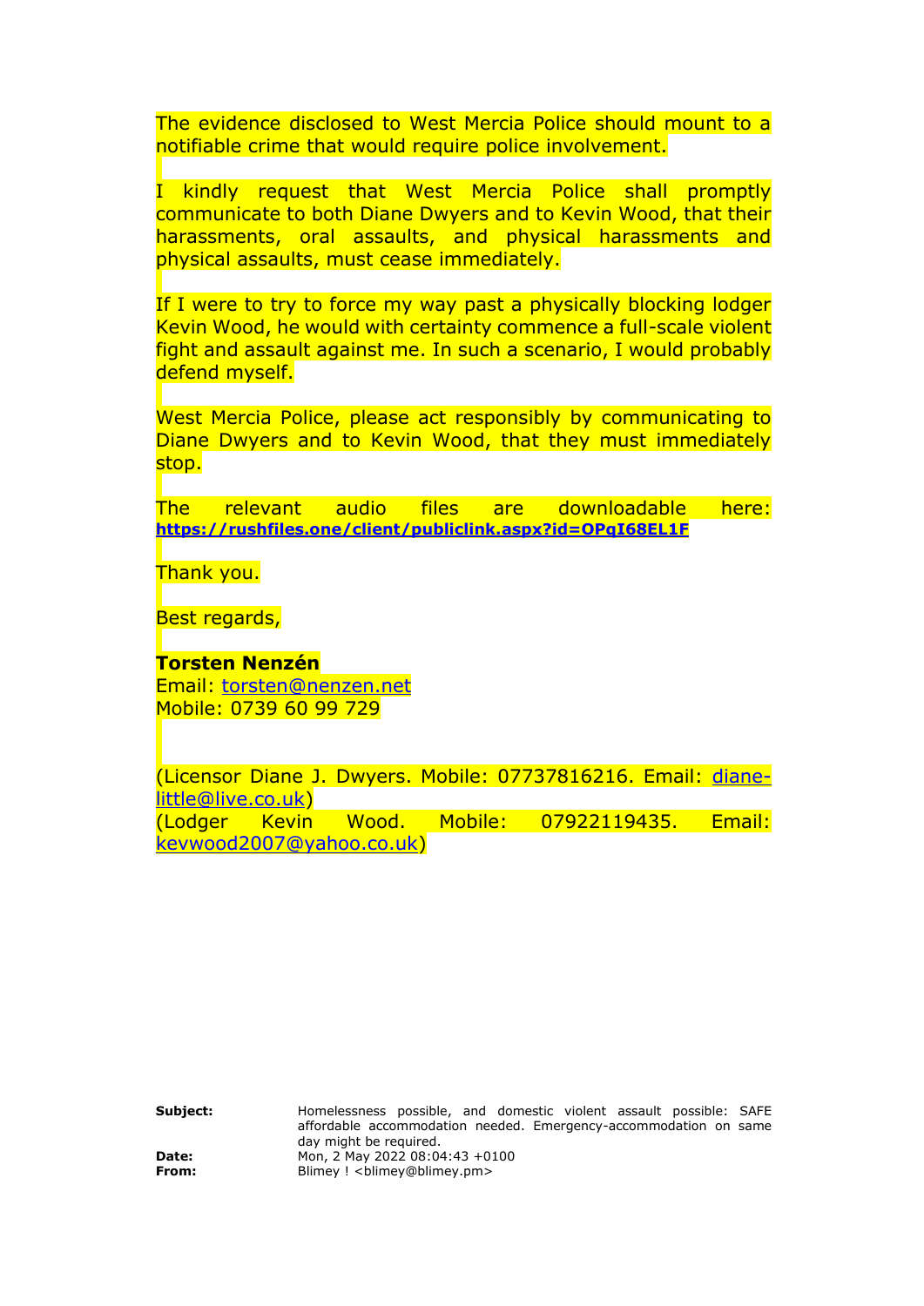The evidence disclosed to West Mercia Police should mount to a notifiable crime that would require police involvement.

I kindly request that West Mercia Police shall promptly communicate to both Diane Dwyers and to Kevin Wood, that their harassments, oral assaults, and physical harassments and physical assaults, must cease immediately.

If I were to try to force my way past a physically blocking lodger Kevin Wood, he would with certainty commence a full-scale violent fight and assault against me. In such a scenario, I would probably defend myself.

West Mercia Police, please act responsibly by communicating to Diane Dwyers and to Kevin Wood, that they must immediately stop.

The relevant audio files are downloadable here: **https://rushfiles.one/client/publiclink.aspx?id=OPqI68EL1F**

Thank you.

Best regards,

**Torsten Nenzén**
Email: torsten@nenzen.net
Mobile: 0739 60 99 729

(Licensor Diane J. Dwyers. Mobile: 07737816216. Email: diane-little@live.co.uk)
(Lodger Kevin Wood. Mobile: 07922119435. Email: kevwood2007@yahoo.co.uk)

| | |
|---|---|
| **Subject:** | Homelessness possible, and domestic violent assault possible: SAFE affordable accommodation needed. Emergency-accommodation on same day might be required. |
| **Date:** | Mon, 2 May 2022 08:04:43 +0100 |
| **From:** | Blimey ! <blimey@blimey.pm> |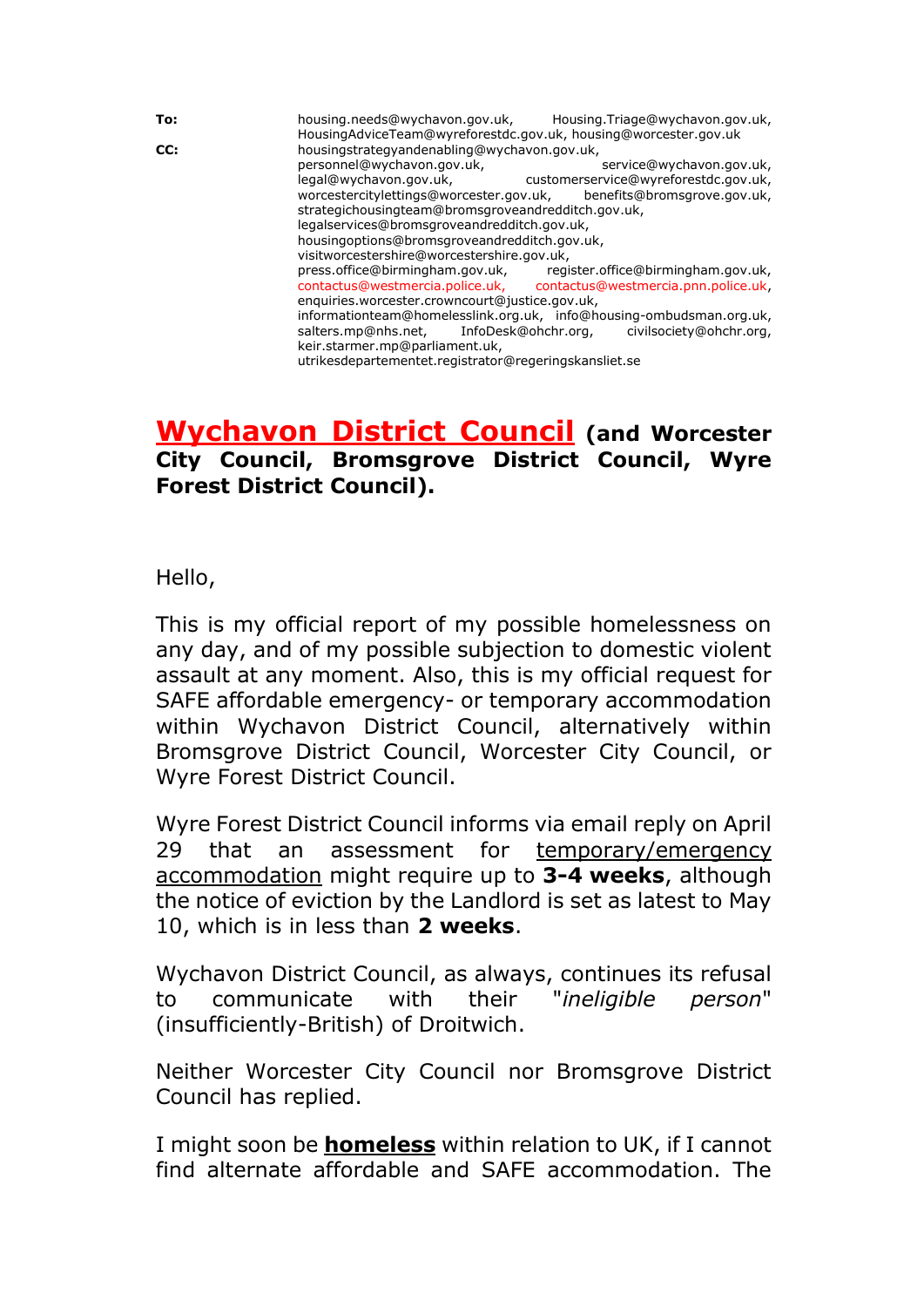**To:** housing.needs@wychavon.gov.uk, Housing.Triage@wychavon.gov.uk, HousingAdviceTeam@wyreforestdc.gov.uk, housing@worcester.gov.uk

**CC:** housingstrategyandenabling@wychavon.gov.uk, personnel@wychavon.gov.uk, service@wychavon.gov.uk, legal@wychavon.gov.uk, customerservice@wyreforestdc.gov.uk, worcestercitylettings@worcester.gov.uk, benefits@bromsgrove.gov.uk, strategichousingteam@bromsgroveandredditch.gov.uk, legalservices@bromsgroveandredditch.gov.uk, housingoptions@bromsgroveandredditch.gov.uk, visitworcestershire@worcestershire.gov.uk, press.office@birmingham.gov.uk, register.office@birmingham.gov.uk, contactus@westmercia.police.uk, contactus@westmercia.pnn.police.uk, enquiries.worcester.crowncourt@justice.gov.uk, informationteam@homelesslink.org.uk, info@housing-ombudsman.org.uk, salters.mp@nhs.net, InfoDesk@ohchr.org, civilsociety@ohchr.org, keir.starmer.mp@parliament.uk, utrikesdepartementet.registrator@regeringskansliet.se

## Wychavon District Council (and Worcester City Council, Bromsgrove District Council, Wyre Forest District Council).

Hello,

This is my official report of my possible homelessness on any day, and of my possible subjection to domestic violent assault at any moment. Also, this is my official request for SAFE affordable emergency- or temporary accommodation within Wychavon District Council, alternatively within Bromsgrove District Council, Worcester City Council, or Wyre Forest District Council.

Wyre Forest District Council informs via email reply on April 29 that an assessment for temporary/emergency accommodation might require up to **3-4 weeks**, although the notice of eviction by the Landlord is set as latest to May 10, which is in less than **2 weeks**.

Wychavon District Council, as always, continues its refusal to communicate with their "*ineligible person*" (insufficiently-British) of Droitwich.

Neither Worcester City Council nor Bromsgrove District Council has replied.

I might soon be **homeless** within relation to UK, if I cannot find alternate affordable and SAFE accommodation. The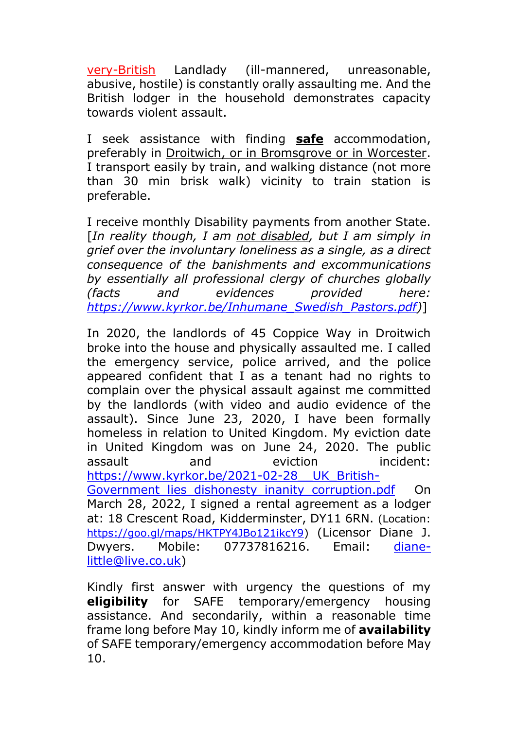very-British Landlady (ill-mannered, unreasonable, abusive, hostile) is constantly orally assaulting me. And the British lodger in the household demonstrates capacity towards violent assault.

I seek assistance with finding **safe** accommodation, preferably in Droitwich, or in Bromsgrove or in Worcester. I transport easily by train, and walking distance (not more than 30 min brisk walk) vicinity to train station is preferable.

I receive monthly Disability payments from another State. [*In reality though, I am not disabled, but I am simply in grief over the involuntary loneliness as a single, as a direct consequence of the banishments and excommunications by essentially all professional clergy of churches globally (facts and evidences provided here: https://www.kyrkor.be/Inhumane_Swedish_Pastors.pdf)*]

In 2020, the landlords of 45 Coppice Way in Droitwich broke into the house and physically assaulted me. I called the emergency service, police arrived, and the police appeared confident that I as a tenant had no rights to complain over the physical assault against me committed by the landlords (with video and audio evidence of the assault). Since June 23, 2020, I have been formally homeless in relation to United Kingdom. My eviction date in United Kingdom was on June 24, 2020. The public assault and eviction incident: https://www.kyrkor.be/2021-02-28__UK_British-Government_lies_dishonesty_inanity_corruption.pdf On March 28, 2022, I signed a rental agreement as a lodger at: 18 Crescent Road, Kidderminster, DY11 6RN. (Location: https://goo.gl/maps/HKTPY4JBo121ikcY9) (Licensor Diane J. Dwyers. Mobile: 07737816216. Email: diane-little@live.co.uk)

Kindly first answer with urgency the questions of my **eligibility** for SAFE temporary/emergency housing assistance. And secondarily, within a reasonable time frame long before May 10, kindly inform me of **availability** of SAFE temporary/emergency accommodation before May 10.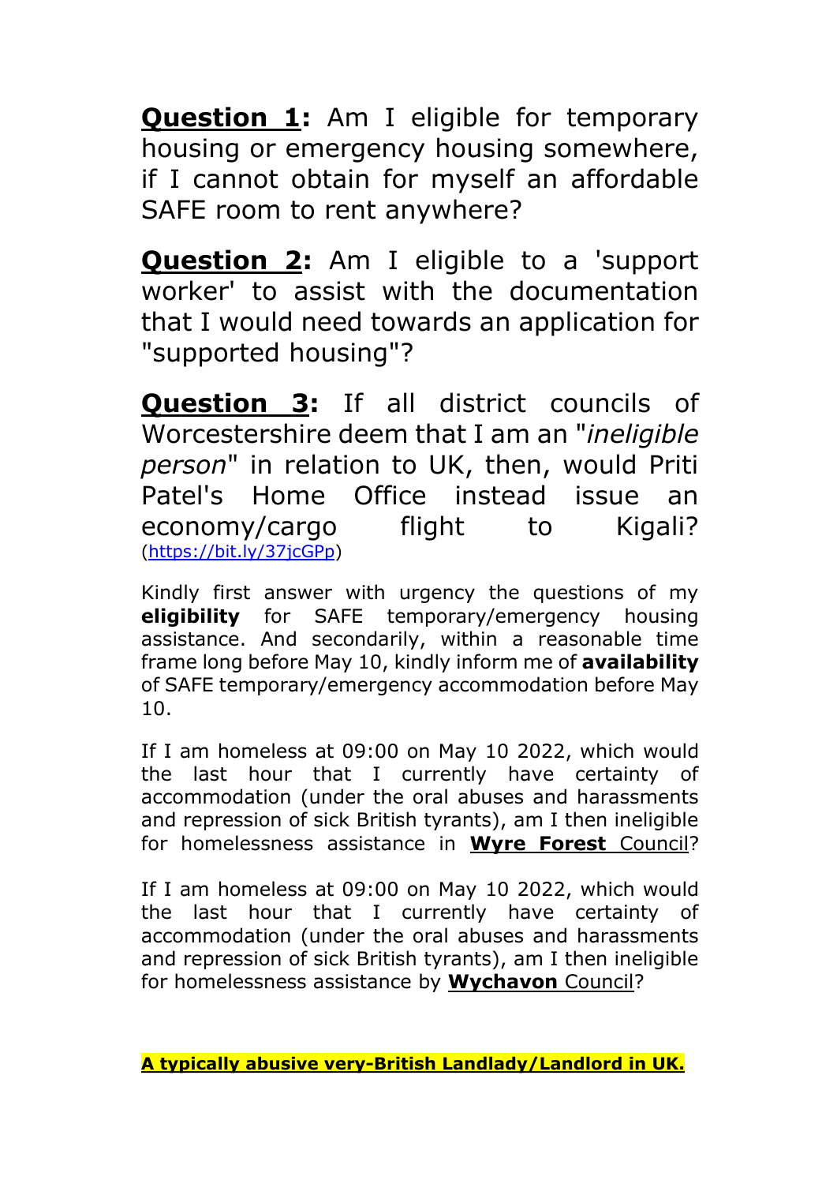**<u>Question 1</u>:** Am I eligible for temporary housing or emergency housing somewhere, if I cannot obtain for myself an affordable SAFE room to rent anywhere?

**<u>Question 2</u>:** Am I eligible to a 'support worker' to assist with the documentation that I would need towards an application for "supported housing"?

**<u>Question 3</u>:** If all district councils of Worcestershire deem that I am an "*ineligible person*" in relation to UK, then, would Priti Patel's Home Office instead issue an economy/cargo flight to Kigali? (https://bit.ly/37jcGPp)

Kindly first answer with urgency the questions of my **eligibility** for SAFE temporary/emergency housing assistance. And secondarily, within a reasonable time frame long before May 10, kindly inform me of **availability** of SAFE temporary/emergency accommodation before May 10.

If I am homeless at 09:00 on May 10 2022, which would the last hour that I currently have certainty of accommodation (under the oral abuses and harassments and repression of sick British tyrants), am I then ineligible for homelessness assistance in <u>**Wyre Forest** Council</u>?

If I am homeless at 09:00 on May 10 2022, which would the last hour that I currently have certainty of accommodation (under the oral abuses and harassments and repression of sick British tyrants), am I then ineligible for homelessness assistance by <u>**Wychavon** Council</u>?

<u>**A typically abusive very-British Landlady/Landlord in UK.**</u>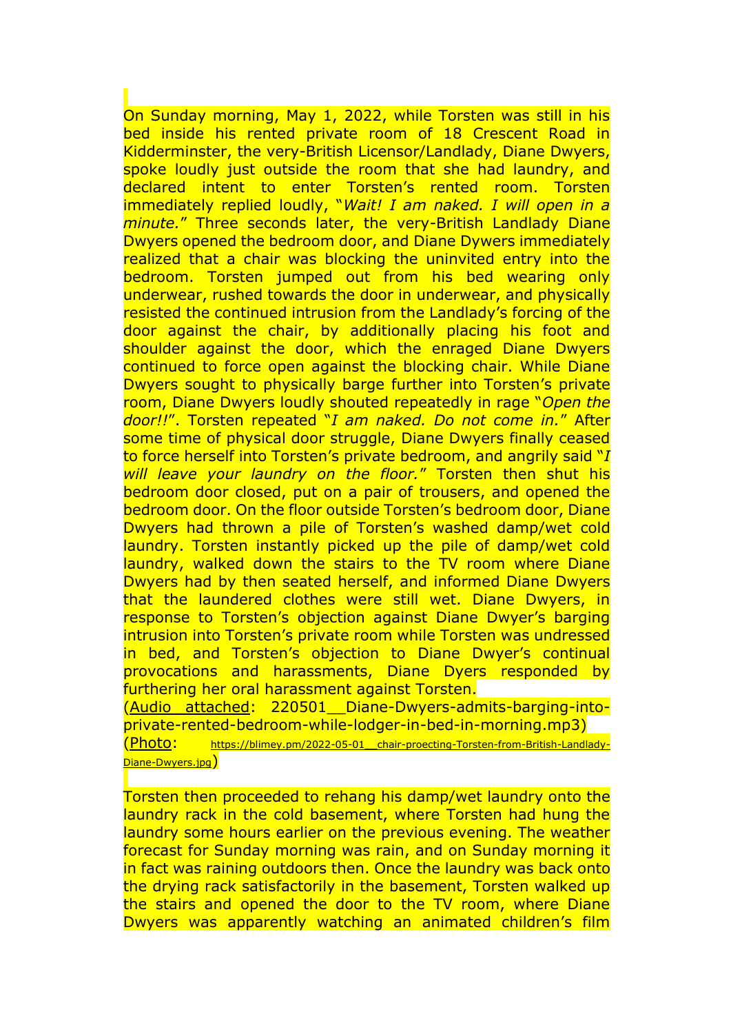On Sunday morning, May 1, 2022, while Torsten was still in his bed inside his rented private room of 18 Crescent Road in Kidderminster, the very-British Licensor/Landlady, Diane Dwyers, spoke loudly just outside the room that she had laundry, and declared intent to enter Torsten's rented room. Torsten immediately replied loudly, "*Wait! I am naked. I will open in a minute.*" Three seconds later, the very-British Landlady Diane Dwyers opened the bedroom door, and Diane Dywers immediately realized that a chair was blocking the uninvited entry into the bedroom. Torsten jumped out from his bed wearing only underwear, rushed towards the door in underwear, and physically resisted the continued intrusion from the Landlady's forcing of the door against the chair, by additionally placing his foot and shoulder against the door, which the enraged Diane Dwyers continued to force open against the blocking chair. While Diane Dwyers sought to physically barge further into Torsten's private room, Diane Dwyers loudly shouted repeatedly in rage "*Open the door!!*". Torsten repeated "*I am naked. Do not come in.*" After some time of physical door struggle, Diane Dwyers finally ceased to force herself into Torsten's private bedroom, and angrily said "*I will leave your laundry on the floor.*" Torsten then shut his bedroom door closed, put on a pair of trousers, and opened the bedroom door. On the floor outside Torsten's bedroom door, Diane Dwyers had thrown a pile of Torsten's washed damp/wet cold laundry. Torsten instantly picked up the pile of damp/wet cold laundry, walked down the stairs to the TV room where Diane Dwyers had by then seated herself, and informed Diane Dwyers that the laundered clothes were still wet. Diane Dwyers, in response to Torsten's objection against Diane Dwyer's barging intrusion into Torsten's private room while Torsten was undressed in bed, and Torsten's objection to Diane Dwyer's continual provocations and harassments, Diane Dyers responded by furthering her oral harassment against Torsten.
(Audio attached: 220501__Diane-Dwyers-admits-barging-into-private-rented-bedroom-while-lodger-in-bed-in-morning.mp3)
(Photo: https://blimey.pm/2022-05-01__chair-proecting-Torsten-from-British-Landlady-Diane-Dwyers.jpg)

Torsten then proceeded to rehang his damp/wet laundry onto the laundry rack in the cold basement, where Torsten had hung the laundry some hours earlier on the previous evening. The weather forecast for Sunday morning was rain, and on Sunday morning it in fact was raining outdoors then. Once the laundry was back onto the drying rack satisfactorily in the basement, Torsten walked up the stairs and opened the door to the TV room, where Diane Dwyers was apparently watching an animated children's film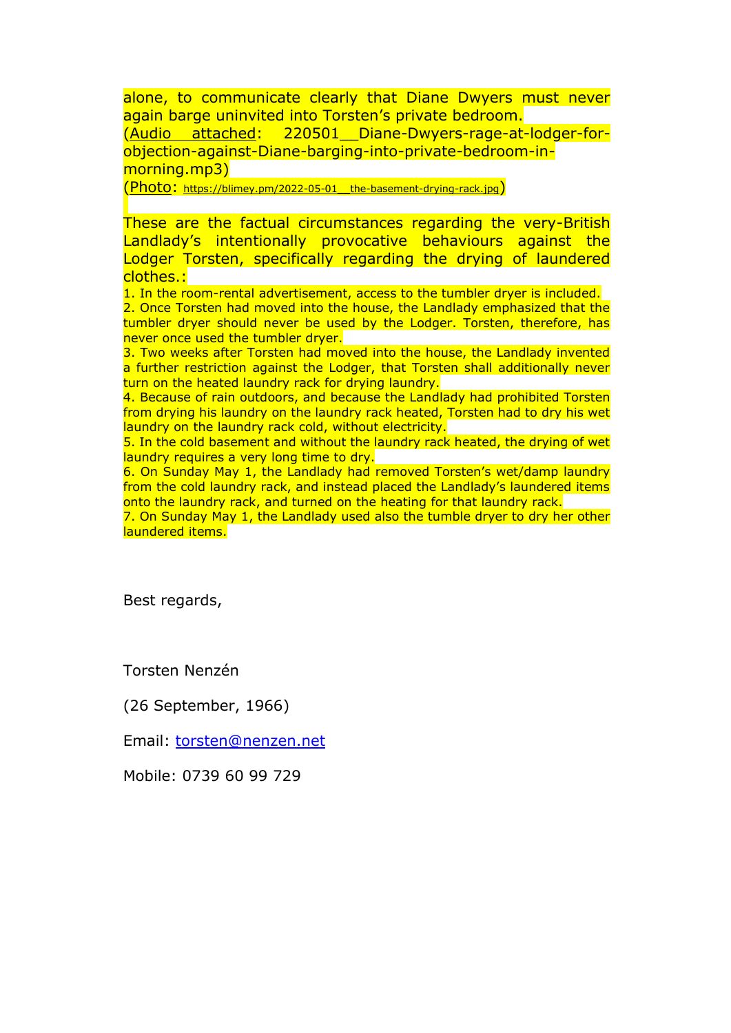alone, to communicate clearly that Diane Dwyers must never again barge uninvited into Torsten's private bedroom.
(Audio attached: 220501__Diane-Dwyers-rage-at-lodger-for-objection-against-Diane-barging-into-private-bedroom-in-morning.mp3)
(Photo: https://blimey.pm/2022-05-01__the-basement-drying-rack.jpg)

These are the factual circumstances regarding the very-British Landlady's intentionally provocative behaviours against the Lodger Torsten, specifically regarding the drying of laundered clothes.:

1. In the room-rental advertisement, access to the tumbler dryer is included.
2. Once Torsten had moved into the house, the Landlady emphasized that the tumbler dryer should never be used by the Lodger. Torsten, therefore, has never once used the tumbler dryer.
3. Two weeks after Torsten had moved into the house, the Landlady invented a further restriction against the Lodger, that Torsten shall additionally never turn on the heated laundry rack for drying laundry.
4. Because of rain outdoors, and because the Landlady had prohibited Torsten from drying his laundry on the laundry rack heated, Torsten had to dry his wet laundry on the laundry rack cold, without electricity.
5. In the cold basement and without the laundry rack heated, the drying of wet laundry requires a very long time to dry.
6. On Sunday May 1, the Landlady had removed Torsten's wet/damp laundry from the cold laundry rack, and instead placed the Landlady's laundered items onto the laundry rack, and turned on the heating for that laundry rack.
7. On Sunday May 1, the Landlady used also the tumble dryer to dry her other laundered items.

Best regards,

Torsten Nenzén

(26 September, 1966)

Email: torsten@nenzen.net

Mobile: 0739 60 99 729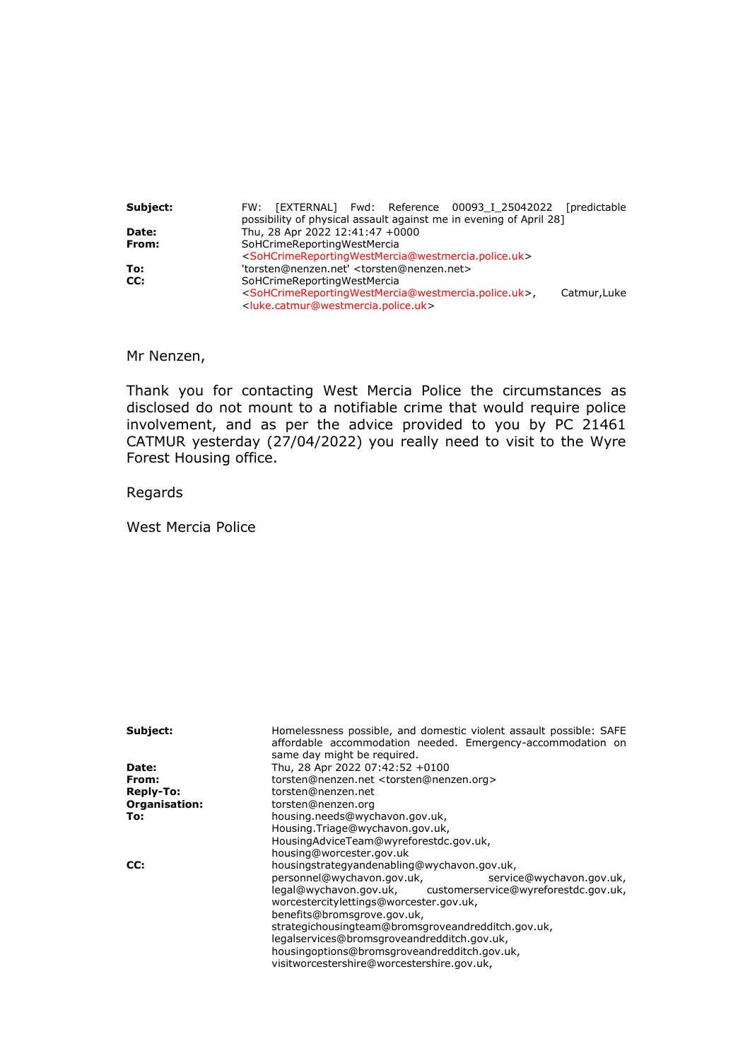| | |
|---|---|
| **Subject:** | FW: [EXTERNAL] Fwd: Reference 00093_I_25042022 [predictable possibility of physical assault against me in evening of April 28] |
| **Date:** | Thu, 28 Apr 2022 12:41:47 +0000 |
| **From:** | SoHCrimeReportingWestMercia <SoHCrimeReportingWestMercia@westmercia.police.uk> |
| **To:** | 'torsten@nenzen.net' <torsten@nenzen.net> |
| **CC:** | SoHCrimeReportingWestMercia <SoHCrimeReportingWestMercia@westmercia.police.uk>, Catmur,Luke <luke.catmur@westmercia.police.uk> |

Mr Nenzen,

Thank you for contacting West Mercia Police the circumstances as disclosed do not mount to a notifiable crime that would require police involvement, and as per the advice provided to you by PC 21461 CATMUR yesterday (27/04/2022) you really need to visit to the Wyre Forest Housing office.

Regards

West Mercia Police

| | |
|---|---|
| **Subject:** | Homelessness possible, and domestic violent assault possible: SAFE affordable accommodation needed. Emergency-accommodation on same day might be required. |
| **Date:** | Thu, 28 Apr 2022 07:42:52 +0100 |
| **From:** | torsten@nenzen.net <torsten@nenzen.org> |
| **Reply-To:** | torsten@nenzen.net |
| **Organisation:** | torsten@nenzen.org |
| **To:** | housing.needs@wychavon.gov.uk, Housing.Triage@wychavon.gov.uk, HousingAdviceTeam@wyreforestdc.gov.uk, housing@worcester.gov.uk |
| **CC:** | housingstrategyandenabling@wychavon.gov.uk, personnel@wychavon.gov.uk, service@wychavon.gov.uk, legal@wychavon.gov.uk, customerservice@wyreforestdc.gov.uk, worcestercitylettings@worcester.gov.uk, benefits@bromsgrove.gov.uk, strategichousingteam@bromsgroveandredditch.gov.uk, legalservices@bromsgroveandredditch.gov.uk, housingoptions@bromsgroveandredditch.gov.uk, visitworcestershire@worcestershire.gov.uk, |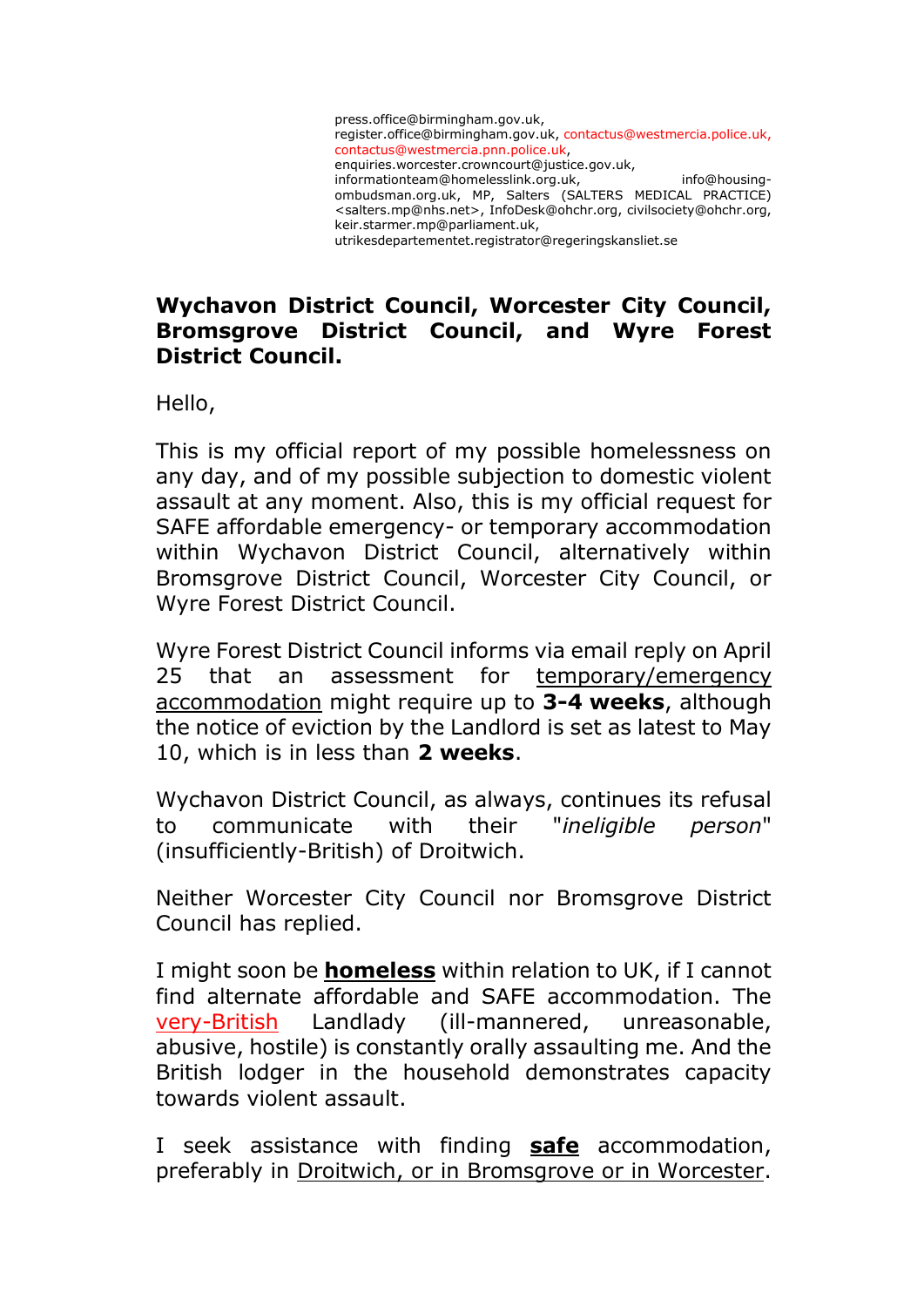press.office@birmingham.gov.uk, register.office@birmingham.gov.uk, contactus@westmercia.police.uk, contactus@westmercia.pnn.police.uk, enquiries.worcester.crowncourt@justice.gov.uk, informationteam@homelesslink.org.uk, info@housing-ombudsman.org.uk, MP, Salters (SALTERS MEDICAL PRACTICE) <salters.mp@nhs.net>, InfoDesk@ohchr.org, civilsociety@ohchr.org, keir.starmer.mp@parliament.uk, utrikesdepartementet.registrator@regeringskansliet.se

**Wychavon District Council, Worcester City Council, Bromsgrove District Council, and Wyre Forest District Council.**

Hello,

This is my official report of my possible homelessness on any day, and of my possible subjection to domestic violent assault at any moment. Also, this is my official request for SAFE affordable emergency- or temporary accommodation within Wychavon District Council, alternatively within Bromsgrove District Council, Worcester City Council, or Wyre Forest District Council.

Wyre Forest District Council informs via email reply on April 25 that an assessment for temporary/emergency accommodation might require up to **3-4 weeks**, although the notice of eviction by the Landlord is set as latest to May 10, which is in less than **2 weeks**.

Wychavon District Council, as always, continues its refusal to communicate with their "*ineligible person*" (insufficiently-British) of Droitwich.

Neither Worcester City Council nor Bromsgrove District Council has replied.

I might soon be **homeless** within relation to UK, if I cannot find alternate affordable and SAFE accommodation. The very-British Landlady (ill-mannered, unreasonable, abusive, hostile) is constantly orally assaulting me. And the British lodger in the household demonstrates capacity towards violent assault.

I seek assistance with finding **safe** accommodation, preferably in Droitwich, or in Bromsgrove or in Worcester.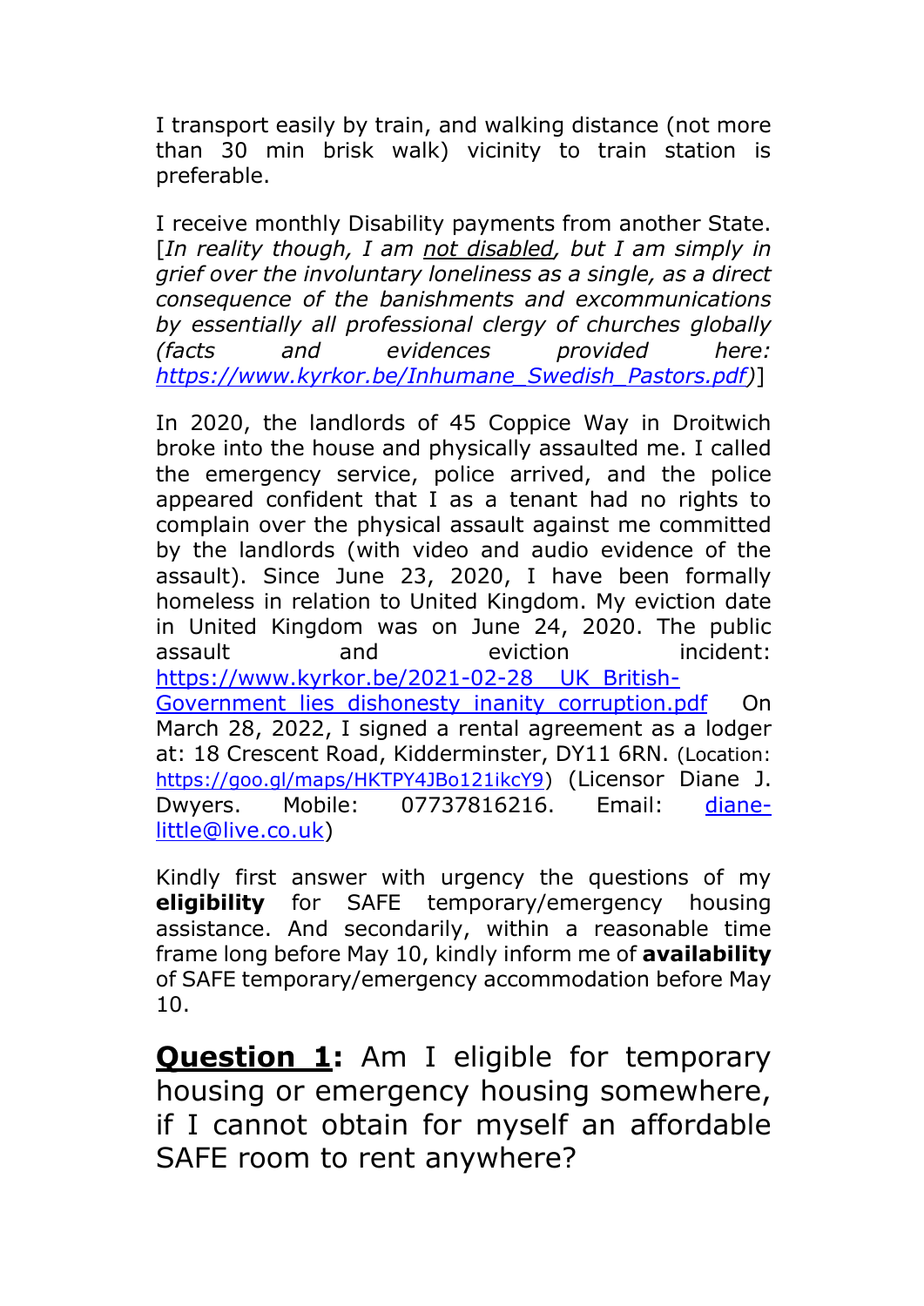I transport easily by train, and walking distance (not more than 30 min brisk walk) vicinity to train station is preferable.

I receive monthly Disability payments from another State. [*In reality though, I am <u>not disabled</u>, but I am simply in grief over the involuntary loneliness as a single, as a direct consequence of the banishments and excommunications by essentially all professional clergy of churches globally (facts and evidences provided here: [https://www.kyrkor.be/Inhumane_Swedish_Pastors.pdf](https://www.kyrkor.be/Inhumane_Swedish_Pastors.pdf))*]

In 2020, the landlords of 45 Coppice Way in Droitwich broke into the house and physically assaulted me. I called the emergency service, police arrived, and the police appeared confident that I as a tenant had no rights to complain over the physical assault against me committed by the landlords (with video and audio evidence of the assault). Since June 23, 2020, I have been formally homeless in relation to United Kingdom. My eviction date in United Kingdom was on June 24, 2020. The public assault and eviction incident: [https://www.kyrkor.be/2021-02-28__UK_British-Government_lies_dishonesty_inanity_corruption.pdf](https://www.kyrkor.be/2021-02-28__UK_British-Government_lies_dishonesty_inanity_corruption.pdf) On March 28, 2022, I signed a rental agreement as a lodger at: 18 Crescent Road, Kidderminster, DY11 6RN. (Location: [https://goo.gl/maps/HKTPY4JBo121ikcY9](https://goo.gl/maps/HKTPY4JBo121ikcY9)) (Licensor Diane J. Dwyers. Mobile: 07737816216. Email: [diane-little@live.co.uk](mailto:diane-little@live.co.uk))

Kindly first answer with urgency the questions of my **eligibility** for SAFE temporary/emergency housing assistance. And secondarily, within a reasonable time frame long before May 10, kindly inform me of **availability** of SAFE temporary/emergency accommodation before May 10.

## **<u>Question 1</u>:** Am I eligible for temporary housing or emergency housing somewhere, if I cannot obtain for myself an affordable SAFE room to rent anywhere?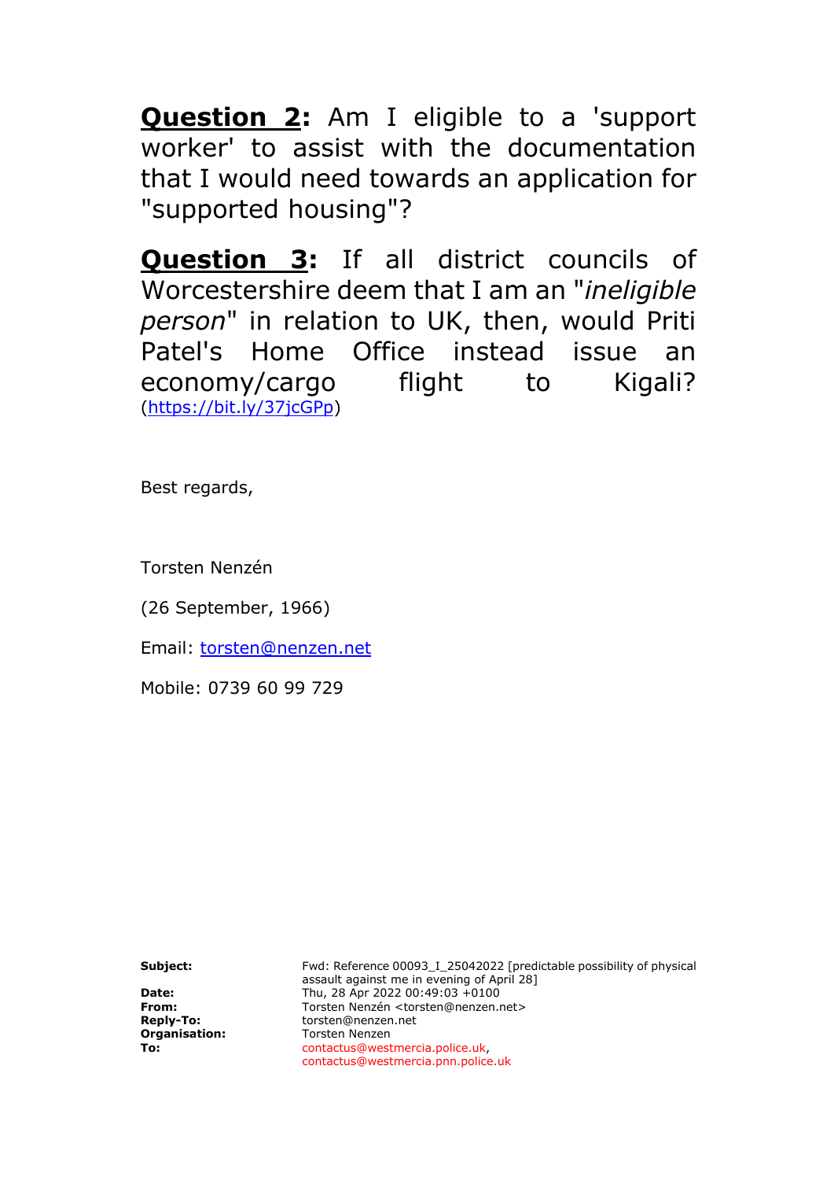**Question 2:** Am I eligible to a 'support worker' to assist with the documentation that I would need towards an application for "supported housing"?

**Question 3:** If all district councils of Worcestershire deem that I am an "*ineligible person*" in relation to UK, then, would Priti Patel's Home Office instead issue an economy/cargo flight to Kigali? (https://bit.ly/37jcGPp)

Best regards,

Torsten Nenzén

(26 September, 1966)

Email: torsten@nenzen.net

Mobile: 0739 60 99 729

| | |
|---|---|
| **Subject:** | Fwd: Reference 00093_I_25042022 [predictable possibility of physical assault against me in evening of April 28] |
| **Date:** | Thu, 28 Apr 2022 00:49:03 +0100 |
| **From:** | Torsten Nenzén <torsten@nenzen.net> |
| **Reply-To:** | torsten@nenzen.net |
| **Organisation:** | Torsten Nenzen |
| **To:** | contactus@westmercia.police.uk, contactus@westmercia.pnn.police.uk |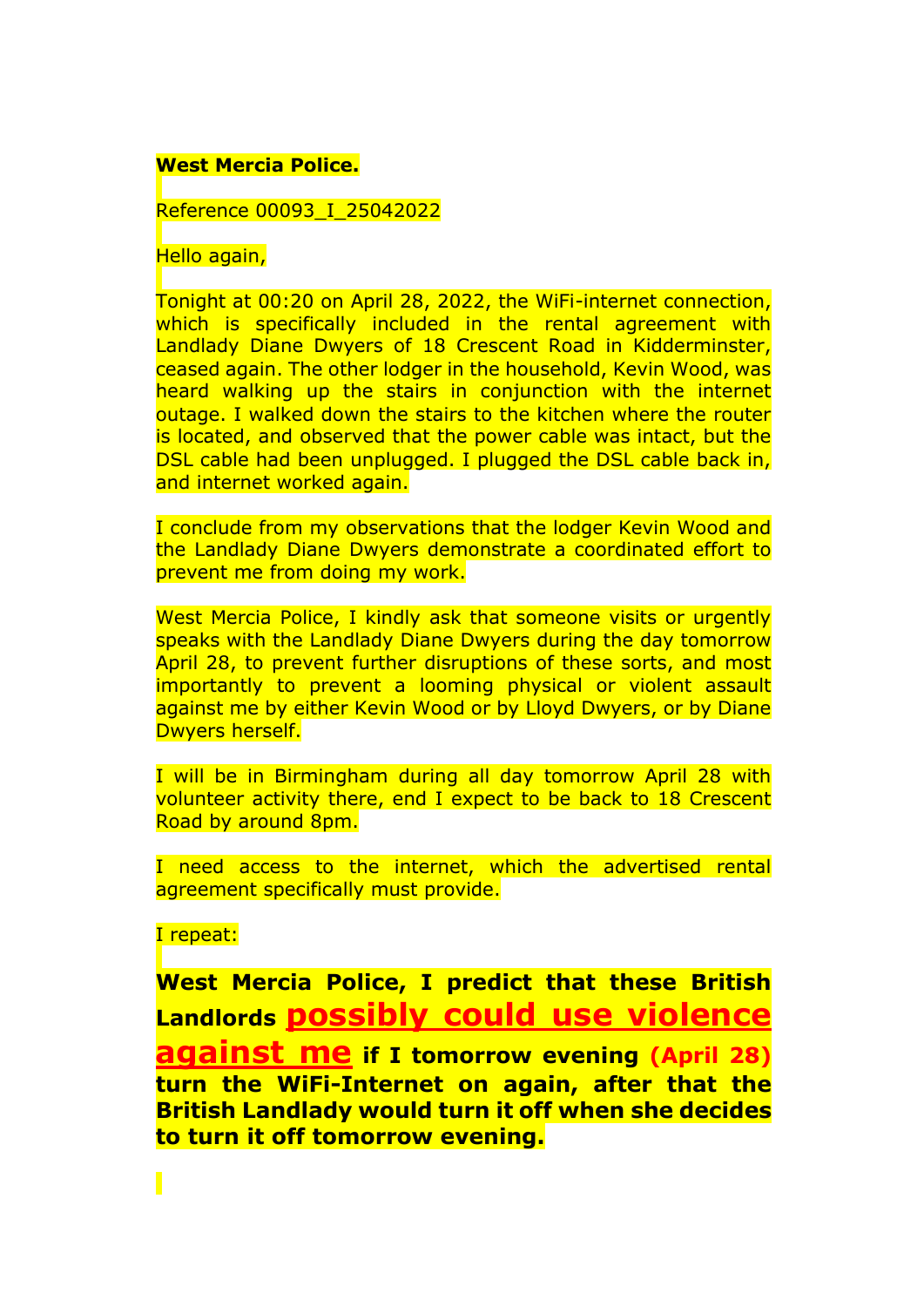**West Mercia Police.**

Reference 00093_I_25042022

Hello again,

Tonight at 00:20 on April 28, 2022, the WiFi-internet connection, which is specifically included in the rental agreement with Landlady Diane Dwyers of 18 Crescent Road in Kidderminster, ceased again. The other lodger in the household, Kevin Wood, was heard walking up the stairs in conjunction with the internet outage. I walked down the stairs to the kitchen where the router is located, and observed that the power cable was intact, but the DSL cable had been unplugged. I plugged the DSL cable back in, and internet worked again.

I conclude from my observations that the lodger Kevin Wood and the Landlady Diane Dwyers demonstrate a coordinated effort to prevent me from doing my work.

West Mercia Police, I kindly ask that someone visits or urgently speaks with the Landlady Diane Dwyers during the day tomorrow April 28, to prevent further disruptions of these sorts, and most importantly to prevent a looming physical or violent assault against me by either Kevin Wood or by Lloyd Dwyers, or by Diane Dwyers herself.

I will be in Birmingham during all day tomorrow April 28 with volunteer activity there, end I expect to be back to 18 Crescent Road by around 8pm.

I need access to the internet, which the advertised rental agreement specifically must provide.

I repeat:

**West Mercia Police, I predict that these British Landlords possibly could use violence against me if I tomorrow evening (April 28) turn the WiFi-Internet on again, after that the British Landlady would turn it off when she decides to turn it off tomorrow evening.**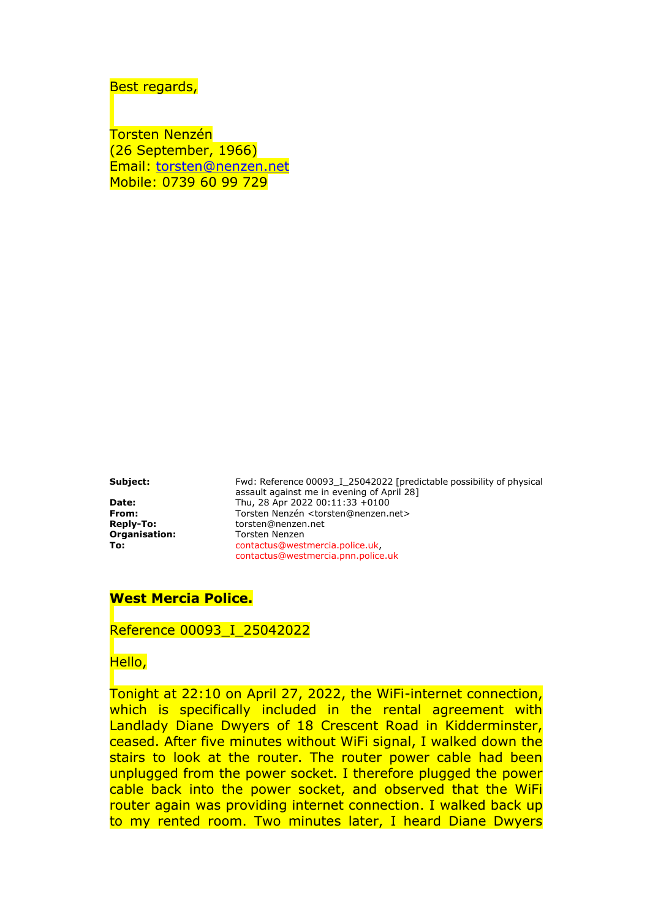Best regards,

Torsten Nenzén
(26 September, 1966)
Email: torsten@nenzen.net
Mobile: 0739 60 99 729

| | |
|---|---|
| **Subject:** | Fwd: Reference 00093_I_25042022 [predictable possibility of physical assault against me in evening of April 28] |
| **Date:** | Thu, 28 Apr 2022 00:11:33 +0100 |
| **From:** | Torsten Nenzén <torsten@nenzen.net> |
| **Reply-To:** | torsten@nenzen.net |
| **Organisation:** | Torsten Nenzen |
| **To:** | contactus@westmercia.police.uk, contactus@westmercia.pnn.police.uk |

**West Mercia Police.**

Reference 00093_I_25042022

Hello,

Tonight at 22:10 on April 27, 2022, the WiFi-internet connection, which is specifically included in the rental agreement with Landlady Diane Dwyers of 18 Crescent Road in Kidderminster, ceased. After five minutes without WiFi signal, I walked down the stairs to look at the router. The router power cable had been unplugged from the power socket. I therefore plugged the power cable back into the power socket, and observed that the WiFi router again was providing internet connection. I walked back up to my rented room. Two minutes later, I heard Diane Dwyers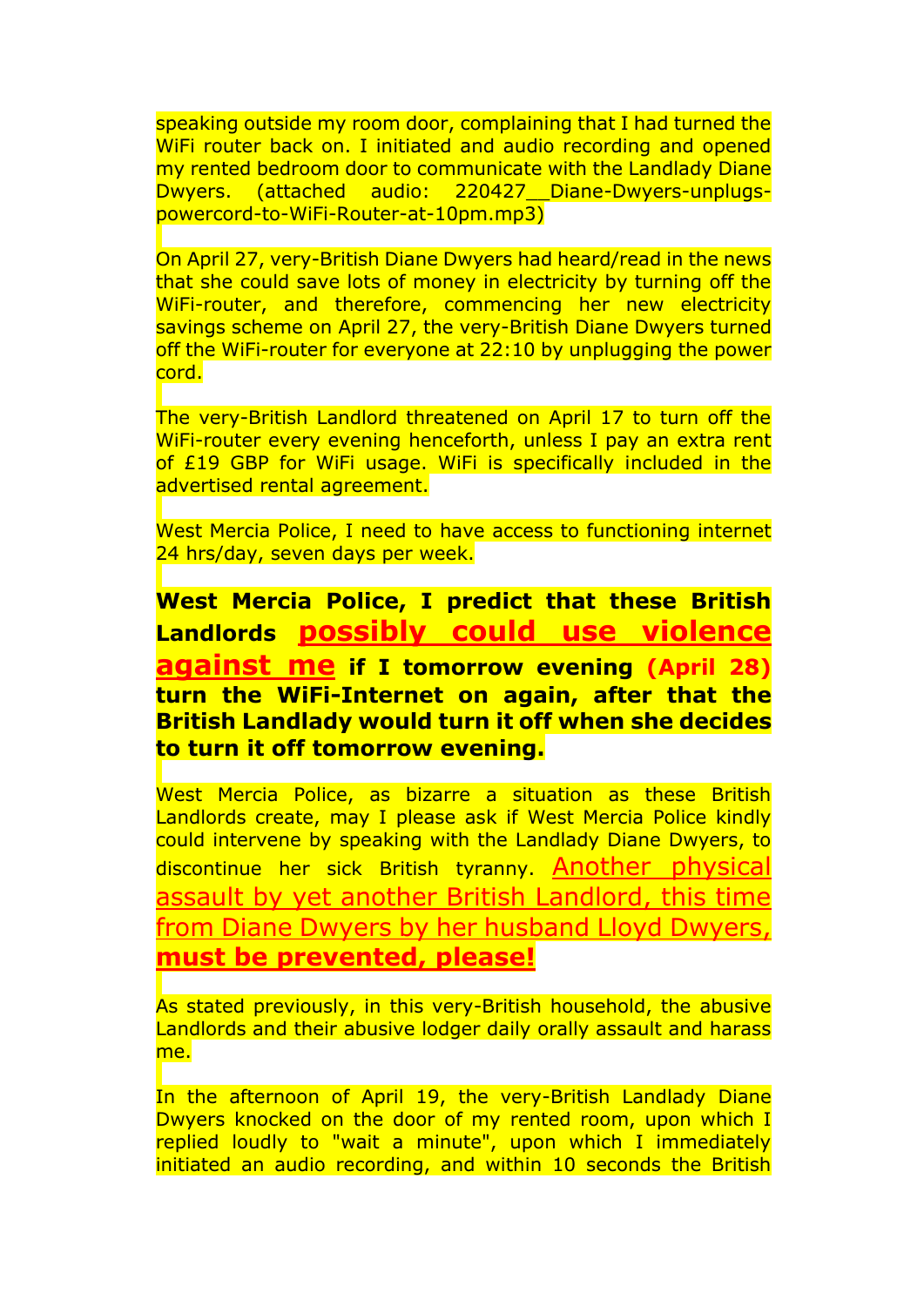speaking outside my room door, complaining that I had turned the WiFi router back on. I initiated and audio recording and opened my rented bedroom door to communicate with the Landlady Diane Dwyers. (attached audio: 220427__Diane-Dwyers-unplugs-powercord-to-WiFi-Router-at-10pm.mp3)

On April 27, very-British Diane Dwyers had heard/read in the news that she could save lots of money in electricity by turning off the WiFi-router, and therefore, commencing her new electricity savings scheme on April 27, the very-British Diane Dwyers turned off the WiFi-router for everyone at 22:10 by unplugging the power cord.

The very-British Landlord threatened on April 17 to turn off the WiFi-router every evening henceforth, unless I pay an extra rent of £19 GBP for WiFi usage. WiFi is specifically included in the advertised rental agreement.

West Mercia Police, I need to have access to functioning internet 24 hrs/day, seven days per week.

**West Mercia Police, I predict that these British Landlords <u>possibly could use violence against me</u> if I tomorrow evening (April 28) turn the WiFi-Internet on again, after that the British Landlady would turn it off when she decides to turn it off tomorrow evening.**

West Mercia Police, as bizarre a situation as these British Landlords create, may I please ask if West Mercia Police kindly could intervene by speaking with the Landlady Diane Dwyers, to discontinue her sick British tyranny. <u>Another physical assault by yet another British Landlord, this time from Diane Dwyers by her husband Lloyd Dwyers,</u> <u>**must be prevented, please!**</u>

As stated previously, in this very-British household, the abusive Landlords and their abusive lodger daily orally assault and harass me.

In the afternoon of April 19, the very-British Landlady Diane Dwyers knocked on the door of my rented room, upon which I replied loudly to "wait a minute", upon which I immediately initiated an audio recording, and within 10 seconds the British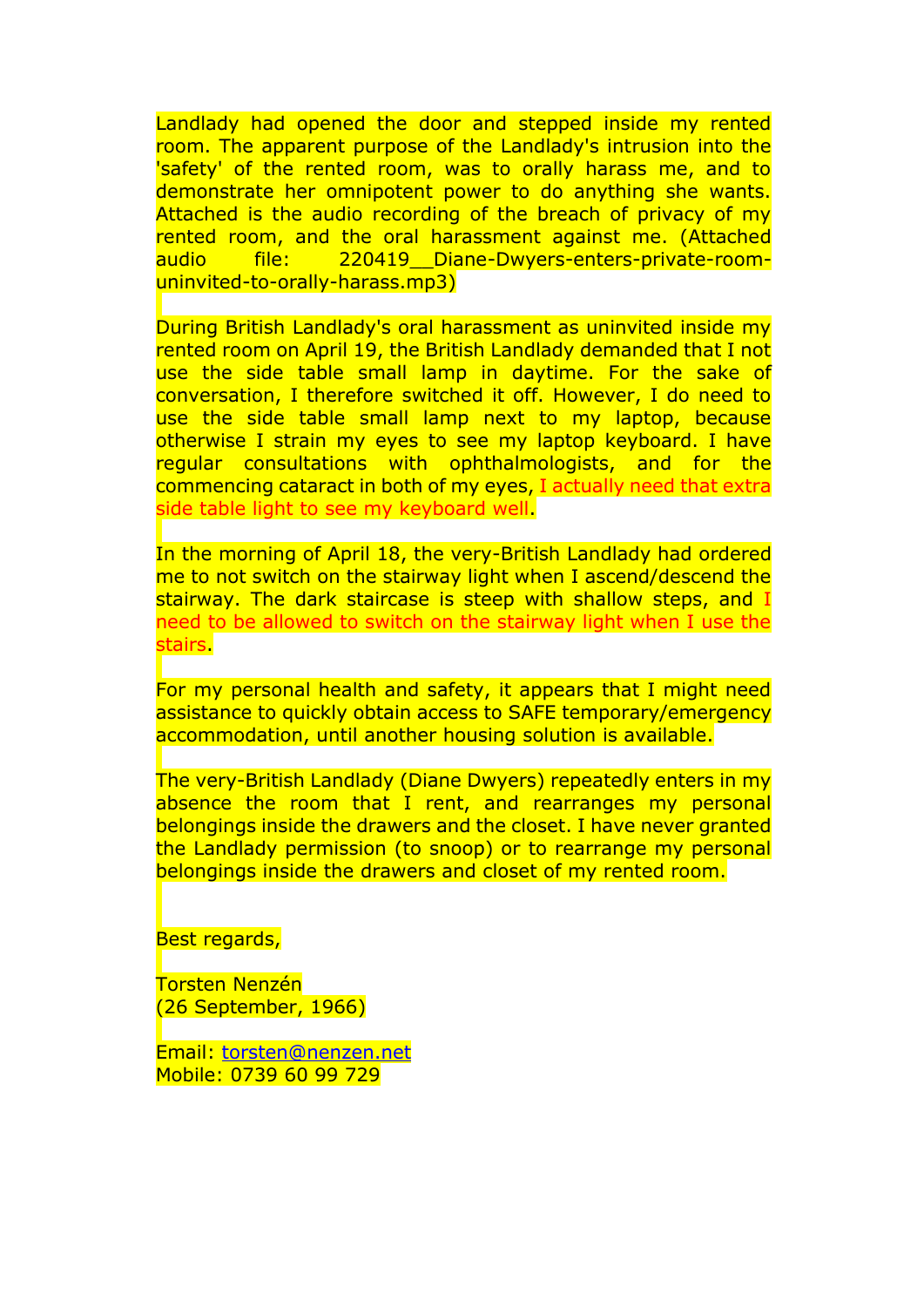Landlady had opened the door and stepped inside my rented room. The apparent purpose of the Landlady's intrusion into the 'safety' of the rented room, was to orally harass me, and to demonstrate her omnipotent power to do anything she wants. Attached is the audio recording of the breach of privacy of my rented room, and the oral harassment against me. (Attached audio file: 220419__Diane-Dwyers-enters-private-room-uninvited-to-orally-harass.mp3)

During British Landlady's oral harassment as uninvited inside my rented room on April 19, the British Landlady demanded that I not use the side table small lamp in daytime. For the sake of conversation, I therefore switched it off. However, I do need to use the side table small lamp next to my laptop, because otherwise I strain my eyes to see my laptop keyboard. I have regular consultations with ophthalmologists, and for the commencing cataract in both of my eyes, I actually need that extra side table light to see my keyboard well.

In the morning of April 18, the very-British Landlady had ordered me to not switch on the stairway light when I ascend/descend the stairway. The dark staircase is steep with shallow steps, and I need to be allowed to switch on the stairway light when I use the stairs.

For my personal health and safety, it appears that I might need assistance to quickly obtain access to SAFE temporary/emergency accommodation, until another housing solution is available.

The very-British Landlady (Diane Dwyers) repeatedly enters in my absence the room that I rent, and rearranges my personal belongings inside the drawers and the closet. I have never granted the Landlady permission (to snoop) or to rearrange my personal belongings inside the drawers and closet of my rented room.

Best regards,

Torsten Nenzén
(26 September, 1966)

Email: torsten@nenzen.net
Mobile: 0739 60 99 729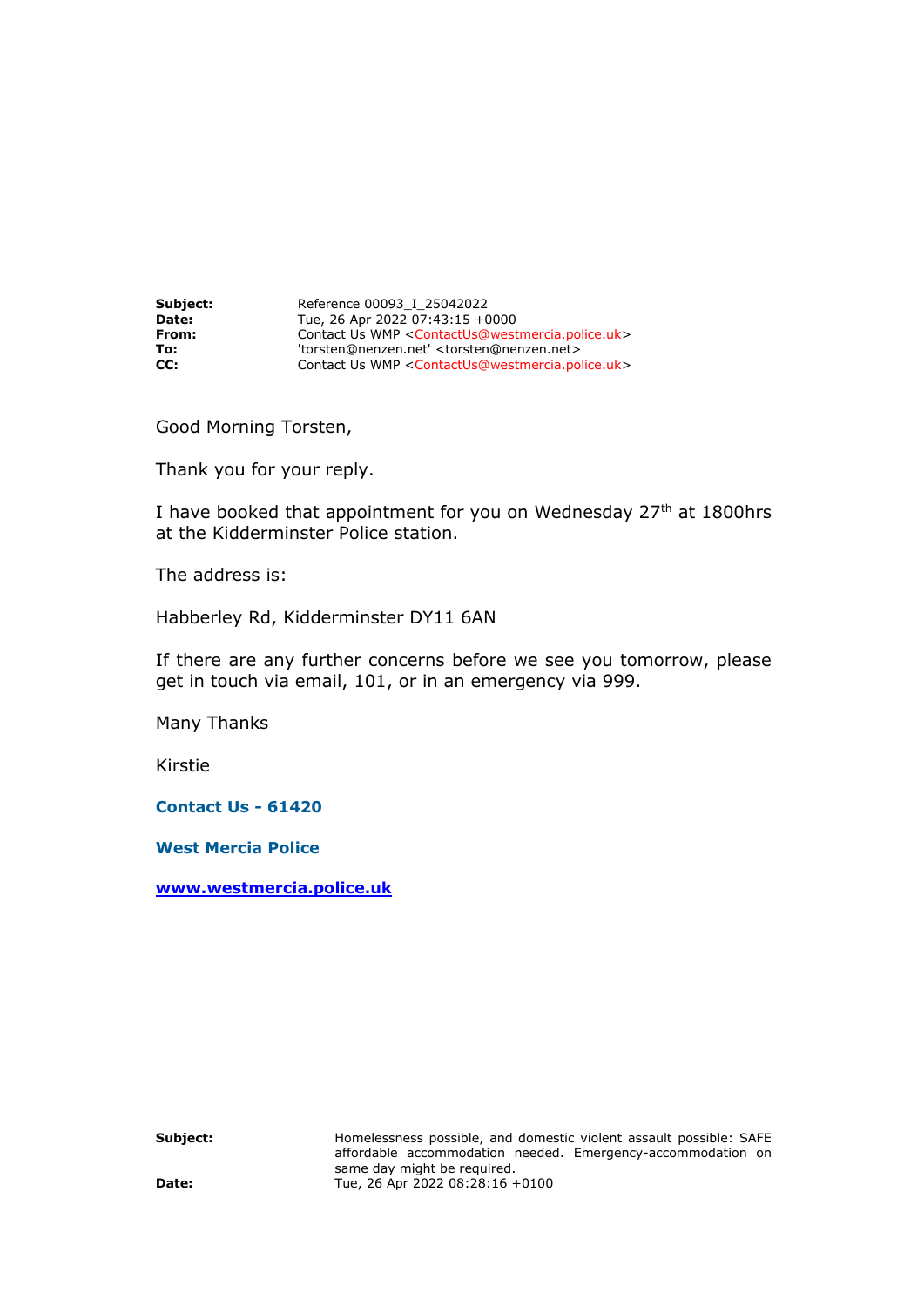| | |
|---|---|
| **Subject:** | Reference 00093_I_25042022 |
| **Date:** | Tue, 26 Apr 2022 07:43:15 +0000 |
| **From:** | Contact Us WMP <ContactUs@westmercia.police.uk> |
| **To:** | 'torsten@nenzen.net' <torsten@nenzen.net> |
| **CC:** | Contact Us WMP <ContactUs@westmercia.police.uk> |

Good Morning Torsten,

Thank you for your reply.

I have booked that appointment for you on Wednesday 27th at 1800hrs at the Kidderminster Police station.

The address is:

Habberley Rd, Kidderminster DY11 6AN

If there are any further concerns before we see you tomorrow, please get in touch via email, 101, or in an emergency via 999.

Many Thanks

Kirstie

**Contact Us - 61420**

**West Mercia Police**

**www.westmercia.police.uk**

| | |
|---|---|
| **Subject:** | Homelessness possible, and domestic violent assault possible: SAFE affordable accommodation needed. Emergency-accommodation on same day might be required. |
| **Date:** | Tue, 26 Apr 2022 08:28:16 +0100 |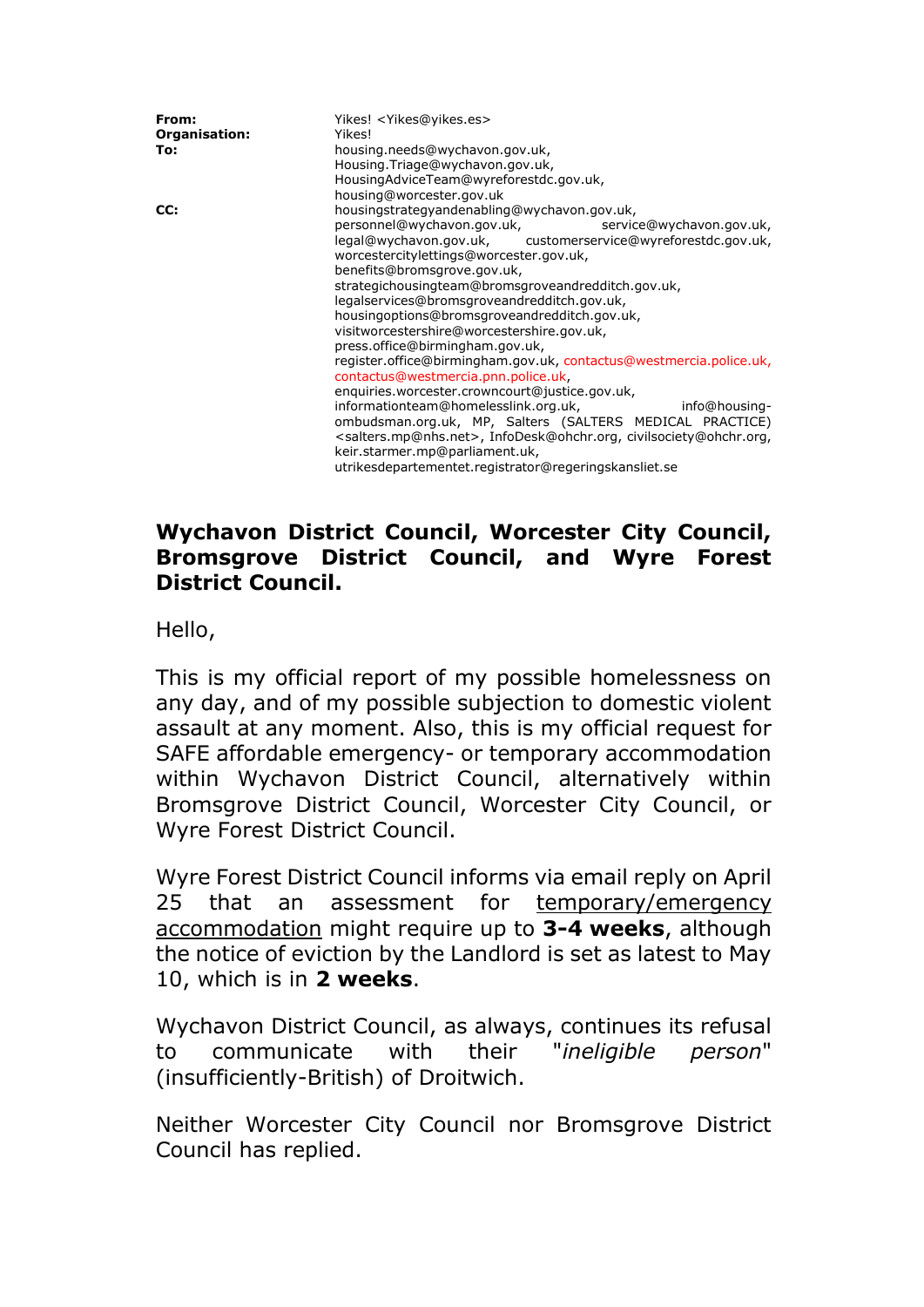| | |
|---|---|
| **From:** | Yikes! <Yikes@yikes.es> |
| **Organisation:** | Yikes! |
| **To:** | housing.needs@wychavon.gov.uk, Housing.Triage@wychavon.gov.uk, HousingAdviceTeam@wyreforestdc.gov.uk, housing@worcester.gov.uk |
| **CC:** | housingstrategyandenabling@wychavon.gov.uk, personnel@wychavon.gov.uk, service@wychavon.gov.uk, legal@wychavon.gov.uk, customerservice@wyreforestdc.gov.uk, worcestercitylettings@worcester.gov.uk, benefits@bromsgrove.gov.uk, strategichousingteam@bromsgroveandredditch.gov.uk, legalservices@bromsgroveandredditch.gov.uk, housingoptions@bromsgroveandredditch.gov.uk, visitworcestershire@worcestershire.gov.uk, press.office@birmingham.gov.uk, register.office@birmingham.gov.uk, contactus@westmercia.police.uk, contactus@westmercia.pnn.police.uk, enquiries.worcester.crowncourt@justice.gov.uk, informationteam@homelesslink.org.uk, info@housing-ombudsman.org.uk, MP, Salters (SALTERS MEDICAL PRACTICE) <salters.mp@nhs.net>, InfoDesk@ohchr.org, civilsociety@ohchr.org, keir.starmer.mp@parliament.uk, utrikesdepartementet.registrator@regeringskansliet.se |

**Wychavon District Council, Worcester City Council, Bromsgrove District Council, and Wyre Forest District Council.**

Hello,

This is my official report of my possible homelessness on any day, and of my possible subjection to domestic violent assault at any moment. Also, this is my official request for SAFE affordable emergency- or temporary accommodation within Wychavon District Council, alternatively within Bromsgrove District Council, Worcester City Council, or Wyre Forest District Council.

Wyre Forest District Council informs via email reply on April 25 that an assessment for temporary/emergency accommodation might require up to **3-4 weeks**, although the notice of eviction by the Landlord is set as latest to May 10, which is in **2 weeks**.

Wychavon District Council, as always, continues its refusal to communicate with their "*ineligible person*" (insufficiently-British) of Droitwich.

Neither Worcester City Council nor Bromsgrove District Council has replied.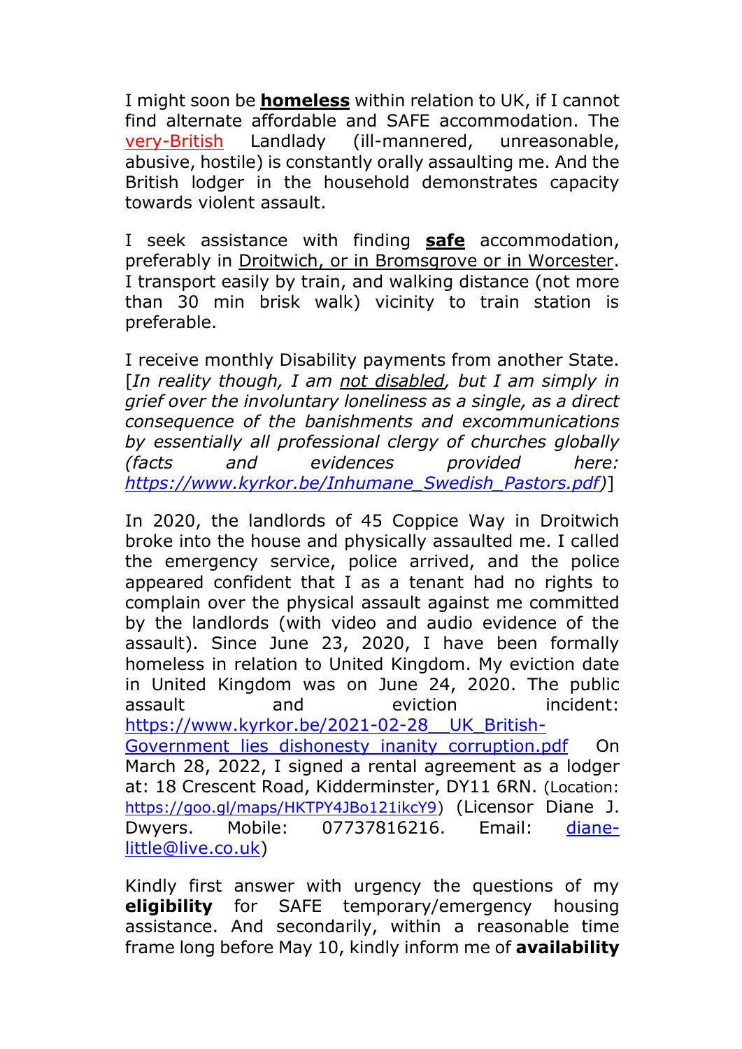I might soon be **homeless** within relation to UK, if I cannot find alternate affordable and SAFE accommodation. The very-British Landlady (ill-mannered, unreasonable, abusive, hostile) is constantly orally assaulting me. And the British lodger in the household demonstrates capacity towards violent assault.

I seek assistance with finding **safe** accommodation, preferably in Droitwich, or in Bromsgrove or in Worcester. I transport easily by train, and walking distance (not more than 30 min brisk walk) vicinity to train station is preferable.

I receive monthly Disability payments from another State. [*In reality though, I am not disabled, but I am simply in grief over the involuntary loneliness as a single, as a direct consequence of the banishments and excommunications by essentially all professional clergy of churches globally (facts and evidences provided here: https://www.kyrkor.be/Inhumane_Swedish_Pastors.pdf)*]

In 2020, the landlords of 45 Coppice Way in Droitwich broke into the house and physically assaulted me. I called the emergency service, police arrived, and the police appeared confident that I as a tenant had no rights to complain over the physical assault against me committed by the landlords (with video and audio evidence of the assault). Since June 23, 2020, I have been formally homeless in relation to United Kingdom. My eviction date in United Kingdom was on June 24, 2020. The public assault and eviction incident: https://www.kyrkor.be/2021-02-28__UK_British-Government_lies_dishonesty_inanity_corruption.pdf On March 28, 2022, I signed a rental agreement as a lodger at: 18 Crescent Road, Kidderminster, DY11 6RN. (Location: https://goo.gl/maps/HKTPY4JBo121ikcY9) (Licensor Diane J. Dwyers. Mobile: 07737816216. Email: diane-little@live.co.uk)

Kindly first answer with urgency the questions of my **eligibility** for SAFE temporary/emergency housing assistance. And secondarily, within a reasonable time frame long before May 10, kindly inform me of **availability**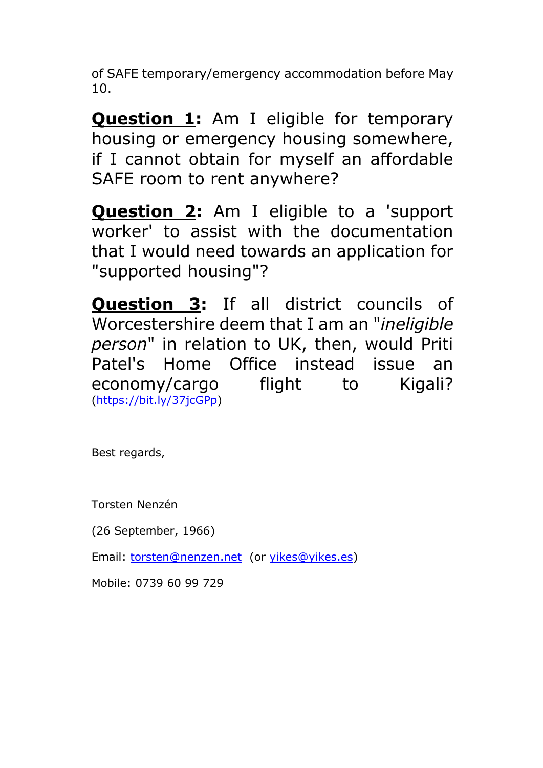of SAFE temporary/emergency accommodation before May 10.

**<u>Question 1</u>:** Am I eligible for temporary housing or emergency housing somewhere, if I cannot obtain for myself an affordable SAFE room to rent anywhere?

**<u>Question 2</u>:** Am I eligible to a 'support worker' to assist with the documentation that I would need towards an application for "supported housing"?

**<u>Question 3</u>:** If all district councils of Worcestershire deem that I am an "*ineligible person*" in relation to UK, then, would Priti Patel's Home Office instead issue an economy/cargo flight to Kigali? (https://bit.ly/37jcGPp)

Best regards,

Torsten Nenzén

(26 September, 1966)

Email: torsten@nenzen.net (or yikes@yikes.es)

Mobile: 0739 60 99 729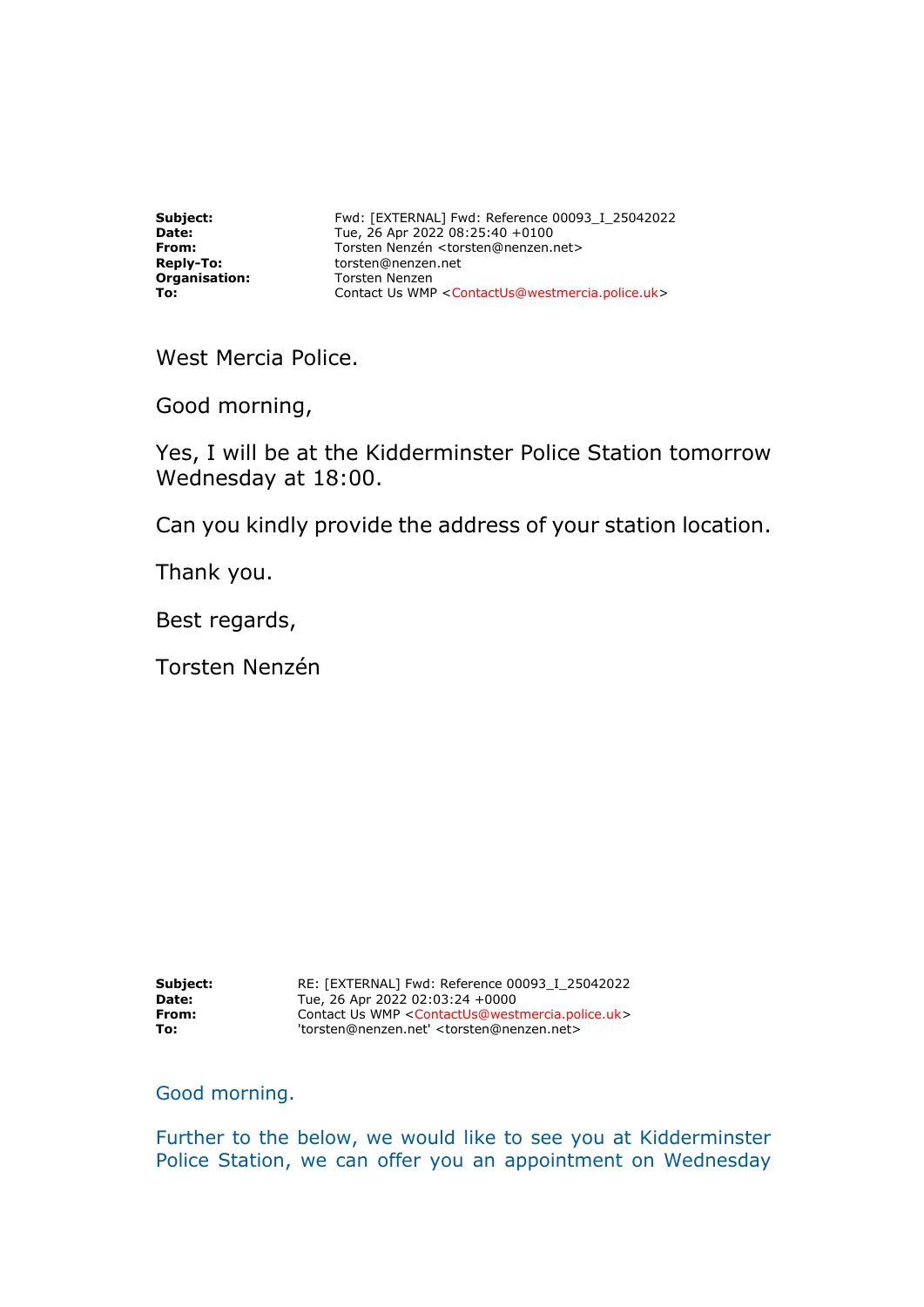| | |
|---|---|
| **Subject:** | Fwd: [EXTERNAL] Fwd: Reference 00093_I_25042022 |
| **Date:** | Tue, 26 Apr 2022 08:25:40 +0100 |
| **From:** | Torsten Nenzén <torsten@nenzen.net> |
| **Reply-To:** | torsten@nenzen.net |
| **Organisation:** | Torsten Nenzen |
| **To:** | Contact Us WMP <ContactUs@westmercia.police.uk> |

West Mercia Police.

Good morning,

Yes, I will be at the Kidderminster Police Station tomorrow Wednesday at 18:00.

Can you kindly provide the address of your station location.

Thank you.

Best regards,

Torsten Nenzén

| | |
|---|---|
| **Subject:** | RE: [EXTERNAL] Fwd: Reference 00093_I_25042022 |
| **Date:** | Tue, 26 Apr 2022 02:03:24 +0000 |
| **From:** | Contact Us WMP <ContactUs@westmercia.police.uk> |
| **To:** | 'torsten@nenzen.net' <torsten@nenzen.net> |

Good morning.

Further to the below, we would like to see you at Kidderminster Police Station, we can offer you an appointment on Wednesday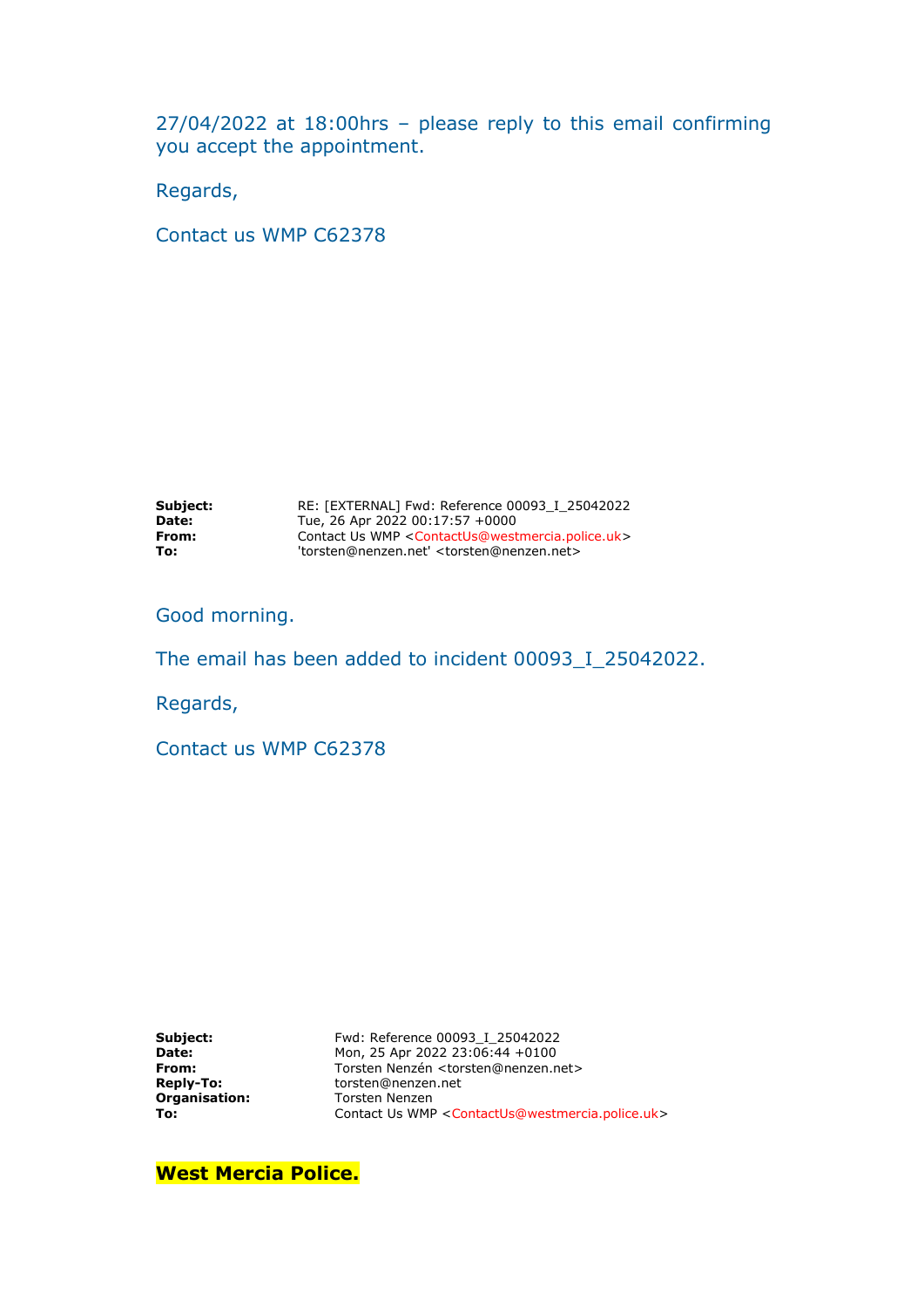27/04/2022 at 18:00hrs – please reply to this email confirming you accept the appointment.

Regards,

Contact us WMP C62378

| | |
|---|---|
| **Subject:** | RE: [EXTERNAL] Fwd: Reference 00093_I_25042022 |
| **Date:** | Tue, 26 Apr 2022 00:17:57 +0000 |
| **From:** | Contact Us WMP <ContactUs@westmercia.police.uk> |
| **To:** | 'torsten@nenzen.net' <torsten@nenzen.net> |

Good morning.

The email has been added to incident 00093_I_25042022.

Regards,

Contact us WMP C62378

| | |
|---|---|
| **Subject:** | Fwd: Reference 00093_I_25042022 |
| **Date:** | Mon, 25 Apr 2022 23:06:44 +0100 |
| **From:** | Torsten Nenzén <torsten@nenzen.net> |
| **Reply-To:** | torsten@nenzen.net |
| **Organisation:** | Torsten Nenzen |
| **To:** | Contact Us WMP <ContactUs@westmercia.police.uk> |

**West Mercia Police.**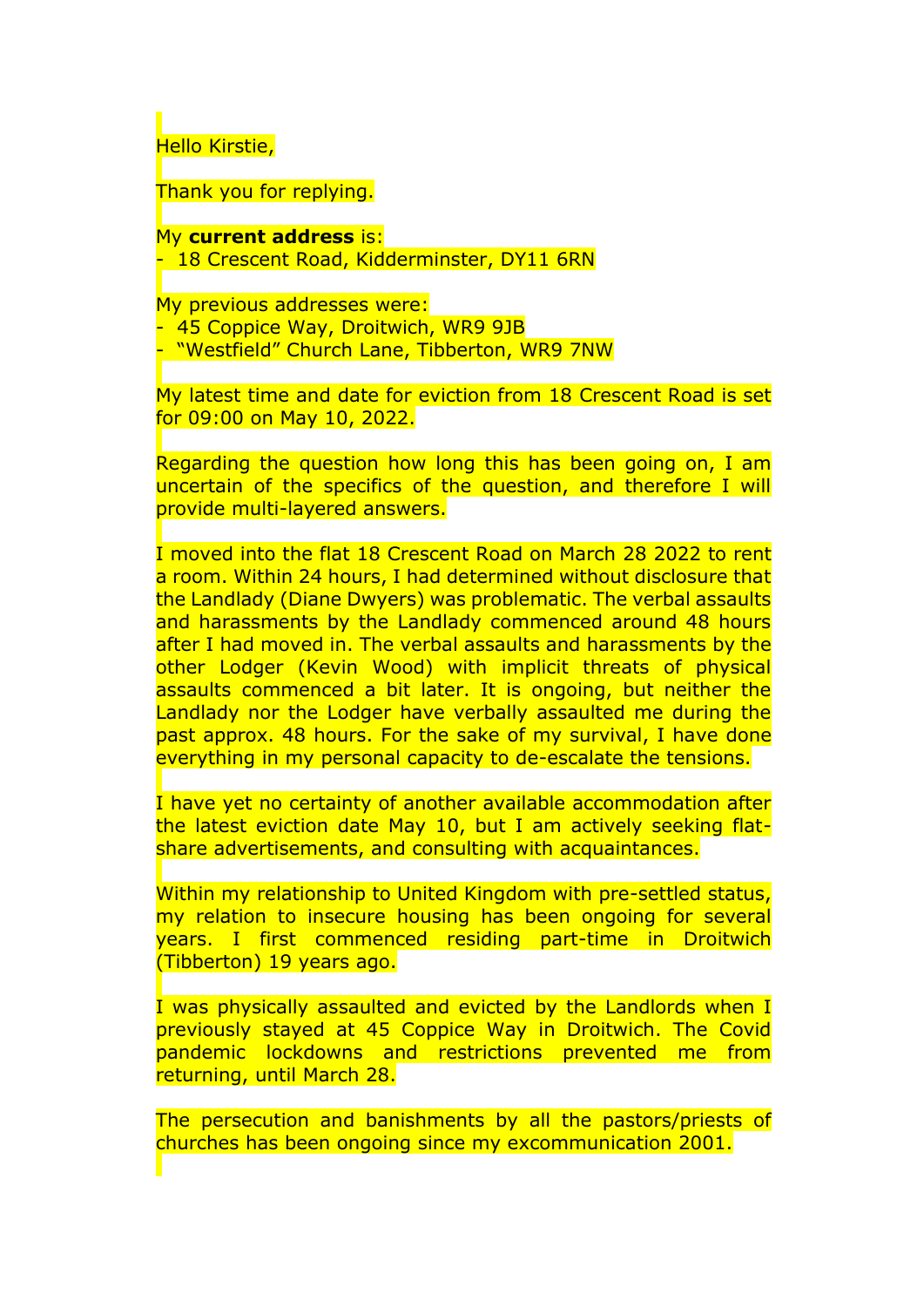Hello Kirstie,

Thank you for replying.

My **current address** is:
- 18 Crescent Road, Kidderminster, DY11 6RN

My previous addresses were:
- 45 Coppice Way, Droitwich, WR9 9JB
- "Westfield" Church Lane, Tibberton, WR9 7NW

My latest time and date for eviction from 18 Crescent Road is set for 09:00 on May 10, 2022.

Regarding the question how long this has been going on, I am uncertain of the specifics of the question, and therefore I will provide multi-layered answers.

I moved into the flat 18 Crescent Road on March 28 2022 to rent a room. Within 24 hours, I had determined without disclosure that the Landlady (Diane Dwyers) was problematic. The verbal assaults and harassments by the Landlady commenced around 48 hours after I had moved in. The verbal assaults and harassments by the other Lodger (Kevin Wood) with implicit threats of physical assaults commenced a bit later. It is ongoing, but neither the Landlady nor the Lodger have verbally assaulted me during the past approx. 48 hours. For the sake of my survival, I have done everything in my personal capacity to de-escalate the tensions.

I have yet no certainty of another available accommodation after the latest eviction date May 10, but I am actively seeking flat-share advertisements, and consulting with acquaintances.

Within my relationship to United Kingdom with pre-settled status, my relation to insecure housing has been ongoing for several years. I first commenced residing part-time in Droitwich (Tibberton) 19 years ago.

I was physically assaulted and evicted by the Landlords when I previously stayed at 45 Coppice Way in Droitwich. The Covid pandemic lockdowns and restrictions prevented me from returning, until March 28.

The persecution and banishments by all the pastors/priests of churches has been ongoing since my excommunication 2001.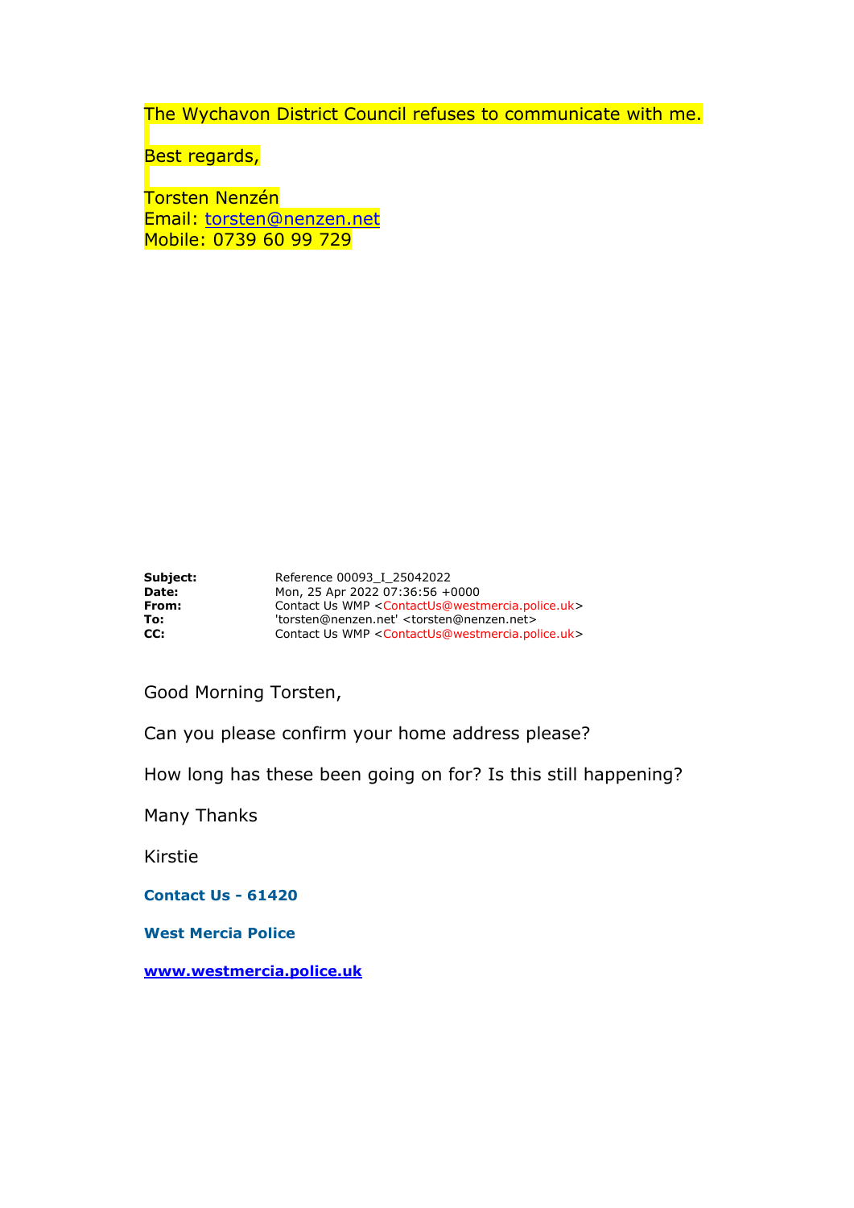The Wychavon District Council refuses to communicate with me.

Best regards,

Torsten Nenzén
Email: torsten@nenzen.net
Mobile: 0739 60 99 729

**Subject:** Reference 00093_I_25042022
**Date:** Mon, 25 Apr 2022 07:36:56 +0000
**From:** Contact Us WMP <ContactUs@westmercia.police.uk>
**To:** 'torsten@nenzen.net' <torsten@nenzen.net>
**CC:** Contact Us WMP <ContactUs@westmercia.police.uk>

Good Morning Torsten,

Can you please confirm your home address please?

How long has these been going on for? Is this still happening?

Many Thanks

Kirstie

**Contact Us - 61420**

**West Mercia Police**

**www.westmercia.police.uk**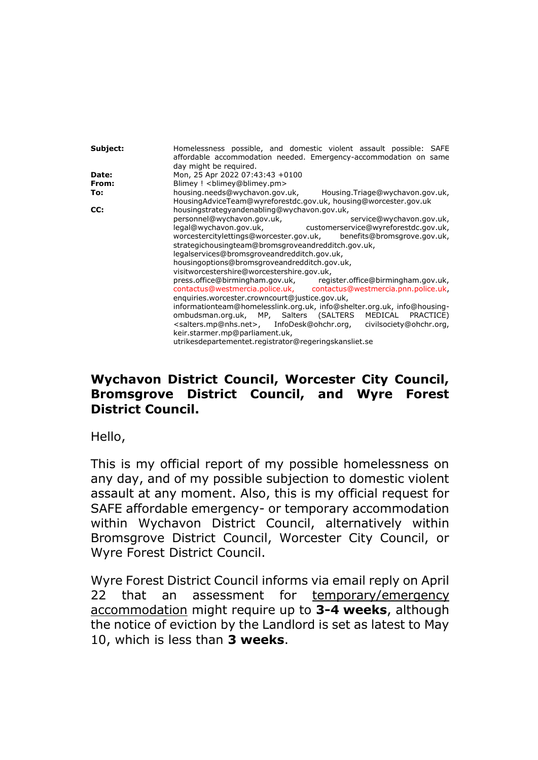| | |
|---|---|
| **Subject:** | Homelessness possible, and domestic violent assault possible: SAFE affordable accommodation needed. Emergency-accommodation on same day might be required. |
| **Date:** | Mon, 25 Apr 2022 07:43:43 +0100 |
| **From:** | Blimey ! <blimey@blimey.pm> |
| **To:** | housing.needs@wychavon.gov.uk, Housing.Triage@wychavon.gov.uk, HousingAdviceTeam@wyreforestdc.gov.uk, housing@worcester.gov.uk |
| **CC:** | housingstrategyandenabling@wychavon.gov.uk, personnel@wychavon.gov.uk, service@wychavon.gov.uk, legal@wychavon.gov.uk, customerservice@wyreforestdc.gov.uk, worcestercitylettings@worcester.gov.uk, benefits@bromsgrove.gov.uk, strategichousingteam@bromsgroveandredditch.gov.uk, legalservices@bromsgroveandredditch.gov.uk, housingoptions@bromsgroveandredditch.gov.uk, visitworcestershire@worcestershire.gov.uk, press.office@birmingham.gov.uk, register.office@birmingham.gov.uk, contactus@westmercia.police.uk, contactus@westmercia.pnn.police.uk, enquiries.worcester.crowncourt@justice.gov.uk, informationteam@homelesslink.org.uk, info@shelter.org.uk, info@housing-ombudsman.org.uk, MP, Salters (SALTERS MEDICAL PRACTICE) <salters.mp@nhs.net>, InfoDesk@ohchr.org, civilsociety@ohchr.org, keir.starmer.mp@parliament.uk, utrikesdepartementet.registrator@regeringskansliet.se |

## Wychavon District Council, Worcester City Council, Bromsgrove District Council, and Wyre Forest District Council.

Hello,

This is my official report of my possible homelessness on any day, and of my possible subjection to domestic violent assault at any moment. Also, this is my official request for SAFE affordable emergency- or temporary accommodation within Wychavon District Council, alternatively within Bromsgrove District Council, Worcester City Council, or Wyre Forest District Council.

Wyre Forest District Council informs via email reply on April 22 that an assessment for temporary/emergency accommodation might require up to **3-4 weeks**, although the notice of eviction by the Landlord is set as latest to May 10, which is less than **3 weeks**.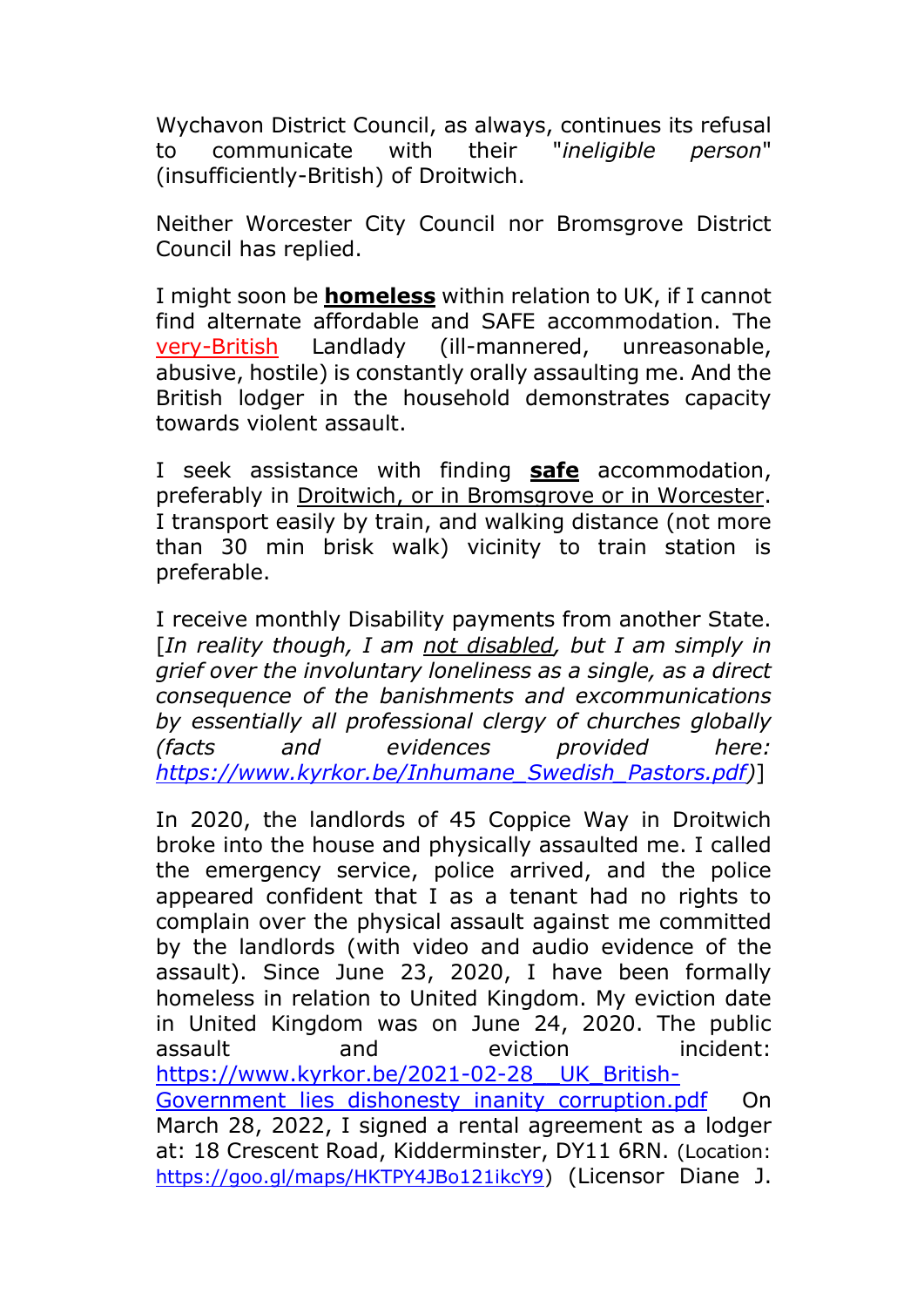Wychavon District Council, as always, continues its refusal to communicate with their "*ineligible person*" (insufficiently-British) of Droitwich.

Neither Worcester City Council nor Bromsgrove District Council has replied.

I might soon be **homeless** within relation to UK, if I cannot find alternate affordable and SAFE accommodation. The very-British Landlady (ill-mannered, unreasonable, abusive, hostile) is constantly orally assaulting me. And the British lodger in the household demonstrates capacity towards violent assault.

I seek assistance with finding **safe** accommodation, preferably in Droitwich, or in Bromsgrove or in Worcester. I transport easily by train, and walking distance (not more than 30 min brisk walk) vicinity to train station is preferable.

I receive monthly Disability payments from another State. [*In reality though, I am not disabled, but I am simply in grief over the involuntary loneliness as a single, as a direct consequence of the banishments and excommunications by essentially all professional clergy of churches globally (facts and evidences provided here: https://www.kyrkor.be/Inhumane_Swedish_Pastors.pdf*)]

In 2020, the landlords of 45 Coppice Way in Droitwich broke into the house and physically assaulted me. I called the emergency service, police arrived, and the police appeared confident that I as a tenant had no rights to complain over the physical assault against me committed by the landlords (with video and audio evidence of the assault). Since June 23, 2020, I have been formally homeless in relation to United Kingdom. My eviction date in United Kingdom was on June 24, 2020. The public assault and eviction incident: https://www.kyrkor.be/2021-02-28__UK_British-Government_lies_dishonesty_inanity_corruption.pdf On March 28, 2022, I signed a rental agreement as a lodger at: 18 Crescent Road, Kidderminster, DY11 6RN. (Location: https://goo.gl/maps/HKTPY4JBo121ikcY9) (Licensor Diane J.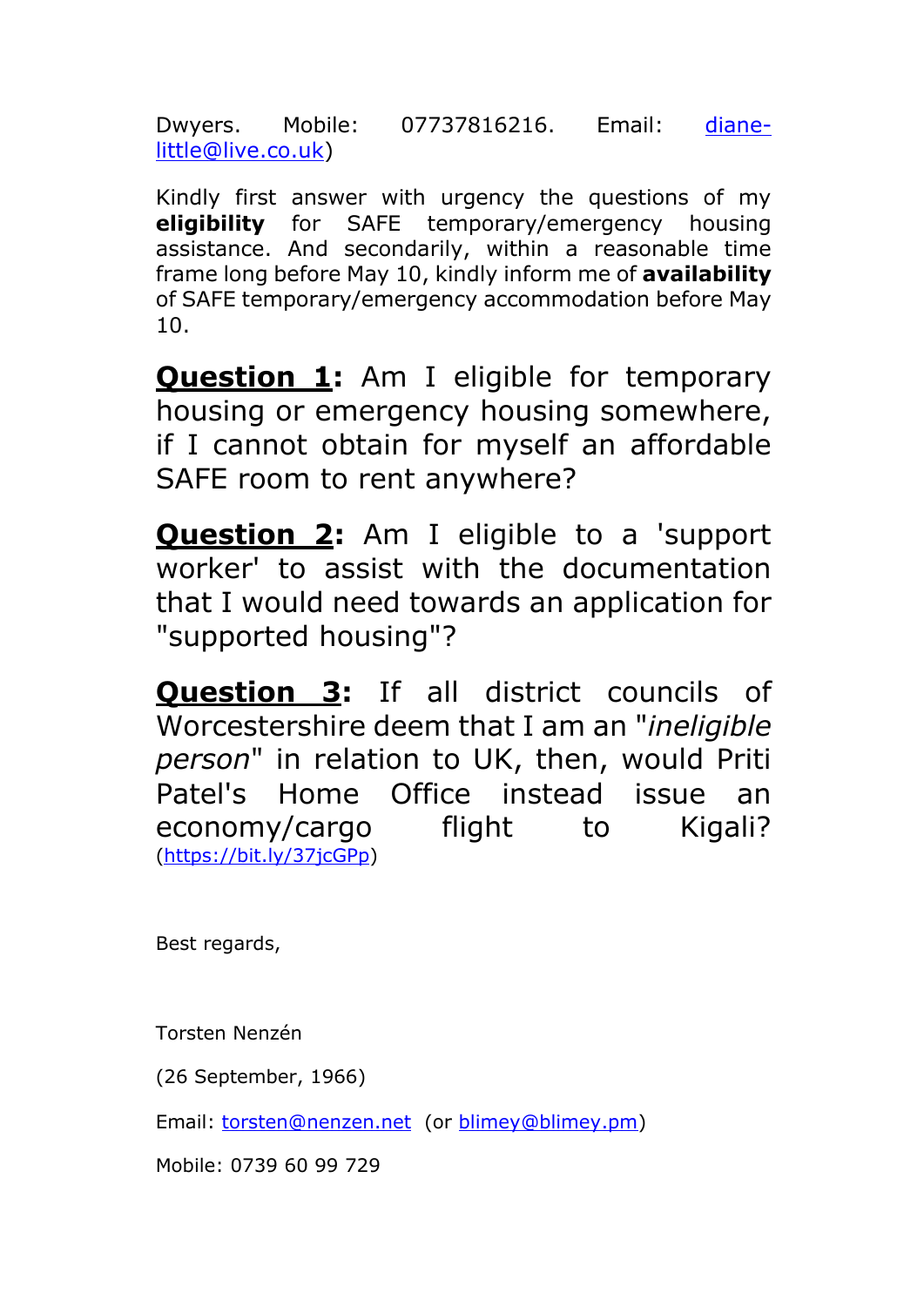Dwyers. Mobile: 07737816216. Email: diane-little@live.co.uk)

Kindly first answer with urgency the questions of my **eligibility** for SAFE temporary/emergency housing assistance. And secondarily, within a reasonable time frame long before May 10, kindly inform me of **availability** of SAFE temporary/emergency accommodation before May 10.

**Question 1:** Am I eligible for temporary housing or emergency housing somewhere, if I cannot obtain for myself an affordable SAFE room to rent anywhere?

**Question 2:** Am I eligible to a 'support worker' to assist with the documentation that I would need towards an application for "supported housing"?

**Question 3:** If all district councils of Worcestershire deem that I am an "*ineligible person*" in relation to UK, then, would Priti Patel's Home Office instead issue an economy/cargo flight to Kigali? (https://bit.ly/37jcGPp)

Best regards,

Torsten Nenzén

(26 September, 1966)

Email: torsten@nenzen.net (or blimey@blimey.pm)

Mobile: 0739 60 99 729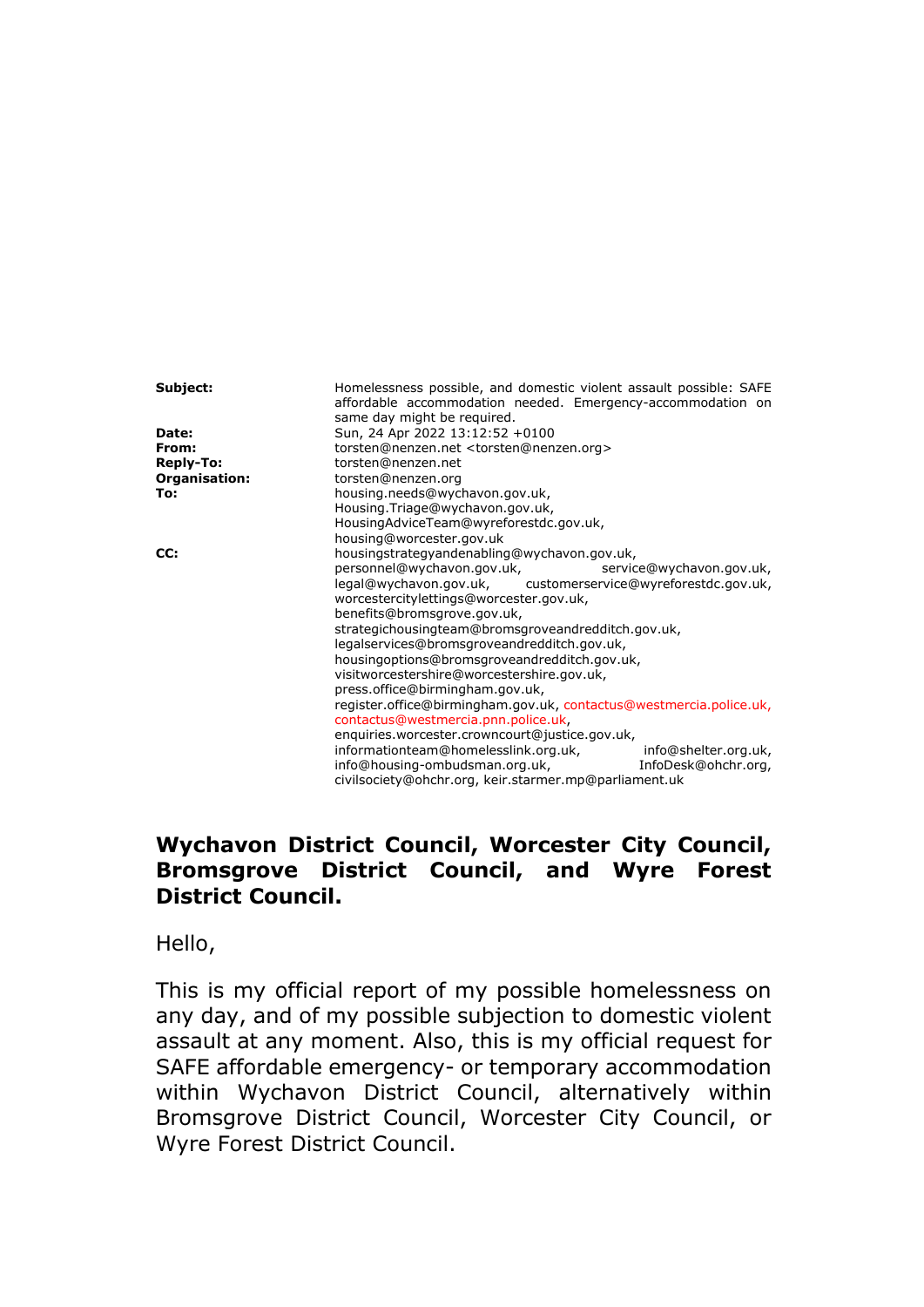| | |
|---|---|
| **Subject:** | Homelessness possible, and domestic violent assault possible: SAFE affordable accommodation needed. Emergency-accommodation on same day might be required. |
| **Date:** | Sun, 24 Apr 2022 13:12:52 +0100 |
| **From:** | torsten@nenzen.net <torsten@nenzen.org> |
| **Reply-To:** | torsten@nenzen.net |
| **Organisation:** | torsten@nenzen.org |
| **To:** | housing.needs@wychavon.gov.uk, Housing.Triage@wychavon.gov.uk, HousingAdviceTeam@wyreforestdc.gov.uk, housing@worcester.gov.uk |
| **CC:** | housingstrategyandenabling@wychavon.gov.uk, personnel@wychavon.gov.uk, service@wychavon.gov.uk, legal@wychavon.gov.uk, customerservice@wyreforestdc.gov.uk, worcestercitylettings@worcester.gov.uk, benefits@bromsgrove.gov.uk, strategichousingteam@bromsgroveandredditch.gov.uk, legalservices@bromsgroveandredditch.gov.uk, housingoptions@bromsgroveandredditch.gov.uk, visitworcestershire@worcestershire.gov.uk, press.office@birmingham.gov.uk, register.office@birmingham.gov.uk, contactus@westmercia.police.uk, contactus@westmercia.pnn.police.uk, enquiries.worcester.crowncourt@justice.gov.uk, informationteam@homelesslink.org.uk, info@shelter.org.uk, info@housing-ombudsman.org.uk, InfoDesk@ohchr.org, civilsociety@ohchr.org, keir.starmer.mp@parliament.uk |

**Wychavon District Council, Worcester City Council, Bromsgrove District Council, and Wyre Forest District Council.**

Hello,

This is my official report of my possible homelessness on any day, and of my possible subjection to domestic violent assault at any moment. Also, this is my official request for SAFE affordable emergency- or temporary accommodation within Wychavon District Council, alternatively within Bromsgrove District Council, Worcester City Council, or Wyre Forest District Council.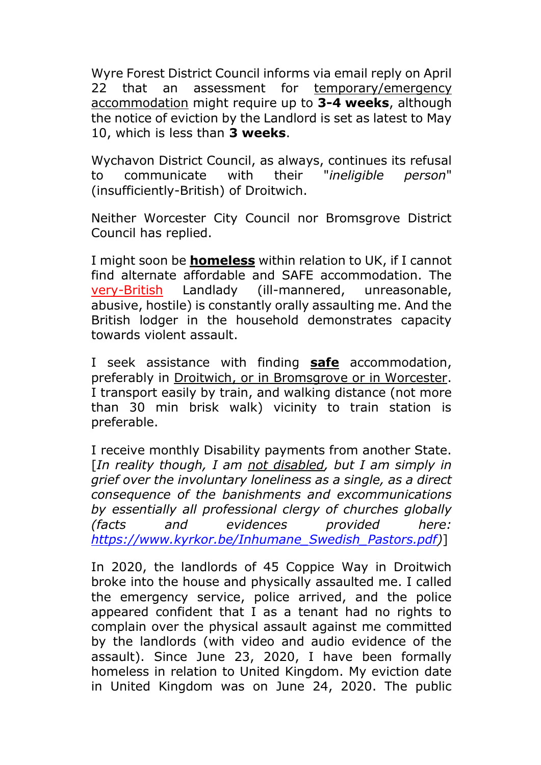Wyre Forest District Council informs via email reply on April 22 that an assessment for <u>temporary/emergency accommodation</u> might require up to **3-4 weeks**, although the notice of eviction by the Landlord is set as latest to May 10, which is less than **3 weeks**.

Wychavon District Council, as always, continues its refusal to communicate with their "*ineligible person*" (insufficiently-British) of Droitwich.

Neither Worcester City Council nor Bromsgrove District Council has replied.

I might soon be **<u>homeless</u>** within relation to UK, if I cannot find alternate affordable and SAFE accommodation. The <u>very-British</u> Landlady (ill-mannered, unreasonable, abusive, hostile) is constantly orally assaulting me. And the British lodger in the household demonstrates capacity towards violent assault.

I seek assistance with finding **<u>safe</u>** accommodation, preferably in <u>Droitwich, or in Bromsgrove or in Worcester</u>. I transport easily by train, and walking distance (not more than 30 min brisk walk) vicinity to train station is preferable.

I receive monthly Disability payments from another State. [*In reality though, I am <u>not disabled</u>, but I am simply in grief over the involuntary loneliness as a single, as a direct consequence of the banishments and excommunications by essentially all professional clergy of churches globally (facts and evidences provided here: <u>https://www.kyrkor.be/Inhumane_Swedish_Pastors.pdf</u>)*]

In 2020, the landlords of 45 Coppice Way in Droitwich broke into the house and physically assaulted me. I called the emergency service, police arrived, and the police appeared confident that I as a tenant had no rights to complain over the physical assault against me committed by the landlords (with video and audio evidence of the assault). Since June 23, 2020, I have been formally homeless in relation to United Kingdom. My eviction date in United Kingdom was on June 24, 2020. The public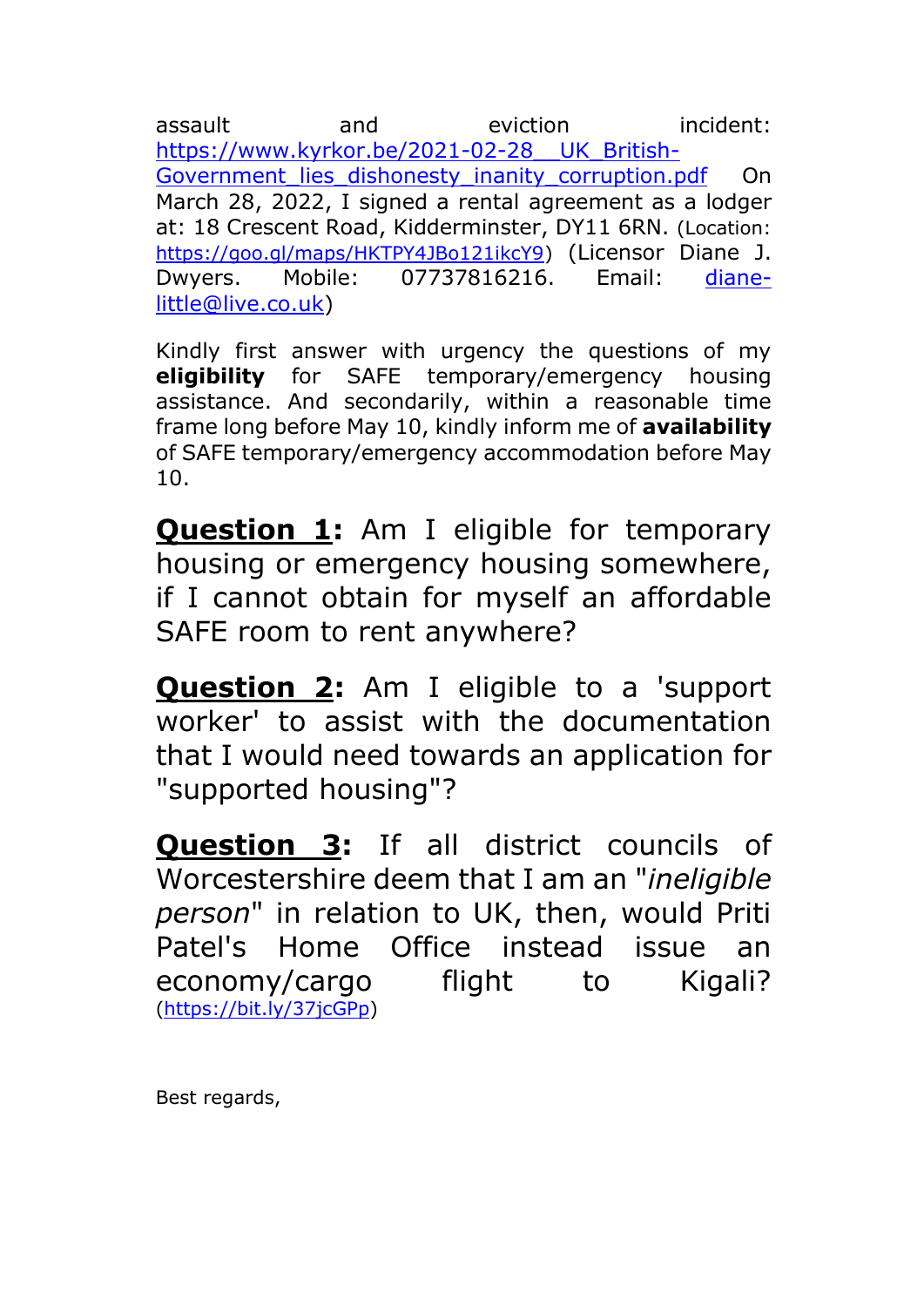assault and eviction incident: [https://www.kyrkor.be/2021-02-28__UK_British-Government_lies_dishonesty_inanity_corruption.pdf](https://www.kyrkor.be/2021-02-28__UK_British-Government_lies_dishonesty_inanity_corruption.pdf) On March 28, 2022, I signed a rental agreement as a lodger at: 18 Crescent Road, Kidderminster, DY11 6RN. (Location: [https://goo.gl/maps/HKTPY4JBo121ikcY9](https://goo.gl/maps/HKTPY4JBo121ikcY9)) (Licensor Diane J. Dwyers. Mobile: 07737816216. Email: [diane-little@live.co.uk](mailto:diane-little@live.co.uk))

Kindly first answer with urgency the questions of my **eligibility** for SAFE temporary/emergency housing assistance. And secondarily, within a reasonable time frame long before May 10, kindly inform me of **availability** of SAFE temporary/emergency accommodation before May 10.

**Question 1:** Am I eligible for temporary housing or emergency housing somewhere, if I cannot obtain for myself an affordable SAFE room to rent anywhere?

**Question 2:** Am I eligible to a 'support worker' to assist with the documentation that I would need towards an application for "supported housing"?

**Question 3:** If all district councils of Worcestershire deem that I am an "*ineligible person*" in relation to UK, then, would Priti Patel's Home Office instead issue an economy/cargo flight to Kigali? ([https://bit.ly/37jcGPp](https://bit.ly/37jcGPp))

Best regards,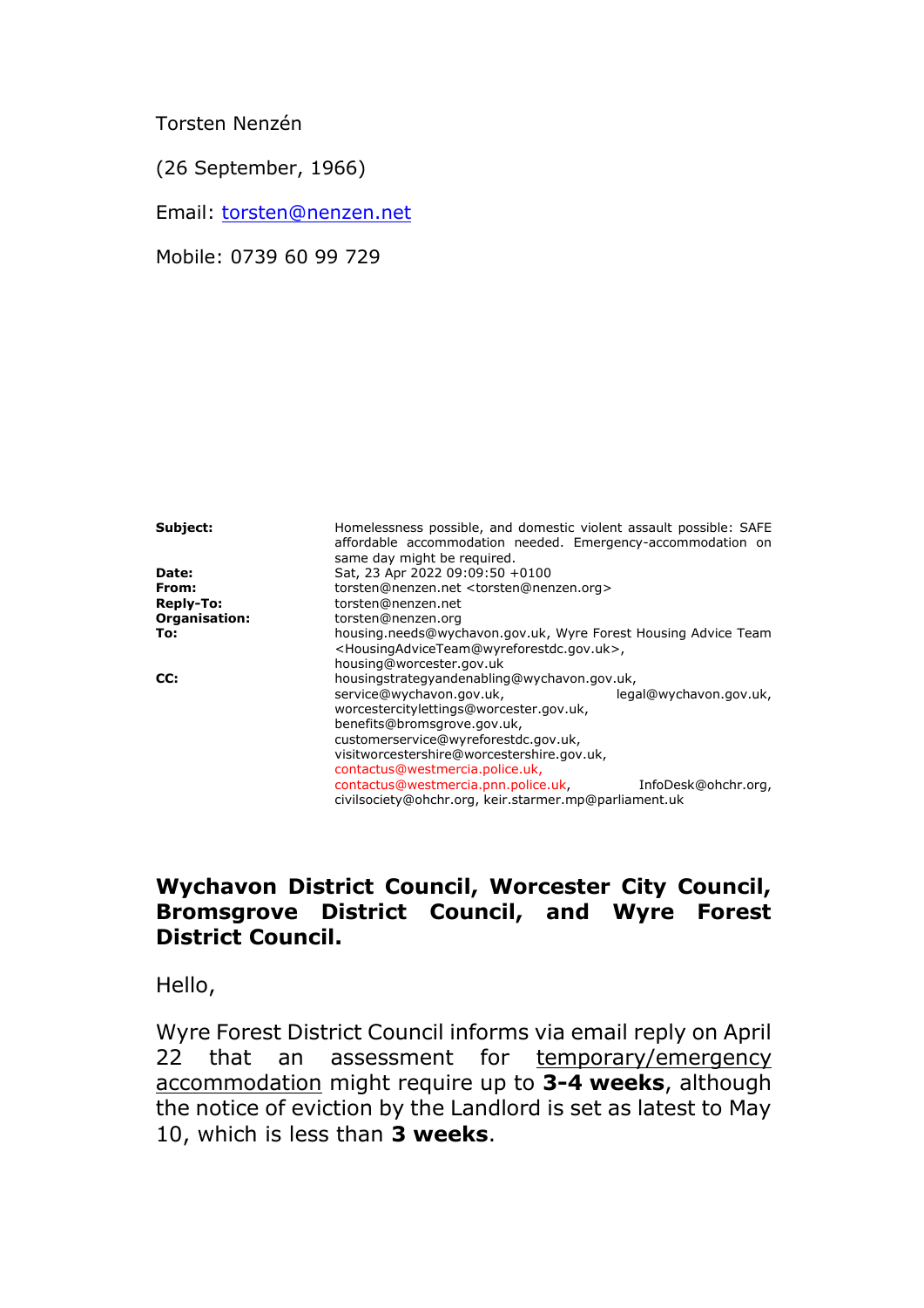Torsten Nenzén

(26 September, 1966)

Email: torsten@nenzen.net

Mobile: 0739 60 99 729

| | |
|---|---|
| **Subject:** | Homelessness possible, and domestic violent assault possible: SAFE affordable accommodation needed. Emergency-accommodation on same day might be required. |
| **Date:** | Sat, 23 Apr 2022 09:09:50 +0100 |
| **From:** | torsten@nenzen.net <torsten@nenzen.org> |
| **Reply-To:** | torsten@nenzen.net |
| **Organisation:** | torsten@nenzen.org |
| **To:** | housing.needs@wychavon.gov.uk, Wyre Forest Housing Advice Team <HousingAdviceTeam@wyreforestdc.gov.uk>, housing@worcester.gov.uk |
| **CC:** | housingstrategyandenabling@wychavon.gov.uk, service@wychavon.gov.uk, legal@wychavon.gov.uk, worcestercitylettings@worcester.gov.uk, benefits@bromsgrove.gov.uk, customerservice@wyreforestdc.gov.uk, visitworcestershire@worcestershire.gov.uk, contactus@westmercia.police.uk, contactus@westmercia.pnn.police.uk, InfoDesk@ohchr.org, civilsociety@ohchr.org, keir.starmer.mp@parliament.uk |

**Wychavon District Council, Worcester City Council, Bromsgrove District Council, and Wyre Forest District Council.**

Hello,

Wyre Forest District Council informs via email reply on April 22 that an assessment for temporary/emergency accommodation might require up to **3-4 weeks**, although the notice of eviction by the Landlord is set as latest to May 10, which is less than **3 weeks**.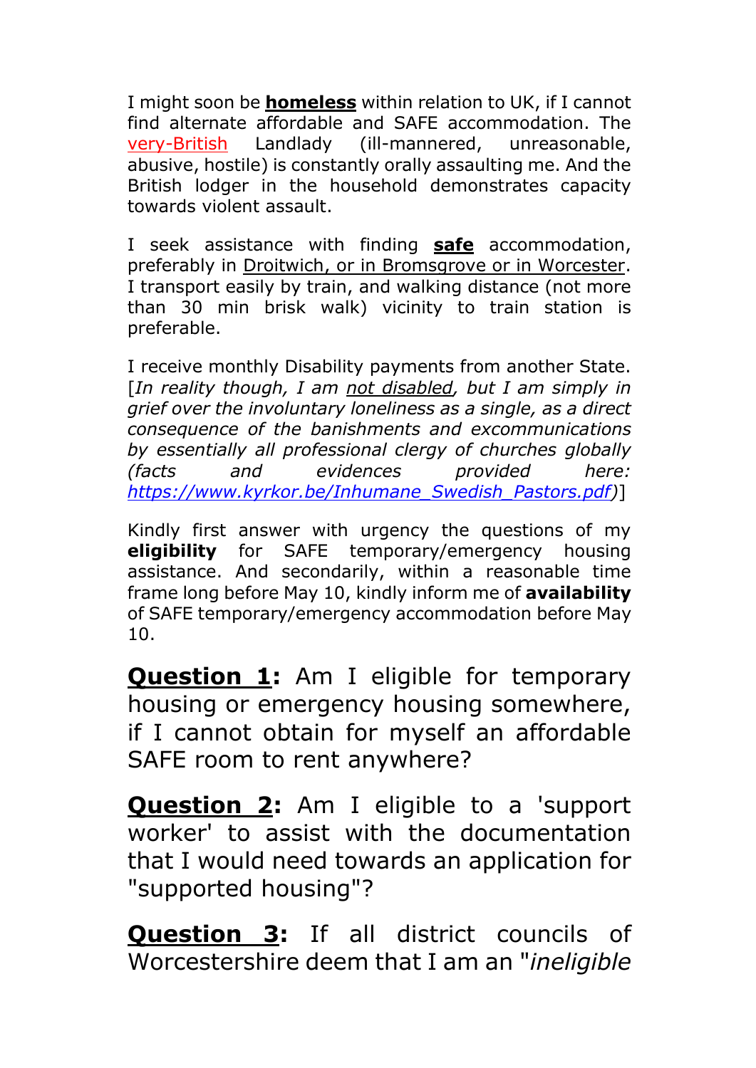I might soon be **homeless** within relation to UK, if I cannot find alternate affordable and SAFE accommodation. The very-British Landlady (ill-mannered, unreasonable, abusive, hostile) is constantly orally assaulting me. And the British lodger in the household demonstrates capacity towards violent assault.

I seek assistance with finding **safe** accommodation, preferably in Droitwich, or in Bromsgrove or in Worcester. I transport easily by train, and walking distance (not more than 30 min brisk walk) vicinity to train station is preferable.

I receive monthly Disability payments from another State. [*In reality though, I am not disabled, but I am simply in grief over the involuntary loneliness as a single, as a direct consequence of the banishments and excommunications by essentially all professional clergy of churches globally (facts and evidences provided here: https://www.kyrkor.be/Inhumane_Swedish_Pastors.pdf*)]

Kindly first answer with urgency the questions of my **eligibility** for SAFE temporary/emergency housing assistance. And secondarily, within a reasonable time frame long before May 10, kindly inform me of **availability** of SAFE temporary/emergency accommodation before May 10.

**Question 1:** Am I eligible for temporary housing or emergency housing somewhere, if I cannot obtain for myself an affordable SAFE room to rent anywhere?

**Question 2:** Am I eligible to a 'support worker' to assist with the documentation that I would need towards an application for "supported housing"?

**Question 3:** If all district councils of Worcestershire deem that I am an "*ineligible*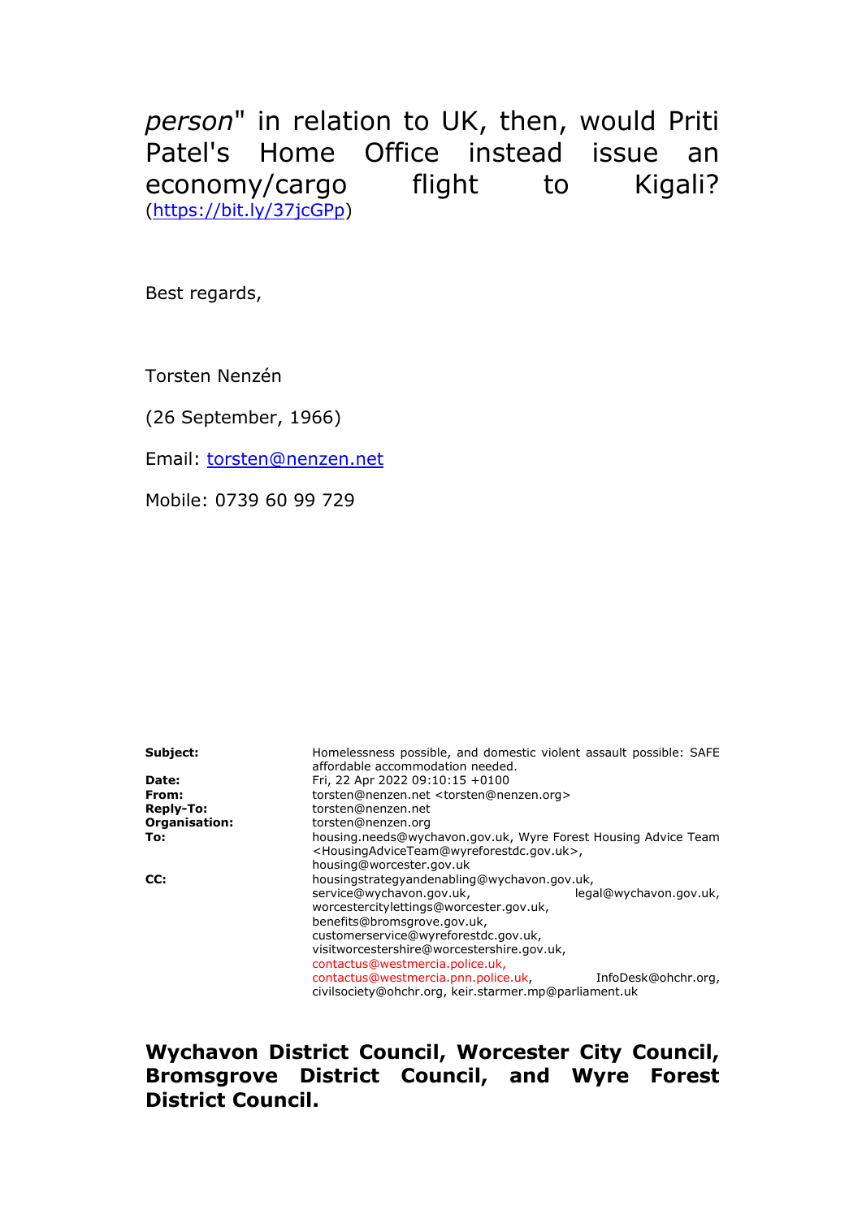*person*" in relation to UK, then, would Priti Patel's Home Office instead issue an economy/cargo flight to Kigali? (https://bit.ly/37jcGPp)

Best regards,

Torsten Nenzén

(26 September, 1966)

Email: torsten@nenzen.net

Mobile: 0739 60 99 729

| | |
|---|---|
| **Subject:** | Homelessness possible, and domestic violent assault possible: SAFE affordable accommodation needed. |
| **Date:** | Fri, 22 Apr 2022 09:10:15 +0100 |
| **From:** | torsten@nenzen.net <torsten@nenzen.org> |
| **Reply-To:** | torsten@nenzen.net |
| **Organisation:** | torsten@nenzen.org |
| **To:** | housing.needs@wychavon.gov.uk, Wyre Forest Housing Advice Team <HousingAdviceTeam@wyreforestdc.gov.uk>, housing@worcester.gov.uk |
| **CC:** | housingstrategyandenabling@wychavon.gov.uk, service@wychavon.gov.uk, legal@wychavon.gov.uk, worcestercitylettings@worcester.gov.uk, benefits@bromsgrove.gov.uk, customerservice@wyreforestdc.gov.uk, visitworcestershire@worcestershire.gov.uk, contactus@westmercia.police.uk, contactus@westmercia.pnn.police.uk, InfoDesk@ohchr.org, civilsociety@ohchr.org, keir.starmer.mp@parliament.uk |

**Wychavon District Council, Worcester City Council, Bromsgrove District Council, and Wyre Forest District Council.**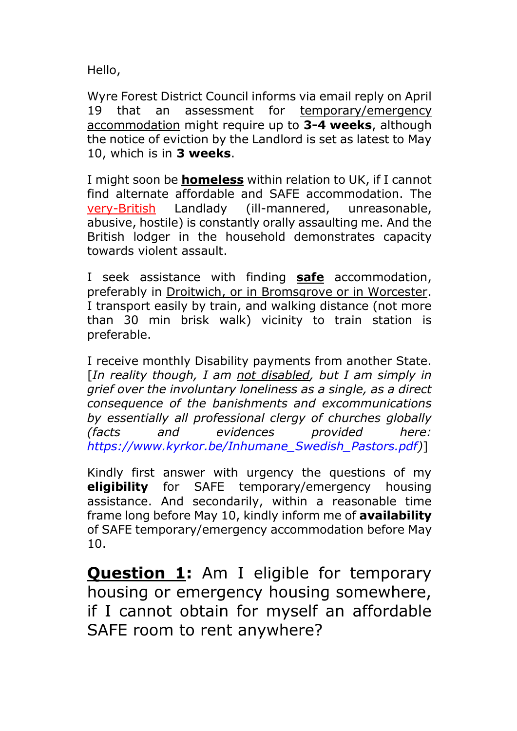Hello,

Wyre Forest District Council informs via email reply on April 19 that an assessment for temporary/emergency accommodation might require up to **3-4 weeks**, although the notice of eviction by the Landlord is set as latest to May 10, which is in **3 weeks**.

I might soon be **homeless** within relation to UK, if I cannot find alternate affordable and SAFE accommodation. The very-British Landlady (ill-mannered, unreasonable, abusive, hostile) is constantly orally assaulting me. And the British lodger in the household demonstrates capacity towards violent assault.

I seek assistance with finding **safe** accommodation, preferably in Droitwich, or in Bromsgrove or in Worcester. I transport easily by train, and walking distance (not more than 30 min brisk walk) vicinity to train station is preferable.

I receive monthly Disability payments from another State. [*In reality though, I am not disabled, but I am simply in grief over the involuntary loneliness as a single, as a direct consequence of the banishments and excommunications by essentially all professional clergy of churches globally (facts and evidences provided here: https://www.kyrkor.be/Inhumane_Swedish_Pastors.pdf*)]

Kindly first answer with urgency the questions of my **eligibility** for SAFE temporary/emergency housing assistance. And secondarily, within a reasonable time frame long before May 10, kindly inform me of **availability** of SAFE temporary/emergency accommodation before May 10.

**Question 1:** Am I eligible for temporary housing or emergency housing somewhere, if I cannot obtain for myself an affordable SAFE room to rent anywhere?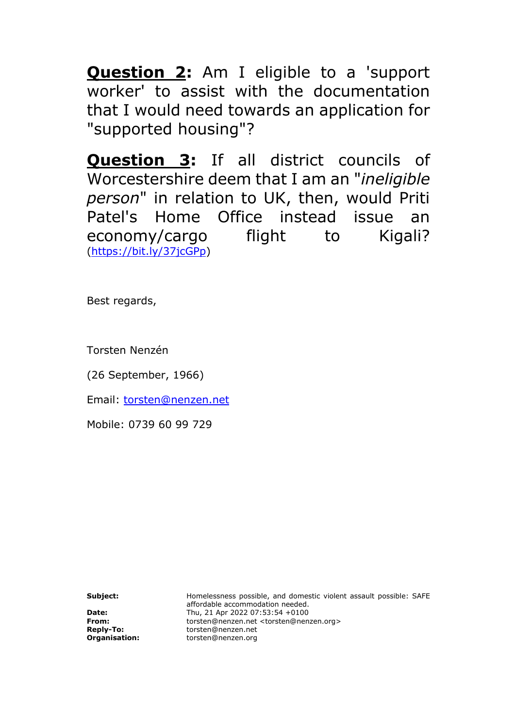**<u>Question 2</u>:** Am I eligible to a 'support worker' to assist with the documentation that I would need towards an application for "supported housing"?

**<u>Question 3</u>:** If all district councils of Worcestershire deem that I am an "*ineligible person*" in relation to UK, then, would Priti Patel's Home Office instead issue an economy/cargo flight to Kigali? (https://bit.ly/37jcGPp)

Best regards,

Torsten Nenzén

(26 September, 1966)

Email: torsten@nenzen.net

Mobile: 0739 60 99 729

| | |
|---|---|
| **Subject:** | Homelessness possible, and domestic violent assault possible: SAFE affordable accommodation needed. |
| **Date:** | Thu, 21 Apr 2022 07:53:54 +0100 |
| **From:** | torsten@nenzen.net <torsten@nenzen.org> |
| **Reply-To:** | torsten@nenzen.net |
| **Organisation:** | torsten@nenzen.org |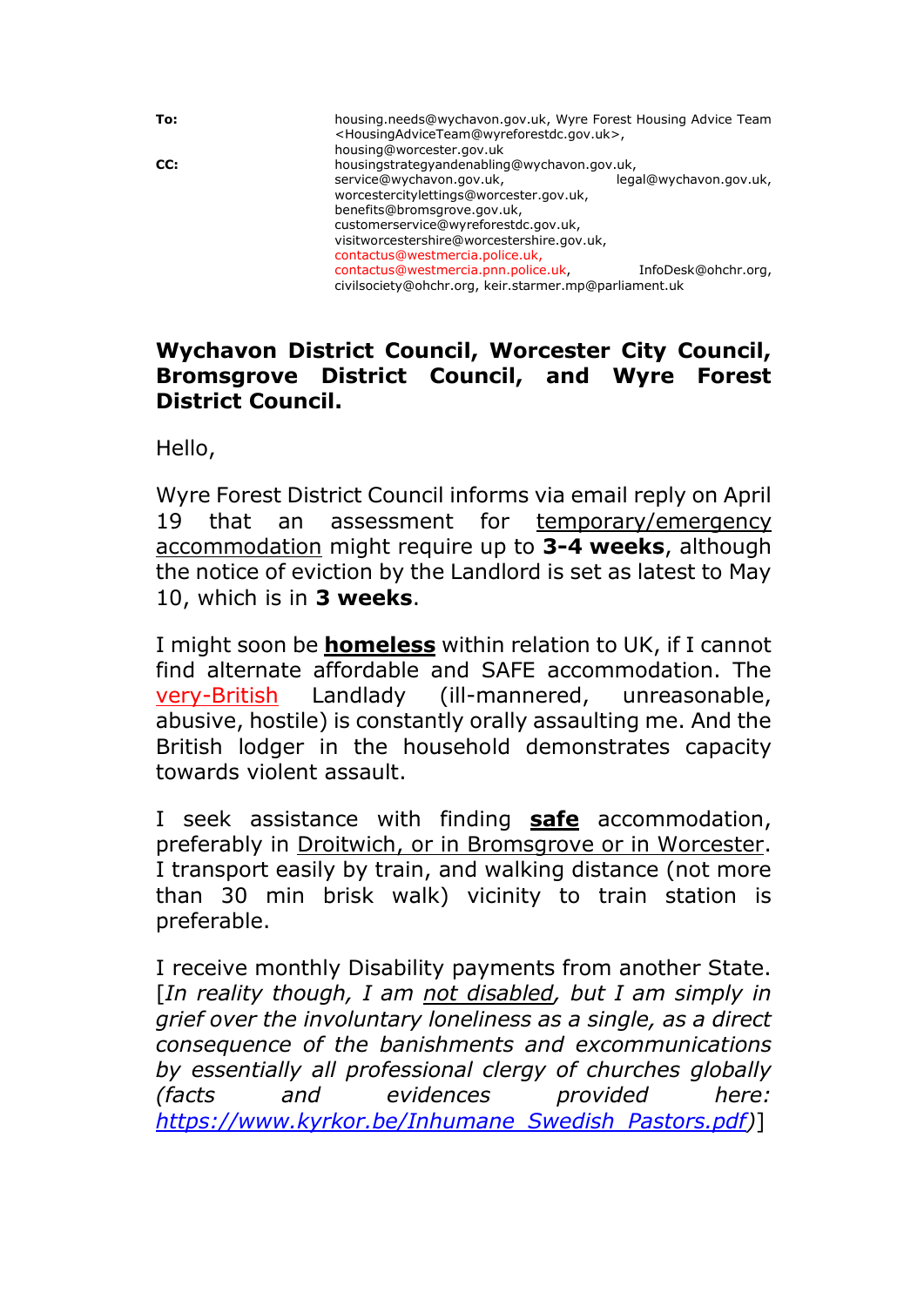| | |
|---|---|
| **To:** | housing.needs@wychavon.gov.uk, Wyre Forest Housing Advice Team <HousingAdviceTeam@wyreforestdc.gov.uk>, housing@worcester.gov.uk |
| **CC:** | housingstrategyandenabling@wychavon.gov.uk, service@wychavon.gov.uk, legal@wychavon.gov.uk, worcestercitylettings@worcester.gov.uk, benefits@bromsgrove.gov.uk, customerservice@wyreforestdc.gov.uk, visitworcestershire@worcestershire.gov.uk, contactus@westmercia.police.uk, contactus@westmercia.pnn.police.uk, InfoDesk@ohchr.org, civilsociety@ohchr.org, keir.starmer.mp@parliament.uk |

**Wychavon District Council, Worcester City Council, Bromsgrove District Council, and Wyre Forest District Council.**

Hello,

Wyre Forest District Council informs via email reply on April 19 that an assessment for temporary/emergency accommodation might require up to **3-4 weeks**, although the notice of eviction by the Landlord is set as latest to May 10, which is in **3 weeks**.

I might soon be **homeless** within relation to UK, if I cannot find alternate affordable and SAFE accommodation. The very-British Landlady (ill-mannered, unreasonable, abusive, hostile) is constantly orally assaulting me. And the British lodger in the household demonstrates capacity towards violent assault.

I seek assistance with finding **safe** accommodation, preferably in Droitwich, or in Bromsgrove or in Worcester. I transport easily by train, and walking distance (not more than 30 min brisk walk) vicinity to train station is preferable.

I receive monthly Disability payments from another State. [*In reality though, I am not disabled, but I am simply in grief over the involuntary loneliness as a single, as a direct consequence of the banishments and excommunications by essentially all professional clergy of churches globally (facts and evidences provided here: https://www.kyrkor.be/Inhumane_Swedish_Pastors.pdf)*]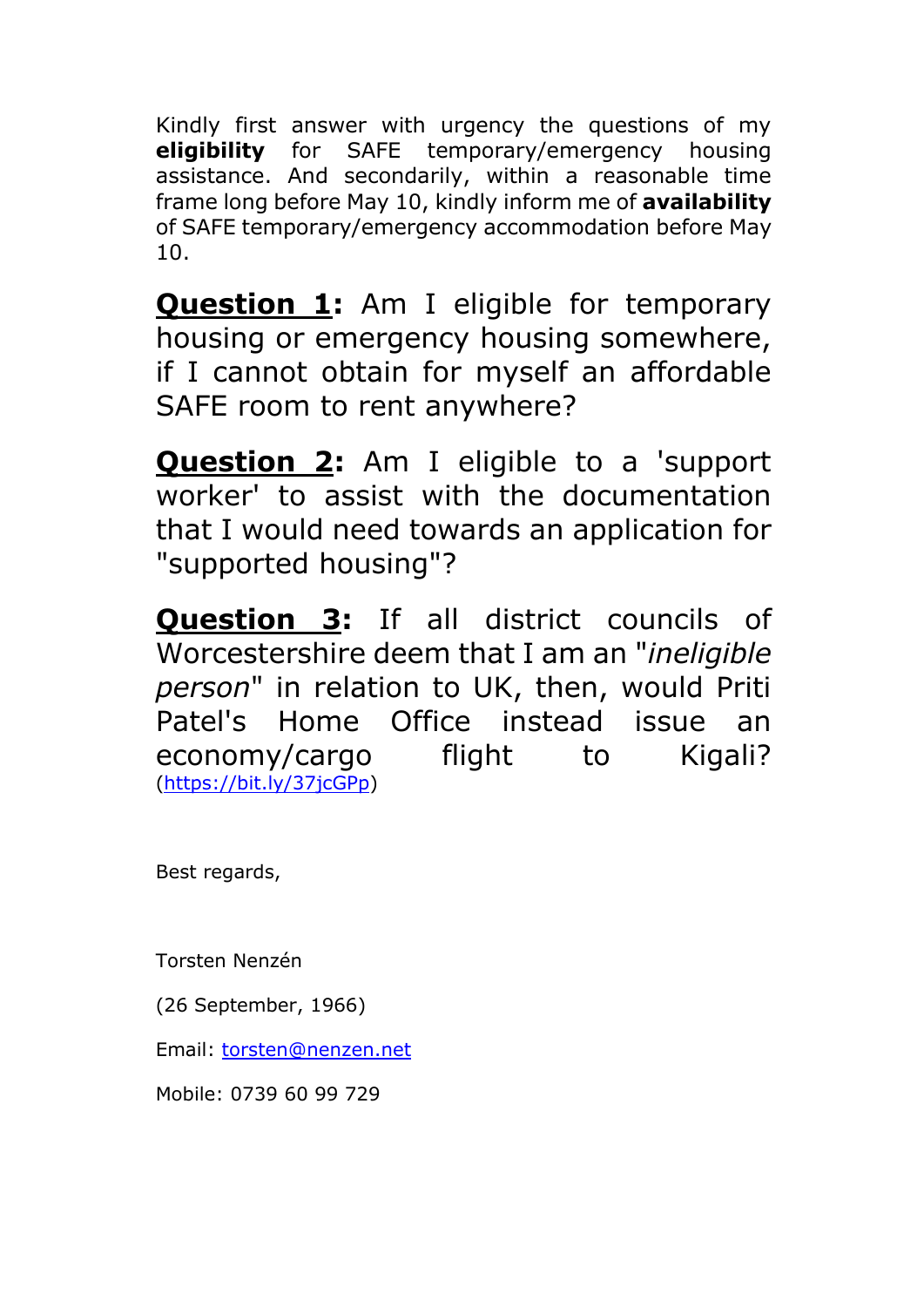Kindly first answer with urgency the questions of my **eligibility** for SAFE temporary/emergency housing assistance. And secondarily, within a reasonable time frame long before May 10, kindly inform me of **availability** of SAFE temporary/emergency accommodation before May 10.

**<u>Question 1</u>:** Am I eligible for temporary housing or emergency housing somewhere, if I cannot obtain for myself an affordable SAFE room to rent anywhere?

**<u>Question 2</u>:** Am I eligible to a 'support worker' to assist with the documentation that I would need towards an application for "supported housing"?

**<u>Question 3</u>:** If all district councils of Worcestershire deem that I am an "*ineligible person*" in relation to UK, then, would Priti Patel's Home Office instead issue an economy/cargo flight to Kigali? ([https://bit.ly/37jcGPp](https://bit.ly/37jcGPp))

Best regards,

Torsten Nenzén

(26 September, 1966)

Email: [torsten@nenzen.net](mailto:torsten@nenzen.net)

Mobile: 0739 60 99 729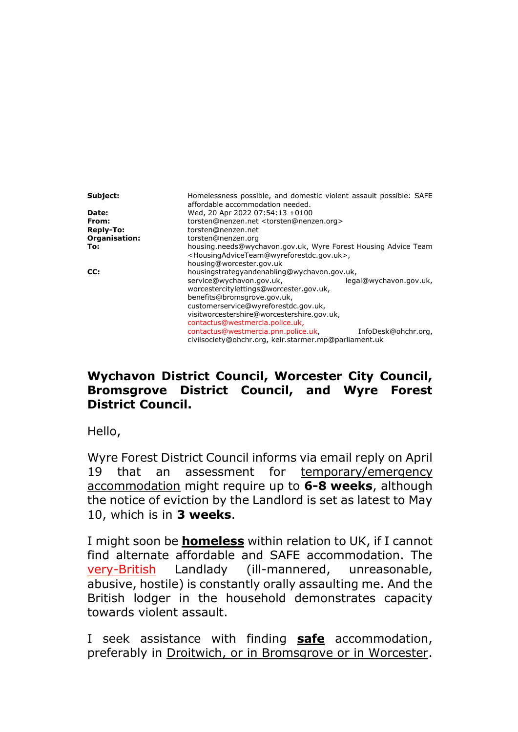| | |
|---|---|
| **Subject:** | Homelessness possible, and domestic violent assault possible: SAFE affordable accommodation needed. |
| **Date:** | Wed, 20 Apr 2022 07:54:13 +0100 |
| **From:** | torsten@nenzen.net <torsten@nenzen.org> |
| **Reply-To:** | torsten@nenzen.net |
| **Organisation:** | torsten@nenzen.org |
| **To:** | housing.needs@wychavon.gov.uk, Wyre Forest Housing Advice Team <HousingAdviceTeam@wyreforestdc.gov.uk>, housing@worcester.gov.uk |
| **CC:** | housingstrategyandenabling@wychavon.gov.uk, service@wychavon.gov.uk, legal@wychavon.gov.uk, worcestercitylettings@worcester.gov.uk, benefits@bromsgrove.gov.uk, customerservice@wyreforestdc.gov.uk, visitworcestershire@worcestershire.gov.uk, contactus@westmercia.police.uk, contactus@westmercia.pnn.police.uk, InfoDesk@ohchr.org, civilsociety@ohchr.org, keir.starmer.mp@parliament.uk |

**Wychavon District Council, Worcester City Council, Bromsgrove District Council, and Wyre Forest District Council.**

Hello,

Wyre Forest District Council informs via email reply on April 19 that an assessment for temporary/emergency accommodation might require up to **6-8 weeks**, although the notice of eviction by the Landlord is set as latest to May 10, which is in **3 weeks**.

I might soon be **homeless** within relation to UK, if I cannot find alternate affordable and SAFE accommodation. The very-British Landlady (ill-mannered, unreasonable, abusive, hostile) is constantly orally assaulting me. And the British lodger in the household demonstrates capacity towards violent assault.

I seek assistance with finding **safe** accommodation, preferably in Droitwich, or in Bromsgrove or in Worcester.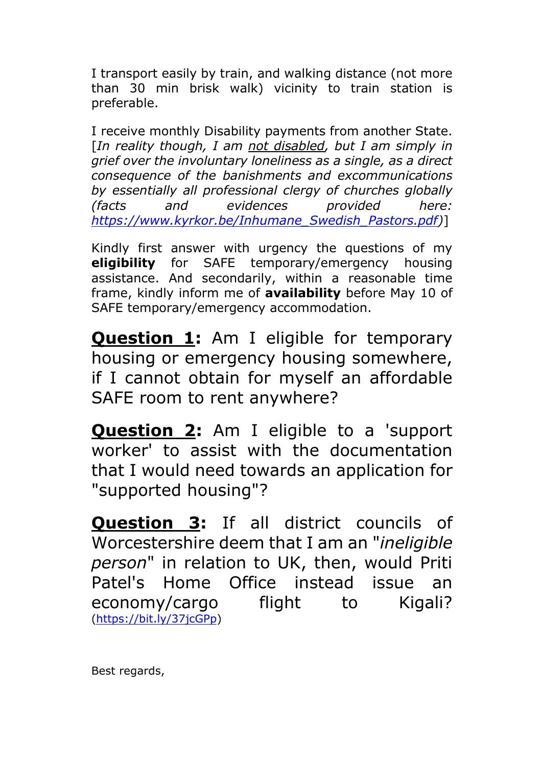I transport easily by train, and walking distance (not more than 30 min brisk walk) vicinity to train station is preferable.

I receive monthly Disability payments from another State. [*In reality though, I am <u>not disabled</u>, but I am simply in grief over the involuntary loneliness as a single, as a direct consequence of the banishments and excommunications by essentially all professional clergy of churches globally (facts and evidences provided here: [https://www.kyrkor.be/Inhumane_Swedish_Pastors.pdf](https://www.kyrkor.be/Inhumane_Swedish_Pastors.pdf))*]

Kindly first answer with urgency the questions of my **eligibility** for SAFE temporary/emergency housing assistance. And secondarily, within a reasonable time frame, kindly inform me of **availability** before May 10 of SAFE temporary/emergency accommodation.

**<u>Question 1</u>:** Am I eligible for temporary housing or emergency housing somewhere, if I cannot obtain for myself an affordable SAFE room to rent anywhere?

**<u>Question 2</u>:** Am I eligible to a 'support worker' to assist with the documentation that I would need towards an application for "supported housing"?

**<u>Question 3</u>:** If all district councils of Worcestershire deem that I am an "*ineligible person*" in relation to UK, then, would Priti Patel's Home Office instead issue an economy/cargo flight to Kigali? ([https://bit.ly/37jcGPp](https://bit.ly/37jcGPp))

Best regards,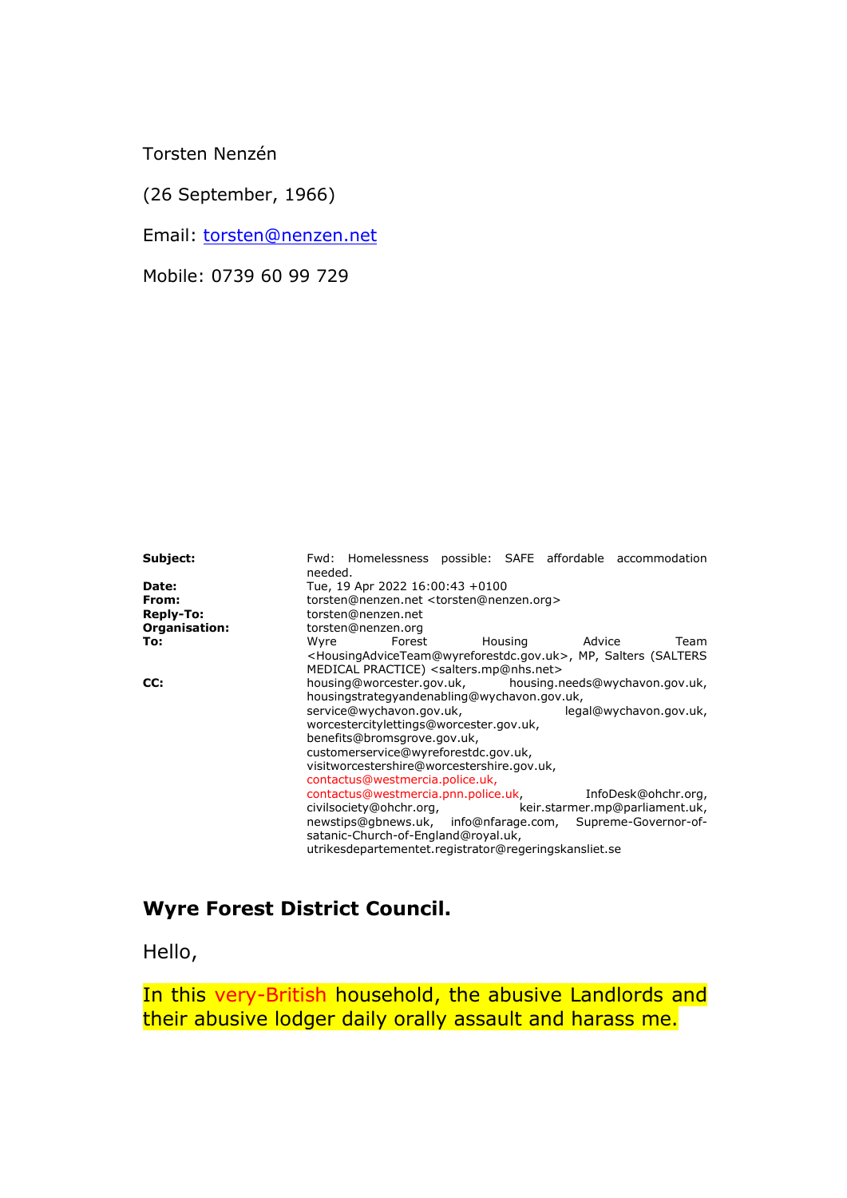Torsten Nenzén

(26 September, 1966)

Email: torsten@nenzen.net

Mobile: 0739 60 99 729

| | |
|---|---|
| **Subject:** | Fwd: Homelessness possible: SAFE affordable accommodation needed. |
| **Date:** | Tue, 19 Apr 2022 16:00:43 +0100 |
| **From:** | torsten@nenzen.net <torsten@nenzen.org> |
| **Reply-To:** | torsten@nenzen.net |
| **Organisation:** | torsten@nenzen.org |
| **To:** | Wyre Forest Housing Advice Team <HousingAdviceTeam@wyreforestdc.gov.uk>, MP, Salters (SALTERS MEDICAL PRACTICE) <salters.mp@nhs.net> |
| **CC:** | housing@worcester.gov.uk, housing.needs@wychavon.gov.uk, housingstrategyandenabling@wychavon.gov.uk, service@wychavon.gov.uk, legal@wychavon.gov.uk, worcestercitylettings@worcester.gov.uk, benefits@bromsgrove.gov.uk, customerservice@wyreforestdc.gov.uk, visitworcestershire@worcestershire.gov.uk, contactus@westmercia.police.uk, contactus@westmercia.pnn.police.uk, InfoDesk@ohchr.org, civilsociety@ohchr.org, keir.starmer.mp@parliament.uk, newstips@gbnews.uk, info@nfarage.com, Supreme-Governor-of-satanic-Church-of-England@royal.uk, utrikesdepartementet.registrator@regeringskansliet.se |

**Wyre Forest District Council.**

Hello,

In this very-British household, the abusive Landlords and their abusive lodger daily orally assault and harass me.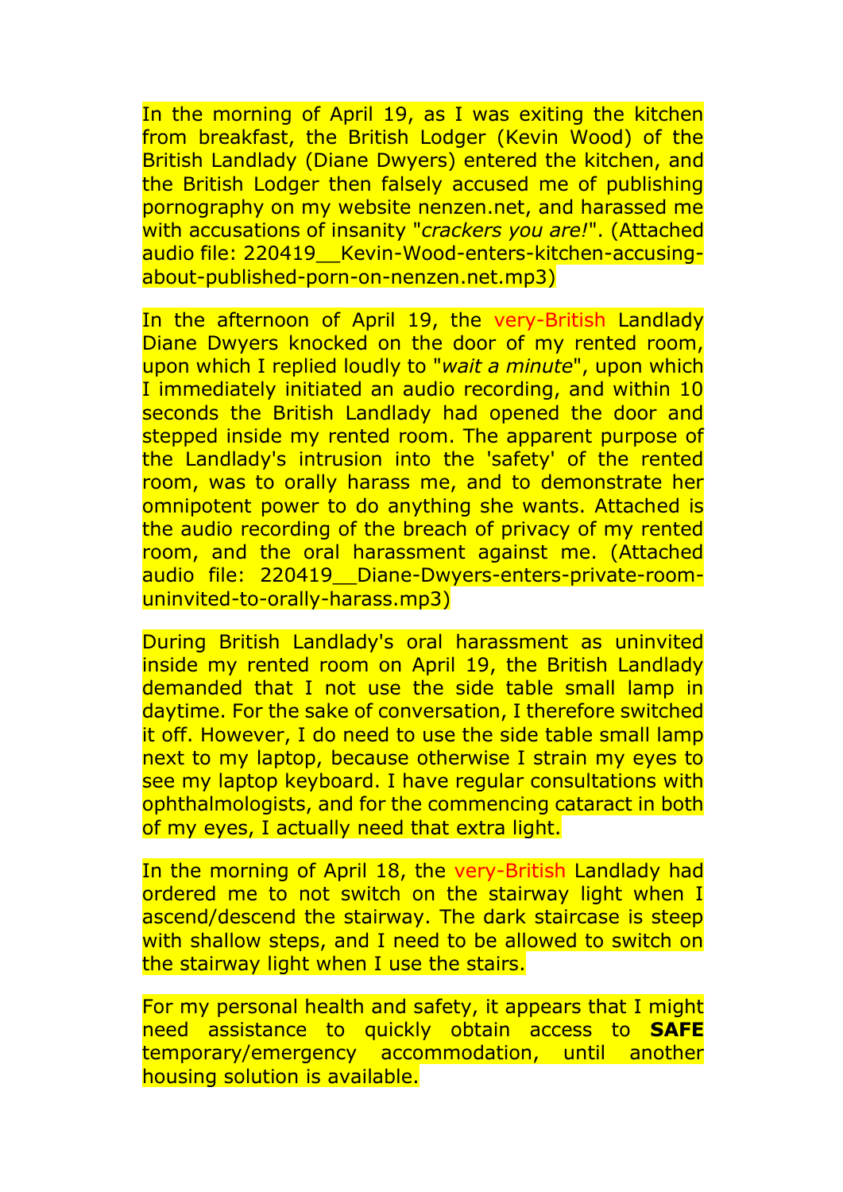In the morning of April 19, as I was exiting the kitchen from breakfast, the British Lodger (Kevin Wood) of the British Landlady (Diane Dwyers) entered the kitchen, and the British Lodger then falsely accused me of publishing pornography on my website nenzen.net, and harassed me with accusations of insanity "*crackers you are!*". (Attached audio file: 220419__Kevin-Wood-enters-kitchen-accusing-about-published-porn-on-nenzen.net.mp3)

In the afternoon of April 19, the very-British Landlady Diane Dwyers knocked on the door of my rented room, upon which I replied loudly to "*wait a minute*", upon which I immediately initiated an audio recording, and within 10 seconds the British Landlady had opened the door and stepped inside my rented room. The apparent purpose of the Landlady's intrusion into the 'safety' of the rented room, was to orally harass me, and to demonstrate her omnipotent power to do anything she wants. Attached is the audio recording of the breach of privacy of my rented room, and the oral harassment against me. (Attached audio file: 220419__Diane-Dwyers-enters-private-room-uninvited-to-orally-harass.mp3)

During British Landlady's oral harassment as uninvited inside my rented room on April 19, the British Landlady demanded that I not use the side table small lamp in daytime. For the sake of conversation, I therefore switched it off. However, I do need to use the side table small lamp next to my laptop, because otherwise I strain my eyes to see my laptop keyboard. I have regular consultations with ophthalmologists, and for the commencing cataract in both of my eyes, I actually need that extra light.

In the morning of April 18, the very-British Landlady had ordered me to not switch on the stairway light when I ascend/descend the stairway. The dark staircase is steep with shallow steps, and I need to be allowed to switch on the stairway light when I use the stairs.

For my personal health and safety, it appears that I might need assistance to quickly obtain access to **SAFE** temporary/emergency accommodation, until another housing solution is available.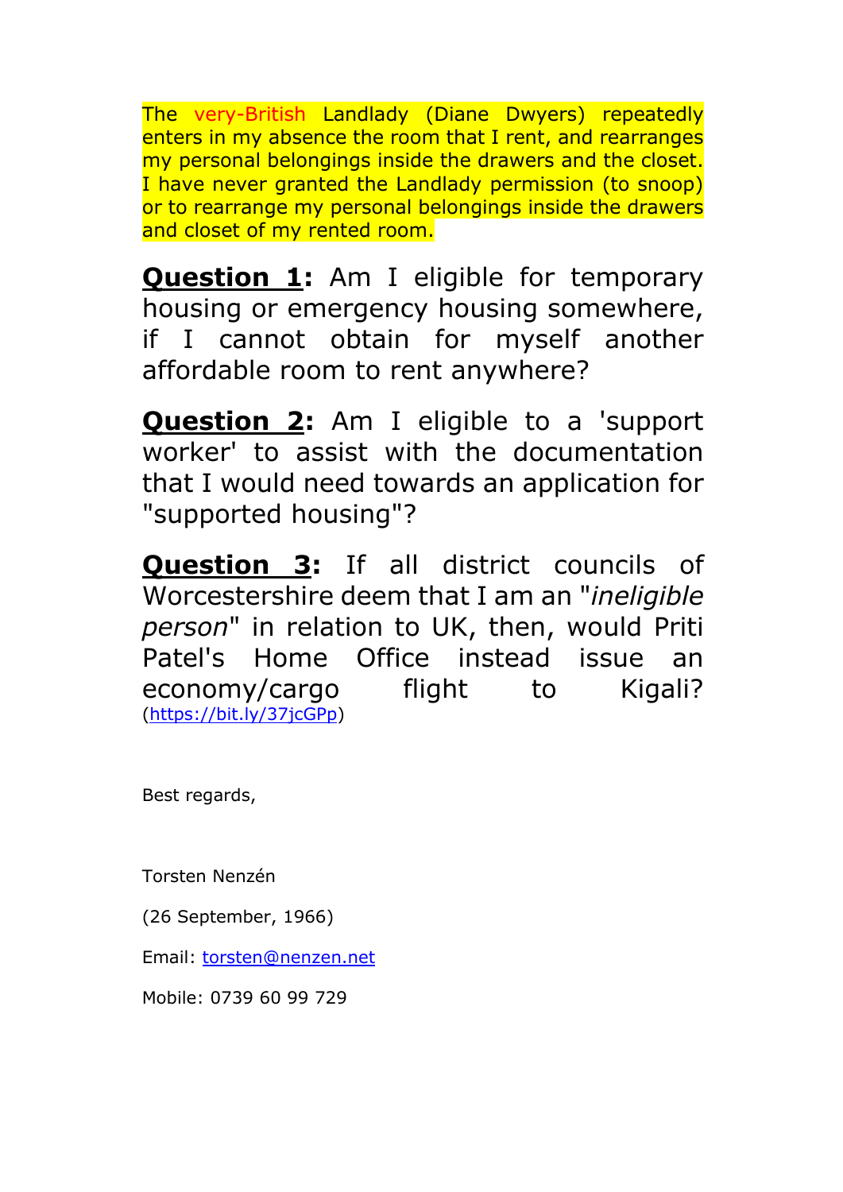The very-British Landlady (Diane Dwyers) repeatedly enters in my absence the room that I rent, and rearranges my personal belongings inside the drawers and the closet. I have never granted the Landlady permission (to snoop) or to rearrange my personal belongings inside the drawers and closet of my rented room.

**Question 1:** Am I eligible for temporary housing or emergency housing somewhere, if I cannot obtain for myself another affordable room to rent anywhere?

**Question 2:** Am I eligible to a 'support worker' to assist with the documentation that I would need towards an application for "supported housing"?

**Question 3:** If all district councils of Worcestershire deem that I am an "*ineligible person*" in relation to UK, then, would Priti Patel's Home Office instead issue an economy/cargo flight to Kigali? (https://bit.ly/37jcGPp)

Best regards,

Torsten Nenzén

(26 September, 1966)

Email: torsten@nenzen.net

Mobile: 0739 60 99 729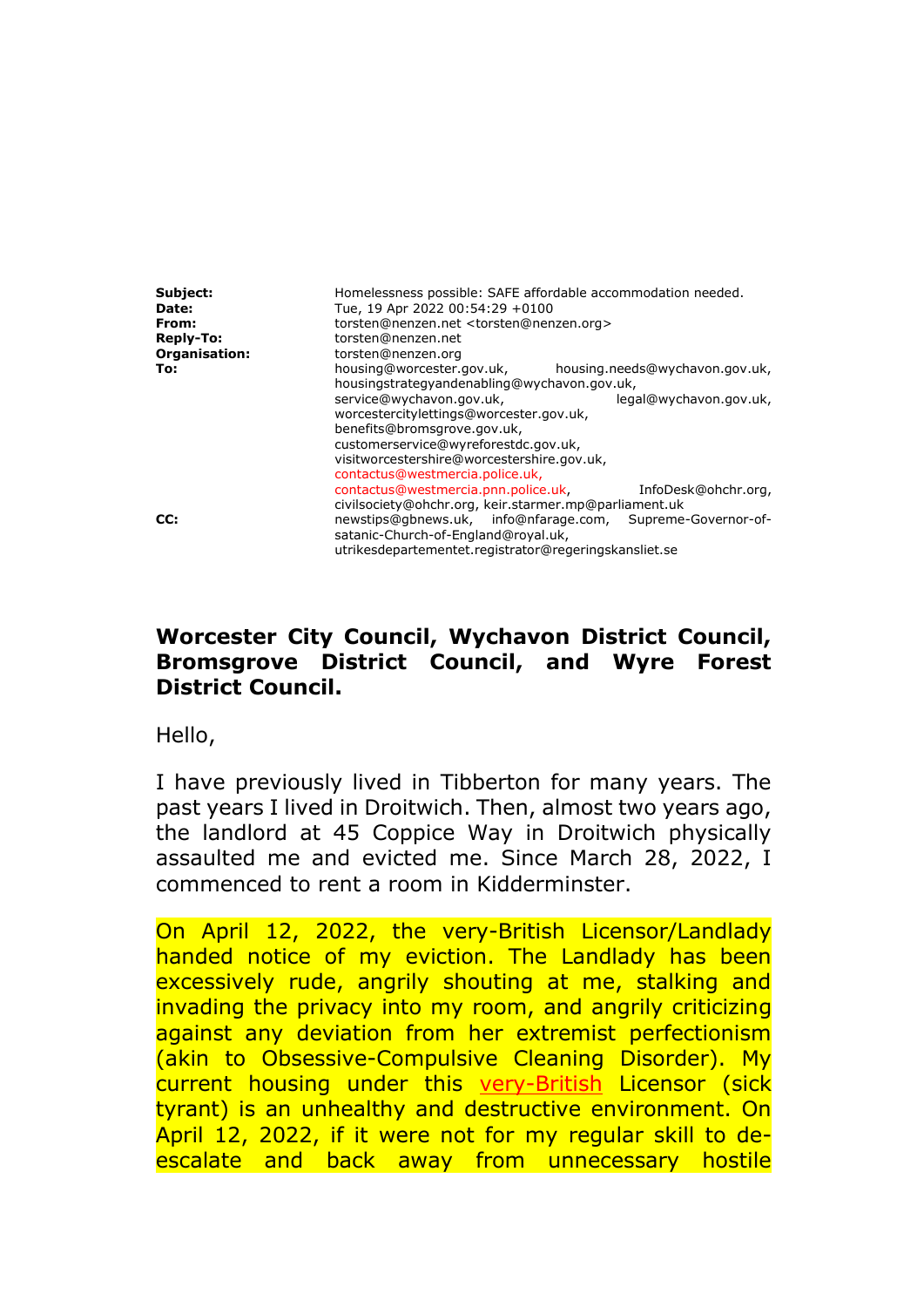| | |
|---|---|
| **Subject:** | Homelessness possible: SAFE affordable accommodation needed. |
| **Date:** | Tue, 19 Apr 2022 00:54:29 +0100 |
| **From:** | torsten@nenzen.net <torsten@nenzen.org> |
| **Reply-To:** | torsten@nenzen.net |
| **Organisation:** | torsten@nenzen.org |
| **To:** | housing@worcester.gov.uk, housing.needs@wychavon.gov.uk, housingstrategyandenabling@wychavon.gov.uk, service@wychavon.gov.uk, legal@wychavon.gov.uk, worcestercitylettings@worcester.gov.uk, benefits@bromsgrove.gov.uk, customerservice@wyreforestdc.gov.uk, visitworcestershire@worcestershire.gov.uk, contactus@westmercia.police.uk, contactus@westmercia.pnn.police.uk, InfoDesk@ohchr.org, civilsociety@ohchr.org, keir.starmer.mp@parliament.uk |
| **CC:** | newstips@gbnews.uk, info@nfarage.com, Supreme-Governor-of-satanic-Church-of-England@royal.uk, utrikesdepartementet.registrator@regeringskansliet.se |

**Worcester City Council, Wychavon District Council, Bromsgrove District Council, and Wyre Forest District Council.**

Hello,

I have previously lived in Tibberton for many years. The past years I lived in Droitwich. Then, almost two years ago, the landlord at 45 Coppice Way in Droitwich physically assaulted me and evicted me. Since March 28, 2022, I commenced to rent a room in Kidderminster.

On April 12, 2022, the very-British Licensor/Landlady handed notice of my eviction. The Landlady has been excessively rude, angrily shouting at me, stalking and invading the privacy into my room, and angrily criticizing against any deviation from her extremist perfectionism (akin to Obsessive-Compulsive Cleaning Disorder). My current housing under this very-British Licensor (sick tyrant) is an unhealthy and destructive environment. On April 12, 2022, if it were not for my regular skill to de-escalate and back away from unnecessary hostile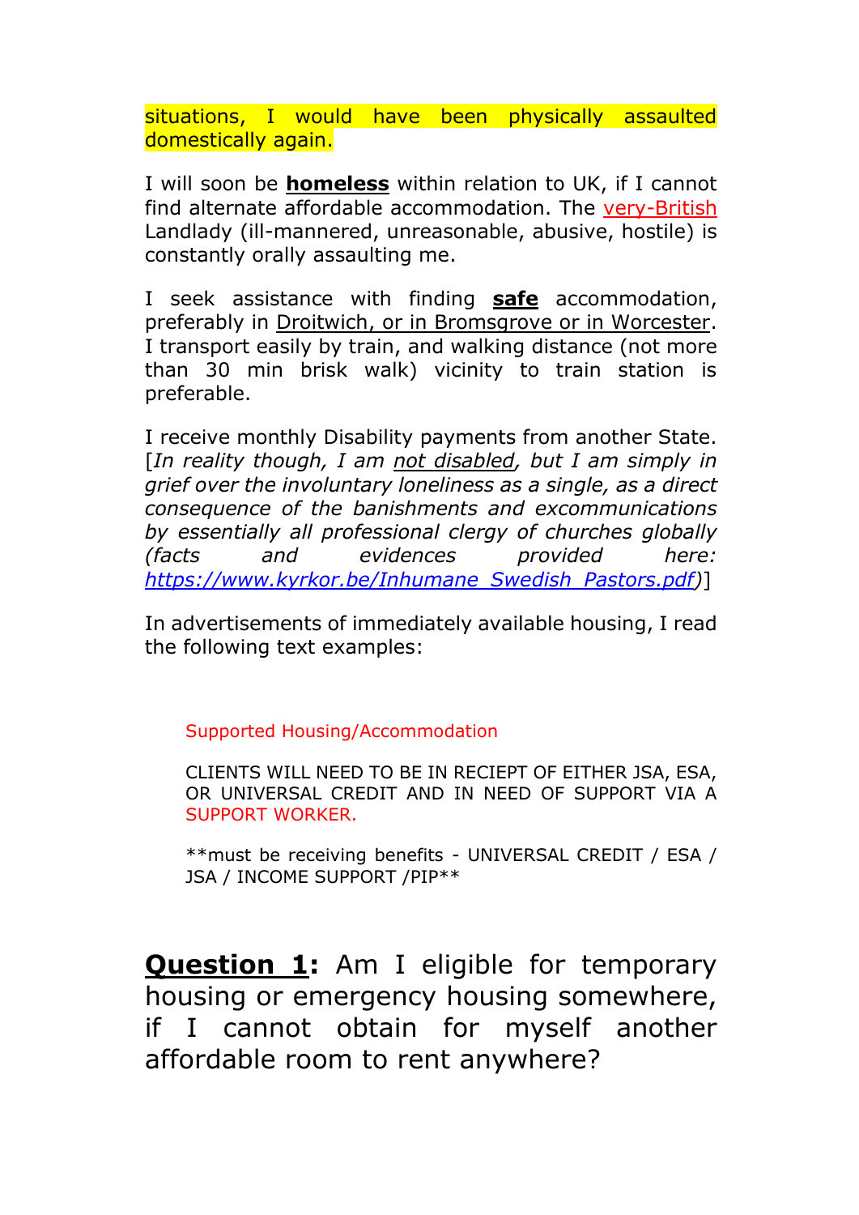situations, I would have been physically assaulted domestically again.

I will soon be **homeless** within relation to UK, if I cannot find alternate affordable accommodation. The very-British Landlady (ill-mannered, unreasonable, abusive, hostile) is constantly orally assaulting me.

I seek assistance with finding **safe** accommodation, preferably in Droitwich, or in Bromsgrove or in Worcester. I transport easily by train, and walking distance (not more than 30 min brisk walk) vicinity to train station is preferable.

I receive monthly Disability payments from another State. [*In reality though, I am not disabled, but I am simply in grief over the involuntary loneliness as a single, as a direct consequence of the banishments and excommunications by essentially all professional clergy of churches globally (facts and evidences provided here: https://www.kyrkor.be/Inhumane_Swedish_Pastors.pdf*)]

In advertisements of immediately available housing, I read the following text examples:

> Supported Housing/Accommodation
>
> CLIENTS WILL NEED TO BE IN RECIEPT OF EITHER JSA, ESA, OR UNIVERSAL CREDIT AND IN NEED OF SUPPORT VIA A SUPPORT WORKER.
>
> **must be receiving benefits - UNIVERSAL CREDIT / ESA / JSA / INCOME SUPPORT /PIP**

## **Question 1:** Am I eligible for temporary housing or emergency housing somewhere, if I cannot obtain for myself another affordable room to rent anywhere?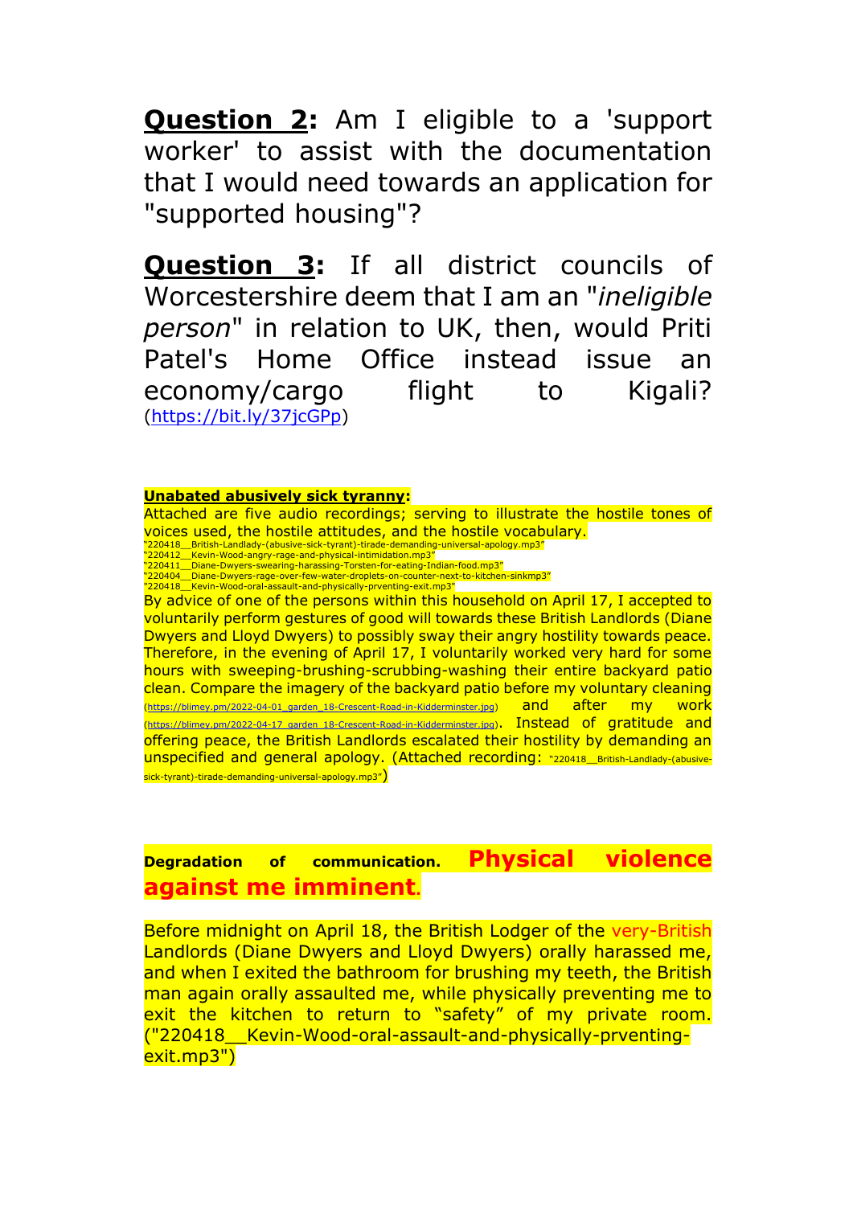**Question 2:** Am I eligible to a 'support worker' to assist with the documentation that I would need towards an application for "supported housing"?

**Question 3:** If all district councils of Worcestershire deem that I am an "*ineligible person*" in relation to UK, then, would Priti Patel's Home Office instead issue an economy/cargo flight to Kigali? (https://bit.ly/37jcGPp)

**Unabated abusively sick tyranny:**

Attached are five audio recordings; serving to illustrate the hostile tones of voices used, the hostile attitudes, and the hostile vocabulary.

"220418__British-Landlady-(abusive-sick-tyrant)-tirade-demanding-universal-apology.mp3"
"220412__Kevin-Wood-angry-rage-and-physical-intimidation.mp3"
"220411__Diane-Dwyers-swearing-harassing-Torsten-for-eating-Indian-food.mp3"
"220404__Diane-Dwyers-rage-over-few-water-droplets-on-counter-next-to-kitchen-sinkmp3"
"220418__Kevin-Wood-oral-assault-and-physically-prventing-exit.mp3"

By advice of one of the persons within this household on April 17, I accepted to voluntarily perform gestures of good will towards these British Landlords (Diane Dwyers and Lloyd Dwyers) to possibly sway their angry hostility towards peace. Therefore, in the evening of April 17, I voluntarily worked very hard for some hours with sweeping-brushing-scrubbing-washing their entire backyard patio clean. Compare the imagery of the backyard patio before my voluntary cleaning (https://blimey.pm/2022-04-01_garden_18-Crescent-Road-in-Kidderminster.jpg) and after my work (https://blimey.pm/2022-04-17_garden_18-Crescent-Road-in-Kidderminster.jpg). Instead of gratitude and offering peace, the British Landlords escalated their hostility by demanding an unspecified and general apology. (Attached recording: "220418__British-Landlady-(abusive-sick-tyrant)-tirade-demanding-universal-apology.mp3")

**Degradation of communication. Physical violence against me imminent.**

Before midnight on April 18, the British Lodger of the very-British Landlords (Diane Dwyers and Lloyd Dwyers) orally harassed me, and when I exited the bathroom for brushing my teeth, the British man again orally assaulted me, while physically preventing me to exit the kitchen to return to "safety" of my private room. ("220418__Kevin-Wood-oral-assault-and-physically-prventing-exit.mp3")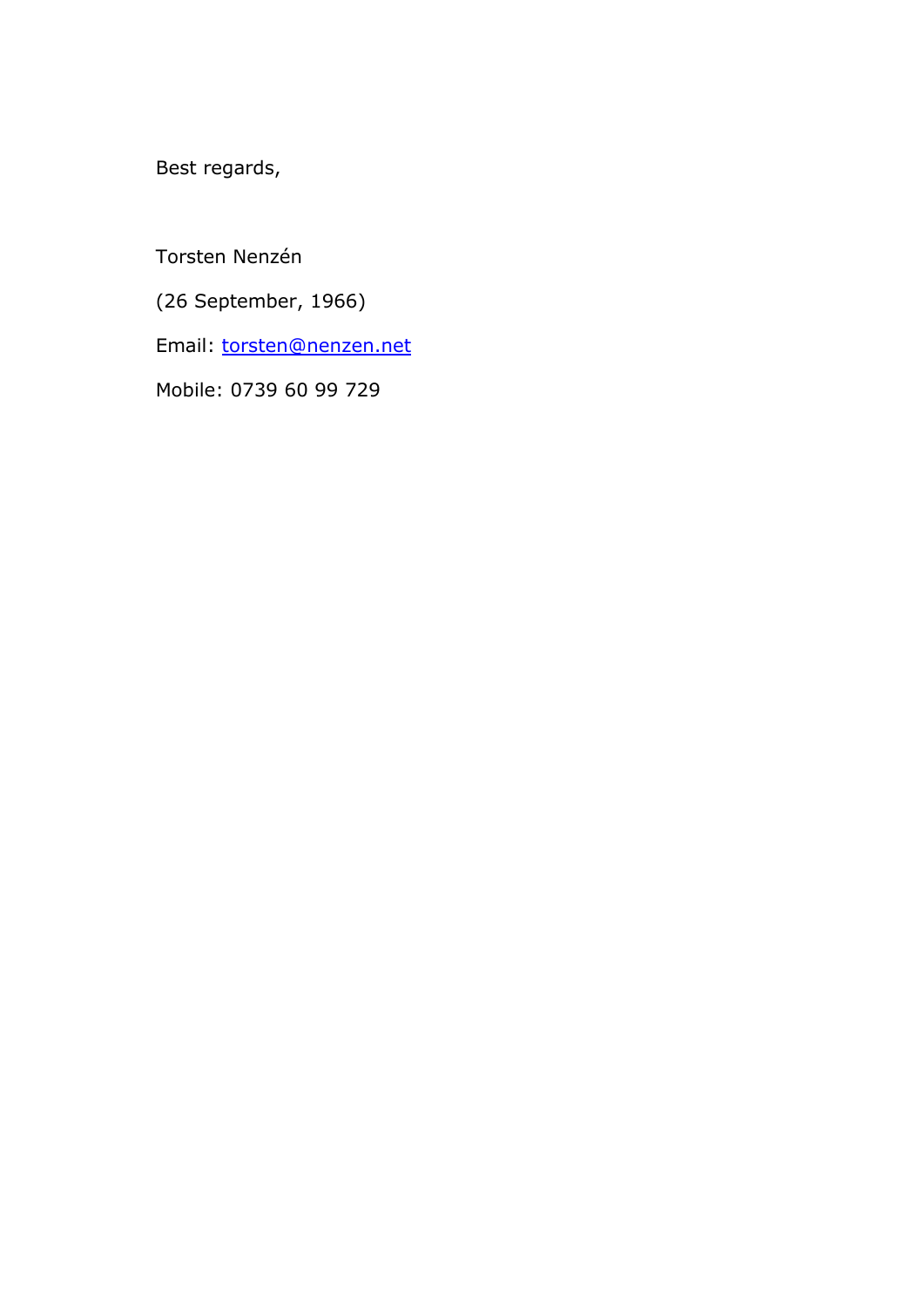Best regards,

Torsten Nenzén

(26 September, 1966)

Email: torsten@nenzen.net

Mobile: 0739 60 99 729